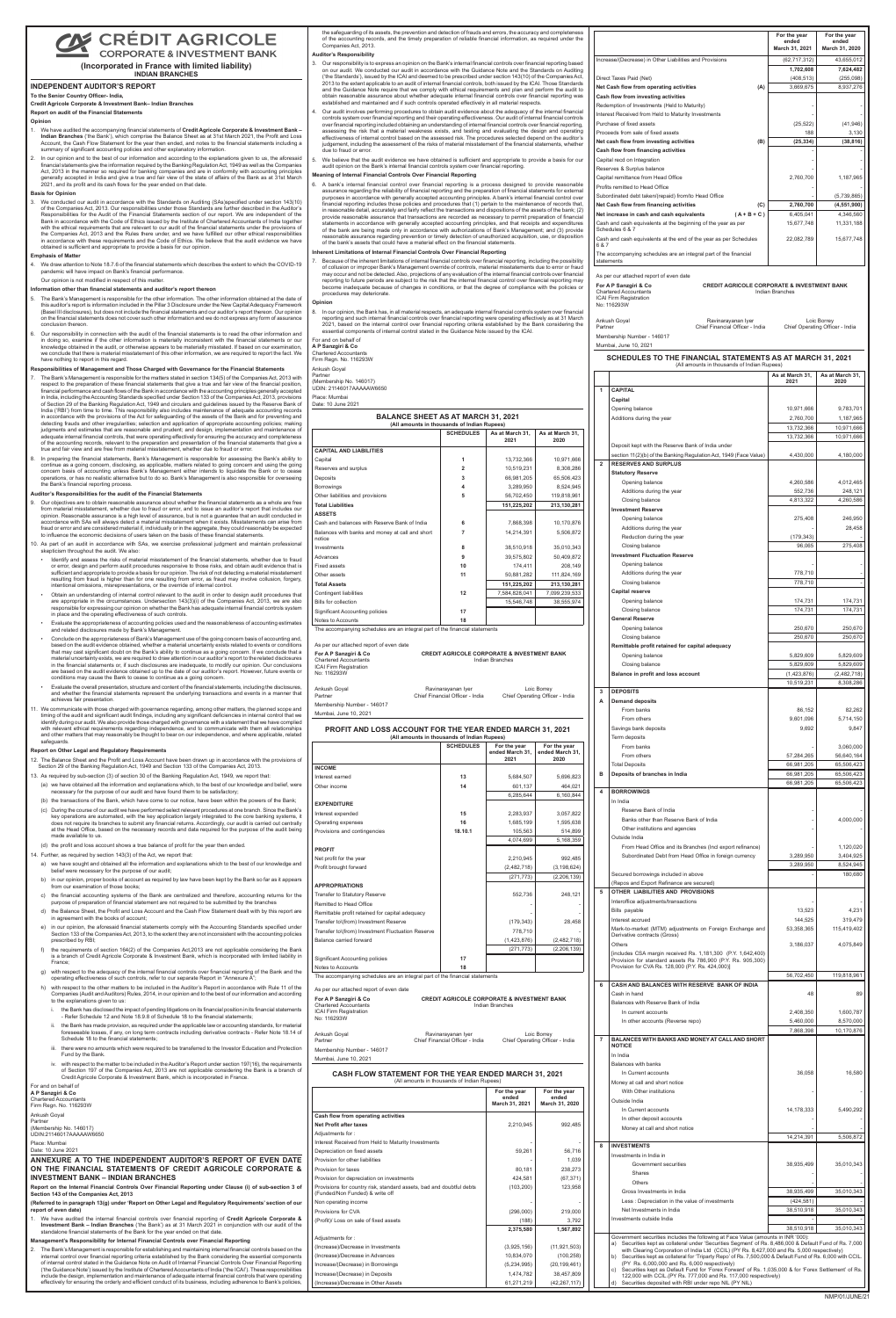# CRÉDIT AGRICOLE CORPORATE & INVESTMENT BANK

**(Incorporated in France with limited liability)**
**INDIAN BRANCHES**

## INDEPENDENT AUDITOR'S REPORT

**To the Senior Country Officer- India,**

**Credit Agricole Corporate & Investment Bank– Indian Branches**

**Report on audit of the Financial Statements**

**Opinion**

1. We have audited the accompanying financial statements of **Credit Agricole Corporate & Investment Bank – Indian Branches** ('the Bank'), which comprise the Balance Sheet as at 31st March 2021, the Profit and Loss Account, the Cash Flow Statement for the year then ended, and notes to the financial statements including a summary of significant accounting policies and other explanatory information.

2. In our opinion and to the best of our information and according to the explanations given to us, the aforesaid financial statements give the information required by the Banking Regulation Act, 1949 as well as the Companies Act, 2013 in the manner so required for banking companies and are in conformity with accounting principles generally accepted in India and give a true and fair view of the state of affairs of the Bank as at 31st March 2021, and its profit and its cash flows for the year ended on that date.

**Basis for Opinion**

3. We conducted our audit in accordance with the Standards on Auditing (SAs)specified under section 143(10) of the Companies Act, 2013. Our responsibilities under those Standards are further described in the Auditor's Responsibilities for the Audit of the Financial Statements section of our report. We are independent of the Bank in accordance with the Code of Ethics issued by the Institute of Chartered Accountants of India together with the ethical requirements that are relevant to our audit of the financial statements under the provisions of the Companies Act, 2013 and the Rules there under, and we have fulfilled our other ethical responsibilities in accordance with these requirements and the Code of Ethics. We believe that the audit evidence we have obtained is sufficient and appropriate to provide a basis for our opinion.

**Emphasis of Matter**

4. We draw attention to Note 18.7.6 of the financial statements which describes the extent to which the COVID-19 pandemic will have impact on Bank's financial performance.

Our opinion is not modified in respect of this matter.

**Information other than financial statements and auditor's report thereon**

5. The Bank's Management is responsible for the other information. The other information obtained at the date of this auditor's report is information included in the Pillar 3 Disclosure under the New Capital Adequacy Framework (Basel III disclosures), but does not include the financial statements and our auditor's report thereon. Our opinion on the financial statements does not cover such other information and we do not express any form of assurance conclusion thereon.

6. Our responsibility in connection with the audit of the financial statements is to read the other information and in doing so, examine if the other information is materially inconsistent with the financial statements or our knowledge obtained in the audit, or otherwise appears to be materially misstated. If based on our examination, we conclude that there is material misstatement of this other information, we are required to report the fact. We have nothing to report in this regard.

**Responsibilities of Management and Those Charged with Governance for the Financial Statements**

7. The Bank's Management is responsible for the matters stated in section 134(5) of the Companies Act, 2013 with respect to the preparation of these financial statements that give a true and fair view of the financial position, financial performance and cash flows of the Bank in accordance with the accounting principles generally accepted in India, including the Accounting Standards specified under Section 133 of the Companies Act, 2013, provisions of Section 29 of the Banking Regulation Act, 1949 and circulars and guidelines issued by the Reserve Bank of India ('RBI') from time to time. This responsibility also includes maintenance of adequate accounting records in accordance with the provisions of the Act for safeguarding of the assets of the Bank and for preventing and detecting frauds and other irregularities; selection and application of appropriate accounting policies; making judgments and estimates that are reasonable and prudent; and design, implementation and maintenance of adequate internal financial controls, that were operating effectively for ensuring the accuracy and completeness of the accounting records, relevant to the preparation and presentation of the financial statements that give a true and fair view and are free from material misstatement, whether due to fraud or error.

8. In preparing the financial statements, Bank's Management is responsible for assessing the Bank's ability to continue as a going concern, disclosing, as applicable, matters related to going concern and using the going concern basis of accounting unless Bank's Management either intends to liquidate the Bank or to cease operations, or has no realistic alternative but to do so. Bank's Management is also responsible for overseeing the Bank's financial reporting process.

**Auditor's Responsibilities for the audit of the Financial Statements**

9. Our objectives are to obtain reasonable assurance about whether the financial statements as a whole are free from material misstatement, whether due to fraud or error, and to issue an auditor's report that includes our opinion. Reasonable assurance is a high level of assurance, but is not a guarantee that an audit conducted in accordance with SAs will always detect a material misstatement when it exists. Misstatements can arise from fraud or error and are considered material if, individually or in the aggregate, they could reasonably be expected to influence the economic decisions of users taken on the basis of these financial statements.

10. As part of an audit in accordance with SAs, we exercise professional judgment and maintain professional skepticism throughout the audit. We also:

- Identify and assess the risks of material misstatement of the financial statements, whether due to fraud or error, design and perform audit procedures responsive to those risks, and obtain audit evidence that is sufficient and appropriate to provide a basis for our opinion. The risk of not detecting a material misstatement resulting from fraud is higher than for one resulting from error, as fraud may involve collusion, forgery, intentional omissions, misrepresentations, or the override of internal control.
- Obtain an understanding of internal control relevant to the audit in order to design audit procedures that are appropriate in the circumstances. Undersection 143(3)(i) of the Companies Act, 2013, we are also responsible for expressing our opinion on whether the Bank has adequate internal financial controls system in place and the operating effectiveness of such controls.
- Evaluate the appropriateness of accounting policies used and the reasonableness of accounting estimates and related disclosures made by Bank's Management.
- Conclude on the appropriateness of Bank's Management use of the going concern basis of accounting and, based on the audit evidence obtained, whether a material uncertainty exists related to events or conditions that may cast significant doubt on the Bank's ability to continue as a going concern. If we conclude that a material uncertainty exists, we are required to draw attention in our auditor's report to the related disclosures in the financial statements or, if such disclosures are inadequate, to modify our opinion. Our conclusions are based on the audit evidence obtained up to the date of our auditor's report. However, future events or conditions may cause the Bank to cease to continue as a going concern.
- Evaluate the overall presentation, structure and content of the financial statements, including the disclosures, and whether the financial statements represent the underlying transactions and events in a manner that achieves fair presentation.

11. We communicate with those charged with governance regarding, among other matters, the planned scope and timing of the audit and significant audit findings, including any significant deficiencies in internal control that we identify during our audit. We also provide those charged with governance with a statement that we have complied with relevant ethical requirements regarding independence, and to communicate with them all relationships and other matters that may reasonably be thought to bear on our independence, and where applicable, related safeguards.

**Report on Other Legal and Regulatory Requirements**

12. The Balance Sheet and the Profit and Loss Account have been drawn up in accordance with the provisions of Section 29 of the Banking Regulation Act, 1949 and Section 133 of the Companies Act, 2013.

13. As required by sub-section (3) of section 30 of the Banking Regulation Act, 1949, we report that:

(a) we have obtained all the information and explanations which, to the best of our knowledge and belief, were necessary for the purpose of our audit and have found them to be satisfactory;

(b) the transactions of the Bank, which have come to our notice, have been within the powers of the Bank;

(c) During the course of our audit we have performed select relevant procedures at one branch. Since the Bank's key operations are automated, with the key application largely integrated to the core banking systems, it does not require its branches to submit any financial returns. Accordingly, our audit is carried out centrally at the Head Office, based on the necessary records and data required for the purpose of the audit being made available to us.

(d) the profit and loss account shows a true balance of profit for the year then ended.

14. Further, as required by section 143(3) of the Act, we report that:

a) we have sought and obtained all the information and explanations which to the best of our knowledge and belief were necessary for the purpose of our audit;

b) in our opinion, proper books of account as required by law have been kept by the Bank so far as it appears from our examination of those books;

c) the financial accounting systems of the Bank are centralized and therefore, accounting returns for the purpose of preparation of financial statement are not required to be submitted by the branches;

d) the Balance Sheet, the Profit and Loss Account and the Cash Flow Statement dealt with by this report are in agreement with the books of account;

e) in our opinion, the aforesaid financial statements comply with the Accounting Standards specified under Section 133 of the Companies Act, 2013, to the extent they are not inconsistent with the accounting policies prescribed by RBI;

f) the requirements of section 164(2) of the Companies Act,2013 are not applicable considering the Bank is a branch of Credit Agricole Corporate & Investment Bank, which is incorporated with limited liability in France;

g) with respect to the adequacy of the internal financial controls over financial reporting of the Bank and the operating effectiveness of such controls, refer to our separate Report in "Annexure A";

h) with respect to the other matters to be included in the Auditor's Report in accordance with Rule 11 of the Companies (Audit and Auditors) Rules, 2014, in our opinion and to the best of our information and according to the explanations given to us:

i. the Bank has disclosed the impact of pending litigations on its financial position in its financial statements - Refer Schedule 12 and Note 18.9.8 of Schedule 18 to the financial statements;

ii. the Bank has made provision, as required under the applicable law or accounting standards, for material foreseeable losses, if any, on long term contracts including derivative contracts - Refer Note 18.14 of Schedule 18 to the financial statements;

iii. there were no amounts which were required to be transferred to the Investor Education and Protection Fund by the Bank.

iv. with respect to the matter to be included in the Auditor's Report under section 197(16), the requirements of Section 197 of the Companies Act, 2013 are not applicable considering the Bank is a branch of Credit Agricole Corporate & Investment Bank, which is incorporated in France.

For and on behalf of
**A P Sanzgiri & Co**
Chartered Accountants
Firm Regn. No. 116293W

Ankush Goyal
Partner
(Membership No. 146017)
UDIN:21146017AAAAAW6650

Place: Mumbai
Date: 10 June 2021

## ANNEXURE A TO THE INDEPENDENT AUDITOR'S REPORT OF EVEN DATE ON THE FINANCIAL STATEMENTS OF CREDIT AGRICOLE CORPORATE & INVESTMENT BANK – INDIAN BRANCHES

**Report on the Internal Financial Controls Over Financial Reporting under Clause (i) of sub-section 3 of Section 143 of the Companies Act, 2013**

**(Referred to in paragraph 13(g) under 'Report on Other Legal and Regulatory Requirements' section of our report of even date)**

1. We have audited the internal financial controls over financial reporting of **Credit Agricole Corporate & Investment Bank – Indian Branches** ('the Bank') as at 31 March 2021 in conjunction with our audit of the standalone financial statements of the Bank for the year ended on that date.

**Management's Responsibility for Internal Financial Controls Over Financial Reporting**

2. The Bank's Management is responsible for establishing and maintaining internal financial controls based on the internal control over financial reporting criteria established by the Bank considering the essential components of internal control stated in the Guidance Note on Audit of Internal Financial Controls Over Financial Reporting ('the Guidance Note') issued by the Institute of Chartered Accountants of India ('the ICAI'). These responsibilities include the design, implementation and maintenance of adequate internal financial controls that were operating effectively for ensuring the orderly and efficient conduct of its business, including adherence to Bank's policies, the safeguarding of its assets, the prevention and detection of frauds and errors, the accuracy and completeness of the accounting records, and the timely preparation of reliable financial information, as required under the Companies Act, 2013.

**Auditor's Responsibility**

3. Our responsibility is to express an opinion on the Bank's internal financial controls over financial reporting based on our audit. We conducted our audit in accordance with the Guidance Note and the Standards on Auditing ('the Standards'), issued by the ICAI and deemed to be prescribed under section 143(10) of the Companies Act, 2013 to the extent applicable to an audit of internal financial controls, both issued by the ICAI. Those Standards and the Guidance Note require that we comply with ethical requirements and plan and perform the audit to obtain reasonable assurance about whether adequate internal financial controls over financial reporting was established and maintained and if such controls operated effectively in all material respects.

4. Our audit involves performing procedures to obtain audit evidence about the adequacy of the internal financial controls system over financial reporting and their operating effectiveness. Our audit of internal financial controls over financial reporting included obtaining an understanding of internal financial controls over financial reporting, assessing the risk that a material weakness exists, and testing and evaluating the design and operating effectiveness of internal control based on the assessed risk. The procedures selected depend on the auditor's judgement, including the assessment of the risks of material misstatement of the financial statements, whether due to fraud or error.

5. We believe that the audit evidence we have obtained is sufficient and appropriate to provide a basis for our audit opinion on the Bank's internal financial controls system over financial reporting.

**Meaning of Internal Financial Controls Over Financial Reporting**

6. A bank's internal financial control over financial reporting is a process designed to provide reasonable assurance regarding the reliability of financial reporting and the preparation of financial statements for external purposes in accordance with generally accepted accounting principles. A bank's internal financial control over financial reporting includes those policies and procedures that (1) pertain to the maintenance of records that, in reasonable detail, accurately and fairly reflect the transactions and dispositions of the assets of the bank; (2) provide reasonable assurance that transactions are recorded as necessary to permit preparation of financial statements in accordance with generally accepted accounting principles, and that receipts and expenditures of the bank are being made only in accordance with authorizations of Bank's Management; and (3) provide reasonable assurance regarding prevention or timely detection of unauthorized acquisition, use, or disposition of the bank's assets that could have a material effect on the financial statements.

**Inherent Limitations of Internal Financial Controls Over Financial Reporting**

7. Because of the inherent limitations of internal financial controls over financial reporting, including the possibility of collusion or improper Bank's Management override of controls, material misstatements due to error or fraud may occur and not be detected. Also, projections of any evaluation of the internal financial controls over financial reporting to future periods are subject to the risk that the internal financial control over financial reporting may become inadequate because of changes in conditions, or that the degree of compliance with the policies or procedures may deteriorate.

**Opinion**

8. In our opinion, the Bank has, in all material respects, an adequate internal financial controls system over financial reporting and such internal financial controls over financial reporting were operating effectively as at 31 March 2021, based on the internal control over financial reporting criteria established by the Bank considering the essential components of internal control stated in the Guidance Note issued by the ICAI.

For and on behalf of
**A P Sanzgiri & Co**
Chartered Accountants
Firm Regn. No. 116293W

Ankush Goyal
Partner
(Membership No. 146017)
UDIN: 21146017AAAAAW6650
Place: Mumbai
Date: 10 June 2021

## BALANCE SHEET AS AT MARCH 31, 2021
(All amounts in thousands of Indian Rupees)

| | SCHEDULES | As at March 31, 2021 | As at March 31, 2020 |
|---|---|---|---|
| **CAPITAL AND LIABILITIES** | | | |
| Capital | 1 | 13,732,366 | 10,971,666 |
| Reserves and surplus | 2 | 10,519,231 | 8,308,286 |
| Deposits | 3 | 66,981,205 | 65,506,423 |
| Borrowings | 4 | 3,289,950 | 8,524,945 |
| Other liabilities and provisions | 5 | 56,702,450 | 119,818,961 |
| **Total Liabilities** | | **151,225,202** | **213,130,281** |
| **ASSETS** | | | |
| Cash and balances with Reserve Bank of India | 6 | 7,868,398 | 10,170,876 |
| Balances with banks and money at call and short notice | 7 | 14,214,391 | 5,506,872 |
| Investments | 8 | 38,510,918 | 35,010,343 |
| Advances | 9 | 39,575,802 | 50,409,872 |
| Fixed assets | 10 | 174,411 | 208,149 |
| Other assets | 11 | 50,881,282 | 111,824,169 |
| **Total Assets** | | **151,225,202** | **213,130,281** |
| Contingent liabilities | 12 | 7,584,828,041 | 7,099,239,533 |
| Bills for collection | | 15,546,748 | 38,555,974 |
| Significant Accounting policies | 17 | | |
| Notes to Accounts | 18 | | |

The accompanying schedules are an integral part of the financial statements

As per our attached report of even date

**For A P Sanzgiri & Co** — Chartered Accountants, ICAI Firm Registration No: 116293W
**CREDIT AGRICOLE CORPORATE & INVESTMENT BANK** — Indian Branches

Ankush Goyal, Partner, Membership Number - 146017, Mumbai, June 10, 2021
Ravinarayanan Iyer, Chief Financial Officer - India
Loic Borrey, Chief Operating Officer - India

## PROFIT AND LOSS ACCOUNT FOR THE YEAR ENDED MARCH 31, 2021
(All amounts in thousands of Indian Rupees)

| | SCHEDULES | For the year ended March 31, 2021 | For the year ended March 31, 2020 |
|---|---|---|---|
| **INCOME** | | | |
| Interest earned | 13 | 5,684,507 | 5,696,823 |
| Other income | 14 | 601,137 | 464,021 |
| | | 6,285,644 | 6,160,844 |
| **EXPENDITURE** | | | |
| Interest expended | 15 | 2,283,937 | 3,057,822 |
| Operating expenses | 16 | 1,685,199 | 1,595,638 |
| Provisions and contingencies | 18.10.1 | 105,563 | 514,899 |
| | | 4,074,699 | 5,168,359 |
| **PROFIT** | | | |
| Net profit for the year | | 2,210,945 | 992,485 |
| Profit brought forward | | (2,482,718) | (3,198,624) |
| | | (271,773) | (2,206,139) |
| **APPROPRIATIONS** | | | |
| Transfer to Statutory Reserve | | 552,736 | 248,121 |
| Remitted to Head Office | | - | - |
| Remittable profit retained for capital adequacy | | - | - |
| Transfer to/(from) Investment Reserve | | (179,343) | 28,458 |
| Transfer to/(from) Investment Fluctuation Reserve | | 778,710 | - |
| Balance carried forward | | (1,423,876) | (2,482,718) |
| | | (271,773) | (2,206,139) |
| Significant Accounting policies | 17 | | |
| Notes to Accounts | 18 | | |

The accompanying schedules are an integral part of the financial statements

As per our attached report of even date

**For A P Sanzgiri & Co** — Chartered Accountants, ICAI Firm Registration No: 116293W
**CREDIT AGRICOLE CORPORATE & INVESTMENT BANK** — Indian Branches

Ankush Goyal, Partner, Membership Number - 146017, Mumbai, June 10, 2021
Ravinarayanan Iyer, Chief Financial Officer - India
Loic Borrey, Chief Operating Officer - India

## CASH FLOW STATEMENT FOR THE YEAR ENDED MARCH 31, 2021
(All amounts in thousands of Indian Rupees)

| | | For the year ended March 31, 2021 | For the year ended March 31, 2020 |
|---|---|---|---|
| **Cash flow from operating activities** | | | |
| **Net Profit after taxes** | | 2,210,945 | 992,485 |
| Adjustments for : | | | |
| Interest Received from Held to Maturity Investments | | - | - |
| Depreciation on fixed assets | | 59,261 | 56,716 |
| Provision for other liabilities | | - | 1,039 |
| Provision for taxes | | 80,181 | 238,273 |
| Provision for depreciation on investments | | 424,581 | (67,371) |
| Provisions for country risk, standard assets, bad and doubtful debts (Funded/Non Funded) & write off | | (103,200) | 123,958 |
| Non operating income | | - | - |
| Provisions for CVA | | (296,000) | 219,000 |
| (Profit)/ Loss on sale of fixed assets | | (188) | 3,792 |
| | | 2,375,580 | 1,567,892 |
| Adjustments for : | | | |
| (Increase)/Decrease in Investments | | (3,925,156) | (11,921,503) |
| (Increase)/Decrease in Advances | | 10,834,070 | (100,258) |
| (Increase)/Decrease in Borrowings | | (5,234,995) | (20,199,461) |
| Increase/(Decrease) in Deposits | | 1,474,782 | 38,457,809 |
| (Increase)/Decrease in Other Assets | | 61,271,219 | (42,267,117) |
| Increase/(Decrease) in Other Liabilities and Provisions | | (62,717,312) | 43,655,012 |
| | | 1,702,608 | 7,624,482 |
| Direct Taxes Paid (Net) | | (408,513) | (256,098) |
| **Net Cash flow from operating activities** | **(A)** | 3,669,675 | 8,937,276 |
| **Cash flow from investing activities** | | | |
| Redemption of Investments (Held to Maturity) | | - | - |
| Interest Received from Held to Maturity Investments | | - | - |
| Purchase of fixed assets | | (25,522) | (41,946) |
| Proceeds from sale of fixed assets | | 188 | 3,130 |
| **Net cash flow from investing activities** | **(B)** | (25,334) | (38,816) |
| **Cash flow from financing activities** | | | |
| Capital recd on Integration | | - | - |
| Reserves & Surplus balance | | - | - |
| Capital remittance from Head Office | | 2,760,700 | 1,187,965 |
| Profits remitted to Head Office | | - | - |
| Subordinated debt taken/(repaid) from/to Head Office | | - | (5,739,865) |
| **Net Cash flow from financing activities** | **(C)** | 2,760,700 | (4,551,900) |
| **Net increase in cash and cash equivalents** | **( A + B + C )** | 6,405,041 | 4,346,560 |
| Cash and cash equivalents at the beginning of the year as per Schedules 6 & 7 | | 15,677,748 | 11,331,188 |
| Cash and cash equivalents at the end of the year as per Schedules 6 & 7 | | 22,082,789 | 15,677,748 |

The accompanying schedules are an integral part of the financial statements

As per our attached report of even date

**For A P Sanzgiri & Co** — Chartered Accountants, ICAI Firm Registration No: 116293W
**CREDIT AGRICOLE CORPORATE & INVESTMENT BANK** — Indian Branches

Ankush Goyal, Partner, Membership Number - 146017, Mumbai, June 10, 2021
Ravinarayanan Iyer, Chief Financial Officer - India
Loic Borrey, Chief Operating Officer - India

## SCHEDULES TO THE FINANCIAL STATEMENTS AS AT MARCH 31, 2021
(All amounts in thousands of Indian Rupees)

| | | As at March 31, 2021 | As at March 31, 2020 |
|---|---|---|---|
| **1** | **CAPITAL** | | |
| | **Capital** | | |
| | Opening balance | 10,971,666 | 9,783,701 |
| | Additions during the year | 2,760,700 | 1,187,965 |
| | | 13,732,366 | 10,971,666 |
| | | 13,732,366 | 10,971,666 |
| | Deposit kept with the Reserve Bank of India under section 11(2)(b) of the Banking Regulation Act, 1949 (Face Value) | 4,430,000 | 4,180,000 |
| **2** | **RESERVES AND SURPLUS** | | |
| | **Statutory Reserve** | | |
| | Opening balance | 4,260,586 | 4,012,465 |
| | Additions during the year | 552,736 | 248,121 |
| | Closing balance | 4,813,322 | 4,260,586 |
| | **Investment Reserve** | | |
| | Opening balance | 275,408 | 246,950 |
| | Additions during the year | - | 28,458 |
| | Reduction during the year | (179,343) | - |
| | Closing balance | 96,065 | 275,408 |
| | **Investment Fluctuation Reserve** | | |
| | Opening balance | - | - |
| | Additions during the year | 778,710 | - |
| | Closing balance | 778,710 | - |
| | **Capital reserve** | | |
| | Opening balance | 174,731 | 174,731 |
| | Closing balance | 174,731 | 174,731 |
| | **General Reserve** | | |
| | Opening balance | 250,670 | 250,670 |
| | Closing balance | 250,670 | 250,670 |
| | **Remittable profit retained for capital adequacy** | | |
| | Opening balance | 5,829,609 | 5,829,609 |
| | Closing balance | 5,829,609 | 5,829,609 |
| | **Balance in profit and loss account** | (1,423,876) | (2,482,718) |
| | | 10,519,231 | 8,308,286 |
| **3** | **DEPOSITS** | | |
| **A** | **Demand deposits** | | |
| | From banks | 86,152 | 82,262 |
| | From others | 9,601,096 | 5,714,150 |
| | Savings bank deposits | 9,692 | 9,847 |
| | Term deposits | | |
| | From banks | - | 3,060,000 |
| | From others | 57,284,265 | 56,640,164 |
| | **Total Deposits** | 66,981,205 | 65,506,423 |
| **B** | **Deposits of branches in India** | 66,981,205 | 65,506,423 |
| | | 66,981,205 | 65,506,423 |
| **4** | **BORROWINGS** | | |
| | In India | | |
| | Reserve Bank of India | - | - |
| | Banks other than Reserve Bank of India | - | 4,000,000 |
| | Other institutions and agencies | - | - |
| | Outside India | | |
| | From Head Office and its Branches (Incl export refinance) | - | 1,120,020 |
| | Subordinated Debt from Head Office in foreign currency | 3,289,950 | 3,404,925 |
| | | 3,289,950 | 8,524,945 |
| | Secured borrowings included in above | - | 180,680 |
| | (Repos and Export Refinance are secured) | | |
| **5** | **OTHER LIABILITIES AND PROVISIONS** | | |
| | Interoffice adjustments/transactions | - | - |
| | Bills payable | 13,523 | 4,231 |
| | Interest accrued | 144,525 | 319,479 |
| | Mark-to-market (MTM) adjustments on Foreign Exchange and Derivative contracts (Gross) | 53,358,365 | 115,419,402 |
| | Others [includes CSA margin received Rs. 1,181,300 (P.Y. 1,642,400) Provision for standard assets Rs 786,900 (P.Y. Rs. 905,300) Provision for CVA Rs. 128,000 (P.Y. Rs. 424,000)] | 3,186,037 | 4,075,849 |
| | | 56,702,450 | 119,818,961 |
| **6** | **CASH AND BALANCES WITH RESERVE BANK OF INDIA** | | |
| | Cash in hand | 48 | 89 |
| | Balances with Reserve Bank of India | | |
| | In current accounts | 2,408,350 | 1,600,787 |
| | In other accounts (Reverse repo) | 5,460,000 | 8,570,000 |
| | | 7,868,398 | 10,170,876 |
| **7** | **BALANCES WITH BANKS AND MONEY AT CALL AND SHORT NOTICE** | | |
| | In India | | |
| | Balances with banks | | |
| | In Current accounts | 36,058 | 16,580 |
| | Money at call and short notice | | |
| | With Other institutions | - | - |
| | Outside India | | |
| | In Current accounts | 14,178,333 | 5,490,292 |
| | In other deposit accounts | - | - |
| | Money at call and short notice | - | - |
| | | 14,214,391 | 5,506,872 |
| **8** | **INVESTMENTS** | | |
| | Investments in India in | | |
| | Government securities | 38,935,499 | 35,010,343 |
| | Shares | - | - |
| | Others | - | - |
| | Gross Investments in India | 38,935,499 | 35,010,343 |
| | Less : Depreciation in the value of investments | (424,581) | - |
| | Net Investments in India | 38,510,918 | 35,010,343 |
| | Investments outside India | - | - |
| | | 38,510,918 | 35,010,343 |

Government securities includes the following at Face Value (amounts in INR '000):
a) Securities kept as collateral under 'Securities Segment' of Rs. 8,486,000 & Default Fund of Rs. 7,000 with Clearing Corporation of India Ltd (CCIL) (PY Rs. 8,427,000 and Rs. 5,000 respectively)
b) Securities kept as collateral for 'Triparty Repo' of Rs. 7,500,000 & Default Fund of Rs. 6,000 with CCIL (PY Rs. 6,000,000 and Rs. 6,000 respectively)
c) Securities kept as Default Fund for 'Forex Forward' of Rs. 1,035,000 & for 'Forex Settlement' of Rs. 122,000 with CCIL (PY Rs. 777,000 and Rs. 117,000 respectively)
d) Securities deposited with RBI under repo NIL (PY NIL)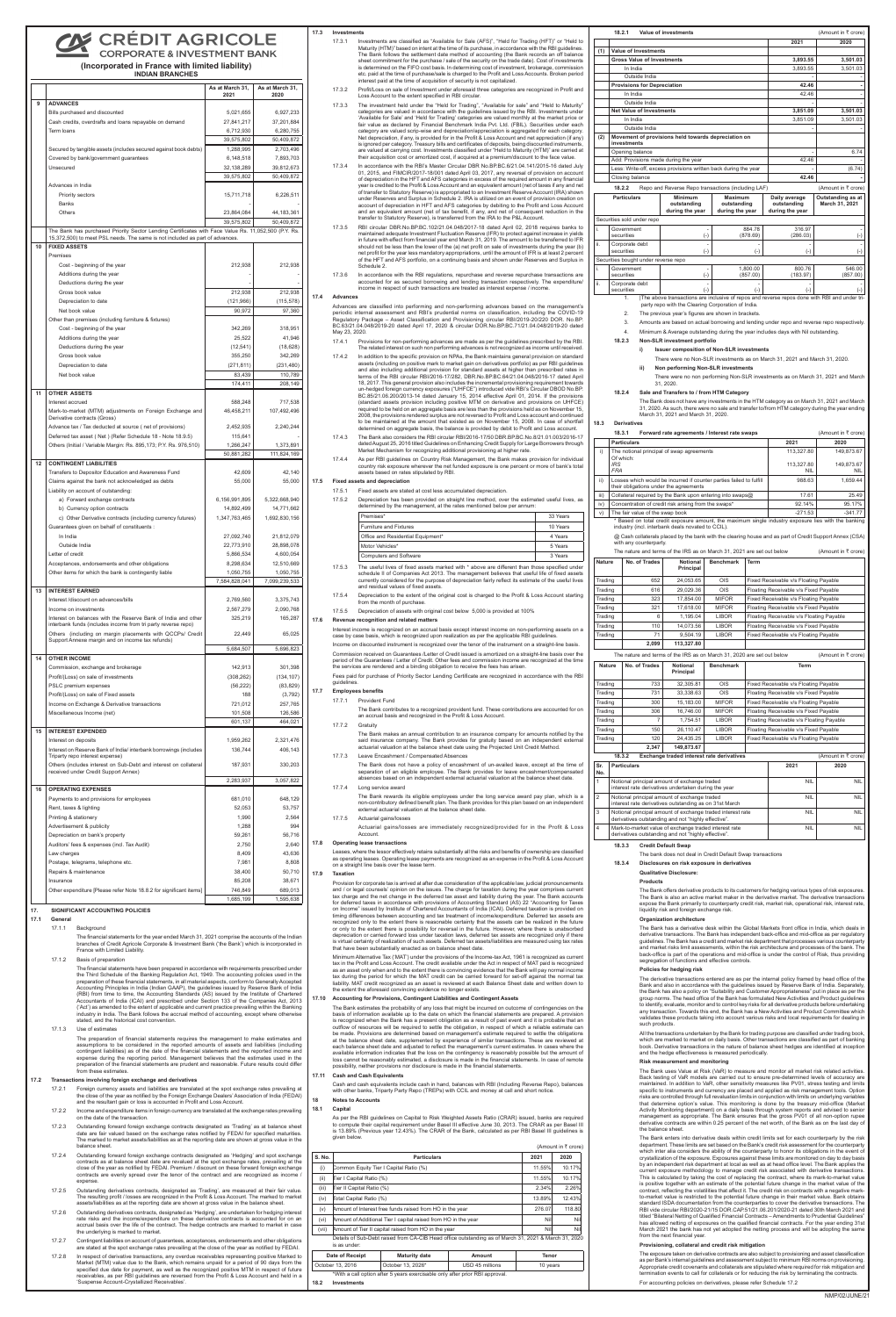# CRÉDIT AGRICOLE CORPORATE & INVESTMENT BANK

**(Incorporated in France with limited liability)**

**INDIAN BRANCHES**

| | | As at March 31, 2021 | As at March 31, 2020 |
|---|---|---|---|
| **9** | **ADVANCES** | | |
| | Bills purchased and discounted | 5,021,655 | 6,927,233 |
| | Cash credits, overdrafts and loans repayable on demand | 27,841,217 | 37,201,884 |
| | Term loans | 6,712,930 | 6,280,755 |
| | | 39,575,802 | 50,409,872 |
| | Secured by tangible assets (includes secured against book debts) | 1,288,995 | 2,703,406 |
| | Covered by bank/government guarantees | 6,148,518 | 7,893,703 |
| | Unsecured | 32,138,289 | 39,812,673 |
| | | 39,575,802 | 50,409,872 |
| | Advances in India | | |
| | Priority sectors | 15,711,718 | 6,226,511 |
| | Banks | - | - |
| | Others | 23,864,084 | 44,183,361 |
| | | 39,575,802 | 50,409,872 |
| | The Bank has purchased Priority Sector Lending Certificates with Face Value Rs. 11,052,500 (P.Y. Rs. 15,372,500) to meet PSL needs. The same is not included as part of advances. | | |
| **10** | **FIXED ASSETS** | | |
| | Premises | | |
| | Cost - beginning of the year | 212,938 | 212,938 |
| | Additions during the year | - | - |
| | Deductions during the year | - | - |
| | Gross book value | 212,938 | 212,938 |
| | Depreciation to date | (121,966) | (115,578) |
| | Net book value | 90,972 | 97,360 |
| | Other than premises (including furniture & fixtures) | | |
| | Cost - beginning of the year | 342,269 | 318,951 |
| | Additions during the year | 25,522 | 41,946 |
| | Deductions during the year | (12,541) | (18,628) |
| | Gross book value | 355,250 | 342,269 |
| | Depreciation to date | (271,811) | (231,480) |
| | Net book value | 83,439 | 110,789 |
| | | 174,411 | 208,149 |
| **11** | **OTHER ASSETS** | | |
| | Interest accrued | 588,248 | 717,538 |
| | Mark-to-market (MTM) adjustments on Foreign Exchange and Derivative contracts (Gross) | 46,458,211 | 107,492,496 |
| | Advance tax / Tax deducted at source ( net of provisions) | 2,452,935 | 2,240,244 |
| | Deferred tax asset ( Net ) (Refer Schedule 18 - Note 18.9.5) | 115,641 | - |
| | Others (Initial / Variable Margin: Rs. 895,173; P.Y. Rs. 976,510) | 1,266,247 | 1,373,891 |
| | | 50,881,282 | 111,824,169 |
| **12** | **CONTINGENT LIABILITIES** | | |
| | Transfers to Depositor Education and Awareness Fund | 42,609 | 42,140 |
| | Claims against the bank not acknowledged as debts | 55,000 | 55,000 |
| | Liability on account of outstanding: | | |
| | a) Forward exchange contracts | 6,156,991,895 | 5,322,688,940 |
| | b) Currency option contracts | 14,892,499 | 14,771,682 |
| | c) Other Derivative contracts (including currency futures) | 1,347,763,465 | 1,692,830,156 |
| | Guarantees given on behalf of constituents : | | |
| | In India | 27,092,740 | 21,812,079 |
| | Outside India | 22,773,910 | 28,898,078 |
| | Letter of credit | 5,866,534 | 4,600,054 |
| | Acceptances, endorsements and other obligations | 8,298,634 | 12,510,689 |
| | Other items for which the bank is contingently liable | 1,050,755 | 1,050,755 |
| | | 7,584,828,041 | 7,099,239,533 |
| **13** | **INTEREST EARNED** | | |
| | Interest /discount on advances/bills | 2,769,560 | 3,375,743 |
| | Income on investments | 2,567,279 | 2,090,768 |
| | Interest on balances with the Reserve Bank of India and other interbank funds (includes income from in party reverse repo) | 325,219 | 165,287 |
| | Others (including on margin placements with QCCPs/ Credit Support Annexe margin and on income tax refunds) | 22,449 | 65,025 |
| | | 5,684,507 | 5,696,823 |
| **14** | **OTHER INCOME** | | |
| | Commission, exchange and brokerage | 142,913 | 301,398 |
| | Profit/(Loss) on sale of investments | (308,262) | (134,107) |
| | PSLC premium expenses | (56,222) | (83,829) |
| | Profit/(Loss) on sale of Fixed assets | 188 | (3,792) |
| | Income on Exchange & Derivative transactions | 721,012 | 257,765 |
| | Miscellaneous Income (net) | 101,508 | 126,586 |
| | | 601,137 | 464,021 |
| **15** | **INTEREST EXPENDED** | | |
| | Interest on deposits | 1,959,262 | 2,321,476 |
| | Interest on Reserve Bank of India/ interbank borrowings (includes Triparty repo interest expense) | 136,744 | 406,143 |
| | Others (includes interest on Sub-Debt and interest on collateral received under Credit Support Annex) | 187,931 | 330,203 |
| | | 2,283,937 | 3,057,822 |
| **16** | **OPERATING EXPENSES** | | |
| | Payments to and provisions for employees | 681,010 | 648,129 |
| | Rent, taxes & lighting | 52,053 | 53,757 |
| | Printing & stationery | 1,090 | 2,564 |
| | Advertisement & publicity | 1,288 | 994 |
| | Depreciation on bank's property | 59,261 | 56,716 |
| | Auditors' fees & expenses (incl. Tax Audit) | 2,750 | 2,640 |
| | Law charges | 8,409 | 43,636 |
| | Postage, telegrams, telephone etc. | 7,061 | 8,808 |
| | Repairs & maintenance | 38,400 | 50,710 |
| | Insurance | 85,208 | 38,671 |
| | Other expenditure [Please refer Note 18.8.2 for significant items] | 748,849 | 689,013 |
| | | 1,685,199 | 1,595,638 |

## 17. SIGNIFICANT ACCOUNTING POLICIES

### 17.1 General

**17.1.1 Background**

The financial statements for the year ended March 31, 2021 comprise the accounts of the Indian branches of Credit Agricole Corporate & Investment Bank ('the Bank') which is incorporated in France with Limited Liability.

**17.1.2 Basis of preparation**

The financial statements have been prepared in accordance with requirements prescribed under the Third Schedule of the Banking Regulation Act, 1949. The accounting policies used in the preparation of these financial statements, in all material aspects, conform to Generally Accepted Accounting Principles in India (Indian GAAP), the guidelines issued by Reserve Bank of India (RBI) from time to time, the Accounting Standards (AS) issued by the Institute of Chartered Accountants of India (ICAI) and prescribed under Section 133 of the Companies Act, 2013 ('Act') as amended to the extent of applicable and current practice prevailing within the Banking industry in India. The Bank follows the accrual method of accounting, except where otherwise stated, and the historical cost convention.

**17.1.3 Use of estimates**

The preparation of financial statements requires the management to make estimates and assumptions to be considered in the reported amounts of assets and liabilities (including contingent liabilities) as of the date of the financial statements and the reported income and expense during the reporting period. Management believes that the estimates used in the preparation of the financial statements are prudent and reasonable. Future results could differ from these estimates.

### 17.2 Transactions involving foreign exchange and derivatives

17.2.1 Foreign currency assets and liabilities are translated at the spot exchange rates prevailing at the close of the year as notified by the Foreign Exchange Dealers' Association of India (FEDAI) and the resultant gain or loss is accounted in Profit and Loss Account.

17.2.2 Income and expenditure items in foreign currency are translated at the exchange rates prevailing on the date of the transaction.

17.2.3 Outstanding forward foreign exchange contracts designated as 'Trading' as at balance sheet date are fair valued based on the exchange rates notified by FEDAI for specified maturities. The marked to market assets/liabilities as at the reporting date are shown at gross value in the balance sheet.

17.2.4 Outstanding forward foreign exchange contracts designated as 'Hedging' and spot exchange contracts as at balance sheet date are revalued at the spot exchange rates, prevailing at the close of the year as notified by FEDAI. Premium / discount on these forward foreign exchange contracts are evenly spread over the tenor of the contract and are recognized as income / expense.

17.2.5 Outstanding derivatives contracts, designated as 'Trading', are measured at their fair value. The resulting profit / losses are recognized in the Profit & Loss Account. The marked to market assets/liabilities as at the reporting date are shown at gross value in the balance sheet.

17.2.6 Outstanding derivatives contracts, designated as 'Hedging', are undertaken for hedging interest rate risks and the income/expenditure on these derivative contracts is accounted for on an accrual basis over the life of the contract. The hedge contracts are marked to market in case the underlying is marked to market.

17.2.7 Contingent liabilities on account of guarantees, acceptances, endorsements and other obligations are stated at the spot exchange rates prevailing at the close of the year as notified by FEDAI.

17.2.8 In respect of derivative transactions, any overdue receivables representing positive Marked to Market (MTM) value due to the Bank, which remains unpaid for a period of 90 days from the specified due date for payment, as well as the recognized positive MTM in respect of future receivables, as per RBI guidelines are reversed from the Profit & Loss Account and held in a 'Suspense Account-Crystallized Receivables'.

### 17.3 Investments

17.3.1 Investments are classified as "Available for Sale (AFS)", "Held for Trading (HFT)" or "Held to Maturity (HTM)" based on intent at the time of its purchase, in accordance with the RBI guidelines. The Bank follows the settlement date method of accounting (the Bank records on off balance sheet commitment for the purchase / sale of the security on the trade date). Cost of investments is determined on the FIFO cost basis. In determining cost of investment, brokerage, commission etc. paid at the time of purchase/sale is charged to the Profit and Loss Accounts. Broken period interest paid at the time of acquisition of security is not capitalized.

17.3.2 Profit/Loss on sale of Investment under aforesaid three categories are recognized in Profit and Loss Account to the extent specified in RBI circular.

17.3.3 The investment held under the "Held for Trading", "Available for sale" and "Held to Maturity" categories are valued in accordance with the guidelines issued by the RBI. Investments under 'Available for Sale' and 'Held for Trading' categories are valued monthly at the market price or fair value as declared by Financial Benchmark India Pvt. Ltd. (FBIL). Securities under each category are valued scrip-wise and depreciation/appreciation is aggregated for each category. Net depreciation, if any, is provided for in the Profit & Loss Account and net appreciation (if any) is ignored per category. Treasury bills and certificates of deposits, being discounted instruments, are valued at carrying cost. Investments classified under "Held to Maturity (HTM)" are carried at their acquisition cost or amortised cost, if acquired at a premium/discount to the face value.

17.3.4 In accordance with the RBI's Master Circular DBR No.BP.BC.6/21.04.141/2015-16 dated July 01, 2015, and FIMCIR/2017-18/001 dated April 03, 2017, any reversal of provision on account of depreciation in the HFT and AFS categories in excess of the required amount in any financial year is credited to the Profit & Loss Account and an equivalent amount (net of taxes if any and net of transfer to Statutory Reserve(s) is appropriated to an Investment Reserve Account (IRA)) shown under Reserves and Surplus in Schedule 2. IRA is utilized on an event of provision creation on account of depreciation in HFT and AFS category by debiting to the Profit and Loss Account and an equivalent amount (net of tax benefit, if any, and net of consequent reduction in the transfer to Statutory Reserve), is transferred from the IRA to the P&L Account.

17.3.5 RBI circular DBR.No.BP.BC.102/21.04.048/2017-18 dated April 02, 2018 requires banks to maintained adequate Investment Fluctuation Reserve (IFR) to protect against increase in yields in future with effect from financial year end March 31, 2019. The amount to be transferred to IFR should not be less than the lower of the (a) net profit on sale of investments during the year (b) net profit for the year less mandatory appropriations, until the amount of IFR is at least 2 percent of the HFT and AFS portfolio, on a continuing basis and shown under Reserves and Surplus in Schedule 2.

17.3.6 In accordance with the RBI regulations, repurchase and reverse repurchase transactions are accounted for as secured borrowing and lending transaction respectively. The expenditure/ income in respect of such transactions are treated as interest expense / income.

### 17.4 Advances

Advances are classified into performing and non-performing advances based on the management's periodic internal assessment and RBI's prudential norms on classification, including the COVID-19 Regulatory Package – Asset Classification and Provisioning circular RBI/2019-20/220 DOR. No.BP. BC.63/21.04.048/2019-20 dated April 17, 2020 & circular DOR.No.BP.BC.71/21.04.048/2019-20 dated May 23, 2020.

17.4.1 Provisions for non-performing advances are made as per the guidelines prescribed by the RBI. The related interest on such non performing advances is not recognized as income until received.

17.4.2 In addition to the specific provision on NPAs, the Bank maintains general provision on standard assets (including on positive mark to market gain on derivatives portfolio) as per RBI guidelines and also including additional provision for standard assets at higher than prescribed rates in terms of the RBI circular RBI/2016-17/282, DBR.No.BP.BC.64/21.04.048/2016-17 dated April 18, 2017. This general provision also includes the incremental provisioning requirement towards un-hedged foreign currency exposures ("UHFCE") introduced vide RBI's Circular DBOD.No.BP. BC.85/21.06.200/2013-14 dated January 15, 2014 effective April 01, 2014. If the provisions (standard assets provision including positive MTM on derivative and provisions on UHFCE) required to be held on an aggregate basis are less than the provisions held as on November 15, 2008, the provisions rendered surplus are not reversed to Profit and Loss account and continued to be maintained at the amount that existed as on November 15, 2008. In case of shortfall determined on aggregate basis, the balance is provided by debit to Profit and Loss account.

17.4.3 The Bank also considers the RBI circular RBI/2016-17/50 DBR.BP.BC.No.8/21.01.003/2016-17 dated August 25, 2016 titled Guidelines on Enhancing Credit Supply for Large Borrowers through Market Mechanism for recognizing additional provisioning at higher rate.

17.4.4 As per RBI guidelines on Country Risk Management, the Bank makes provision for individual country risk exposure wherever the net funded exposure is one percent or more of bank's total assets based on rates stipulated by RBI.

### 17.5 Fixed assets and depreciation

17.5.1 Fixed assets are stated at cost less accumulated depreciation.

17.5.2 Depreciation has been provided on straight line method, over the estimated useful lives, as determined by the management, at the rates mentioned below per annum:

| | |
|---|---|
| Premises* | 33 Years |
| Furniture and Fixtures | 10 Years |
| Office and Residential Equipment* | 4 Years |
| Motor Vehicles* | 5 Years |
| Computers and Software | 3 Years |

17.5.3 The useful lives of fixed assets marked with * above are different than those specified under schedule II of Companies Act 2013. The management believes that useful life of fixed assets currently considered for the purpose of depreciation fairly reflect its estimate of the useful lives and residual values of fixed assets.

17.5.4 Depreciation to the extent of the original cost is charged to the Profit & Loss Account starting from the month of purchase.

17.5.5 Depreciation of assets with original cost below 5,000 is provided at 100%

### 17.6 Revenue recognition and related matters

Interest income is recognized on an accrual basis except interest income on non-performing assets on a case by case basis, which is recognized upon realization as per the applicable RBI guidelines.

Income on discounted instrument is recognized over the tenor of the instrument on a straight-line basis.

Commission received on Guarantees /Letter of Credit issued is amortised on a straight-line basis over the period of the Guarantees / Letter of Credit. Other fees and commission income are recognized at the time the services are rendered and a binding obligation to receive the fees has arisen.

Fees paid for purchase of Priority Sector Lending Certificate are recognized in accordance with the RBI guidelines.

### 17.7 Employees benefits

17.7.1 Provident Fund

The Bank contributes to a recognized provident fund. These contributions are accounted for on an accrual basis and recognized in the Profit & Loss Account.

17.7.2 Gratuity

The Bank makes an annual contribution to an insurance company for amounts notified by the said insurance company. The Bank provides for gratuity based on an independent external actuarial valuation at the balance sheet date using the Projected Unit Credit Method.

17.7.3 Leave Encashment / Compensated Absences

The Bank does not have a policy of encashment of un-availed leave, except at the time of separation of an eligible employee. The Bank provides for leave encashment/compensated absences based on an independent external actuarial valuation at the balance sheet date.

17.7.4 Long service award

The Bank rewards its eligible employees under the long service award pay plan, which is a non-contributory defined benefit plan. The Bank provides for this plan based on an independent external actuarial valuation at the balance sheet date.

17.7.5 Actuarial gains/losses

Actuarial gains/losses are immediately recognized/provided for in the Profit & Loss Account.

### 17.8 Operating lease transactions

Leases, where the lessor effectively retains substantially all the risks and benefits of ownership are classified as operating leases. Operating lease payments are recognized as an expense in the Profit & Loss Account on a straight line basis over the lease term.

### 17.9 Taxation

Provision for corporate tax is arrived at after due consideration of the applicable law, judicial pronouncements and / or legal counsels' opinion on the issues. The charge for taxation during the year comprises current tax charge and the net change in the deferred tax asset and liability during the year. The Bank accounts for deferred taxes in accordance with provisions of Accounting Standard (AS) 22 "Accounting for Taxes on Income" issued by Institute of Chartered Accountants of India (ICAI). Deferred taxation is provided on timing differences between accounting and tax treatment of income/expenditure. Deferred tax assets are recognized only to the extent there is reasonable certainty that the assets can be realized in the future or only to the extent there is possibility for reversal in the future. However, where there is unabsorbed depreciation or carried forward loss under taxation laws, deferred tax assets are recognized only if there is virtual certainty of realization of such assets. Deferred tax assets/liabilities are measured using tax rates that have been substantially enacted as on balance sheet date.

Minimum Alternative Tax ('MAT') under the provisions of the Income-tax Act, 1961 is recognized as current tax in the Profit and Loss Account. The credit available under the Act in respect of MAT paid is recognized as an asset only when and to the extent there is convincing evidence that the Bank will pay normal income tax during the period for which the MAT credit can be carried forward for set-off against the normal tax liability. MAT credit recognized as an asset is reviewed at each Balance Sheet date and written down to the extent the aforesaid convincing evidence no longer exists.

### 17.10 Accounting for Provisions, Contingent Liabilities and Contingent Assets

The Bank estimates the probability of any loss that might be incurred on outcome of contingencies on the basis of information available up to the date on which the financial statements are prepared. A provision is recognized when the Bank has a present obligation as a result of past event and it is probable that an outflow of resources will be required to settle the obligation, in respect of which a reliable estimate can be made. Provisions are determined based on management's estimate required to settle the obligations at the balance sheet date, supplemented by experience of similar transactions. These are reviewed at each balance sheet date and adjusted to reflect the management's current estimates. In cases where the available information indicates that the loss on the contingency is reasonably possible but the amount of loss cannot be reasonably estimated, a disclosure is made in the financial statements. In case of remote possibility, neither provisions nor disclosure is made in the financial statements.

### 17.11 Cash and Cash Equivalents

Cash and cash equivalents include cash in hand, balances with RBI (Including Reverse Repo), balances with other banks, Triparty Repo (TREPs) with CCIL and money at call and short notice.

## 18 Notes to Accounts

### 18.1 Capital

As per the RBI guidelines on Capital to Risk Weighted Assets Ratio (CRAR) issued, banks are required to compute their capital requirement under Basel III effective June 30, 2013. The CRAR as per Basel III is 13.89% (Previous year 12.43%). The CRAR of the Bank, calculated as per RBI Basel III guidelines is given below.

(Amount in ₹ crore)

| S. No. | Particulars | 2021 | 2020 |
|---|---|---|---|
| (i) | Common Equity Tier I Capital Ratio (%) | 11.55% | 10.17% |
| (ii) | Tier I Capital Ratio (%) | 11.55% | 10.17% |
| (iii) | Tier II Capital Ratio (%) | 2.34% | 2.26% |
| (iv) | Total Capital Ratio (%) | 13.89% | 12.43% |
| (v) | Amount of Interest free funds raised from HO in the year | 276.07 | 118.80 |
| (vi) | Amount of Additional Tier I capital raised from HO in the year | Nil | Nil |
| (vii) | Amount of Tier II capital raised from HO in the year | Nil | Nil |

Details of Sub-Debt raised from CA-CIB Head office outstanding as of March 31, 2021 & March 31, 2020 is as under:

| Date of Receipt | Maturity date | Amount | Tenor |
|---|---|---|---|
| October 13, 2016 | October 13, 2026* | USD 45 millions | 10 years |

*With a call option after 5 years exercisable only after prior RBI approval.

### 18.2 Investments

#### 18.2.1 Value of investments

(Amount in ₹ crore)

| | | 2021 | 2020 |
|---|---|---|---|
| **(1)** | **Value of Investments** | | |
| | **Gross Value of Investments** | **3,893.55** | **3,501.03** |
| | In India | 3,893.55 | 3,501.03 |
| | Outside India | - | - |
| | **Provisions for Depreciation** | **42.46** | **-** |
| | In India | 42.46 | - |
| | Outside India | - | - |
| | **Net Value of Investments** | **3,851.09** | **3,501.03** |
| | In India | 3,851.09 | 3,501.03 |
| | Outside India | - | - |
| **(2)** | **Movement of provisions held towards depreciation on investments** | | |
| | Opening balance | - | 6.74 |
| | Add: Provisions made during the year | 42.46 | - |
| | Less: Write-off, excess provisions written back during the year | - | (6.74) |
| | Closing balance | 42.46 | - |

#### 18.2.2 Repo and Reverse Repo transactions (including LAF)

(Amount in ₹ crore)

| | Particulars | Minimum outstanding during the year | Maximum outstanding during the year | Daily average outstanding during the year | Outstanding as at March 31, 2021 |
|---|---|---|---|---|---|
| | Securities sold under repo | | | | |
| i. | Government securities | - (-) | 884.78 (878.69) | 316.97 (286.03) | - (-) |
| ii. | Corporate debt securities | - (-) | - (-) | - (-) | - (-) |
| | Securities bought under reverse repo | | | | |
| i. | Government securities | - (-) | 1,800.00 (857.00) | 800.76 (183.97) | 546.00 (857.00) |
| ii. | Corporate debt securities | - (-) | - (-) | - (-) | - (-) |

1. The above transactions are inclusive of repos and reverse repos done with RBI and under tri-party repo with the Clearing Corporation of India.
2. The previous year's figures are shown in brackets.
3. Amounts are based on actual borrowing and lending under repo and reverse repo respectively.
4. Minimum & Average outstanding during the year includes days with Nil outstanding.

#### 18.2.3 Non-SLR investment portfolio

**i) Issuer composition of Non-SLR investments**

There were no Non-SLR investments as on March 31, 2021 and March 31, 2020.

**ii) Non performing Non-SLR investments**

There were no non performing Non-SLR investments as on March 31, 2021 and March 31, 2020.

#### 18.2.4 Sale and Transfers to / from HTM Category

The Bank does not have any investments in the HTM category as on March 31, 2021 and March 31, 2020. As such, there were no sale and transfer to/from HTM category during the year ending March 31, 2021 and March 31, 2020.

### 18.3 Derivatives

#### 18.3.1 Forward rate agreements / Interest rate swaps

(Amount in ₹ crore)

| | Particulars | 2021 | 2020 |
|---|---|---|---|
| i) | The notional principal of swap agreements<br>Of which:<br>IRS<br>FRA | 113,327.80<br><br>113,327.80<br>NIL | 149,873.67<br><br>149,873.67<br>NIL |
| ii) | Losses which would be incurred if counter parties failed to fulfill their obligations under the agreements | 988.63 | 1,659.44 |
| iii) | Collateral required by the Bank upon entering into swaps@ | 17.61 | 25.49 |
| iv) | Concentration of credit risk arising from the swaps* | 92.14% | 95.17% |
| v) | The fair value of the swap book | -271.53 | -341.77 |

\* Based on total credit exposure amount, the maximum single industry exposure lies with the banking industry (incl. interbank deals novated to CCIL).

@ Cash collaterals placed by the bank with the clearing house and as part of Credit Support Annex (CSA) with any counterparty.

The nature and terms of the IRS as on March 31, 2021 are set out below (Amount in ₹ crore)

| Nature | No. of Trades | Notional Principal | Benchmark | Term |
|---|---|---|---|---|
| Trading | 652 | 24,053.65 | OIS | Fixed Receivable v/s Floating Payable |
| Trading | 616 | 29,029.36 | OIS | Floating Receivable v/s Fixed Payable |
| Trading | 323 | 17,854.00 | MIFOR | Fixed Receivable v/s Floating Payable |
| Trading | 321 | 17,618.00 | MIFOR | Floating Receivable v/s Fixed Payable |
| Trading | 6 | 1,195.04 | LIBOR | Floating Receivable v/s Floating Payable |
| Trading | 110 | 14,073.56 | LIBOR | Floating Receivable v/s Fixed Payable |
| Trading | 71 | 9,504.19 | LIBOR | Fixed Receivable v/s Floating Payable |
| | **2,099** | **113,327.80** | | |

The nature and terms of the IRS as on March 31, 2020 are set out below (Amount in ₹ crore)

| Nature | No. of Trades | Notional Principal | Benchmark | Term |
|---|---|---|---|---|
| Trading | 733 | 32,305.81 | OIS | Fixed Receivable v/s Floating Payable |
| Trading | 731 | 33,338.63 | OIS | Floating Receivable v/s Fixed Payable |
| Trading | 300 | 15,183.00 | MIFOR | Fixed Receivable v/s Floating Payable |
| Trading | 306 | 16,746.00 | MIFOR | Floating Receivable v/s Fixed Payable |
| Trading | 7 | 1,754.51 | LIBOR | Floating Receivable v/s Floating Payable |
| Trading | 150 | 26,110.47 | LIBOR | Floating Receivable v/s Fixed Payable |
| Trading | 120 | 24,435.25 | LIBOR | Fixed Receivable v/s Floating Payable |
| | **2,347** | **149,873.67** | | |

#### 18.3.2 Exchange traded interest rate derivatives

(Amount in ₹ crore)

| Sr. No. | Particulars | 2021 | 2020 |
|---|---|---|---|
| 1 | Notional principal amount of exchange traded interest rate derivatives undertaken during the year | NIL | NIL |
| 2 | Notional principal amount of exchange traded interest rate derivatives outstanding as on 31st March | NIL | NIL |
| 3 | Notional principal amount of exchange traded interest rate derivatives outstanding and not "highly effective". | NIL | NIL |
| 4 | Mark-to-market value of exchange traded interest rate derivatives outstanding and not "highly effective". | NIL | NIL |

#### 18.3.3 Credit Default Swap

The bank does not deal in Credit Default Swap transactions

#### 18.3.4 Disclosures on risk exposure in derivatives

**Qualitative Disclosure:**

**Products**

The Bank offers derivative products to its customers for hedging various types of risk exposures. The Bank is also an active market maker in the derivative market. The derivative transactions expose the Bank primarily to counterparty credit risk, market risk, operational risk, interest rate, liquidity risk and foreign exchange risk.

**Organization architecture**

The Bank has a derivative desk within the Global Markets front office in India, which deals in derivative transactions. The Bank has independent back-office and mid-office as per regulatory guidelines. The Bank has a credit and market risk department that processes various counterparty and market risks limit assessments, within the risk architecture and processes of the bank. The back-office is part of the operations and mid-office is under the control of Risk, thus providing segregation of functions and effective controls.

**Policies for hedging risk**

The derivative transactions entered are as per the internal policy framed by head office of the Bank and also in accordance with the guidelines issued by Reserve Bank of India. Separately, the Bank has also a policy on "Suitability and Customer Appropriateness" put in place as per the group norms. The head office of the Bank has formulated New Activities and Product guidelines to identify, evaluate, monitor and to control key risks for all derivative products before undertaking any transaction. Towards this end, the Bank has a New Activities and Product Committee which validates these products taking into account various risks and local requirements for dealing in such products.

All the transactions undertaken by the Bank for trading purpose are classified under trading book, which are marked to market on daily basis. Other transactions are classified as part of banking book. Derivative transactions in the nature of balance sheet hedges are identified at inception and the hedge effectiveness is measured periodically.

**Risk measurement and monitoring**

The Bank uses Value at Risk (VaR) to measure and monitor all market risk related activities. Back testing of VaR models are carried out to ensure pre-determined levels of accuracy are maintained. In addition to VaR, other sensitivity measures like PV01, stress testing and limits specific to instruments and currency are placed and applied as risk management tools. Option risks are controlled through full revaluation limits in conjunction with limits on underlying variables that determine option's value. This monitoring is done by the treasury mid-office (Market Activity Monitoring department) on a daily basis through system reports and advised to senior management as appropriate. The Bank ensures that the gross PV01 of all non-option rupee derivative contracts are within 0.25 percent of the net worth, of the Bank as on the last day of the balance sheet.

The Bank enters into derivative deals within credit limits set for each counterparty by the risk department. These limits are set based on the Bank's credit risk assessment for the counterparty which inter alia considers the ability of the counterparty to honor its obligations in the event of crystallization of the exposure. Exposures against these limits are monitored on day to day basis by an independent risk department at local as well as at head office level. The Bank applies the current exposure methodology to manage credit risk associated with derivative transactions. This is calculated by taking the cost of replacing the contract, where its mark-to-market value is positive together with an estimate of the potential future change in the market value of the contract, reflecting the volatilities that affect it. The credit risk on contracts with a negative mark-to-market value is restricted to the potential future change in their market value. Bank obtains standard ISDA documentation from the counterparties to cover the derivative transactions. The RBI vide circular RBI/2020-21/15 DOR.CAP.51/21.06.201/2020-21 dated 30th March 2021 and titled "Bilateral Netting of Qualified Financial Contracts – Amendments to Prudential Guidelines" has allowed netting of exposures on the qualified financial contracts. For the year ending 31st March 2021 the bank has not yet adopted the netting process and will be adopting the same from the next financial year.

**Provisioning, collateral and credit risk mitigation**

The exposure taken on derivative contracts are also subject to provisioning and asset classification as per Bank's internal guidelines and assessment subject to minimum RBI norms on provisioning. Appropriate credit covenants and collaterals are stipulated where required for risk mitigation and termination events to call for collaterals or for reducing the risk by terminating the contracts.

For accounting policies on derivatives, please refer Schedule 17.2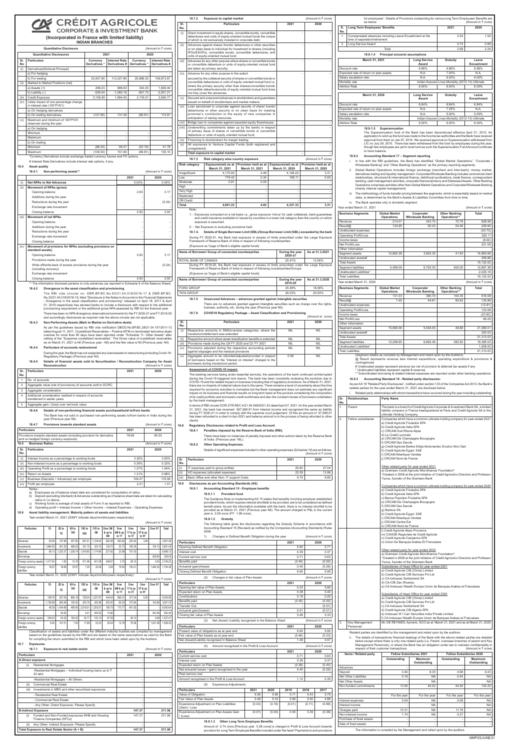# CRÉDIT AGRICOLE CORPORATE & INVESTMENT BANK

**(Incorporated in France with limited liability)**
**INDIAN BRANCHES**

**Quantitative Disclosure** (Amount in ₹ crore)

| Sr. No | Particulars | 2021 Currency Derivatives * | 2021 Interest Rate Derivatives # | 2020 Currency Derivatives * | 2020 Interest Rate Derivatives # |
|---|---|---|---|---|---|
| (i) | Derivatives(Notional Principal) | | | | |
| | a) For hedging | - | - | - | - |
| | b) For trading | 22,937.80 | 113,327.80 | 20,886.52 | 149,873.67 |
| (ii) | Marked to Market Positions (net) | | | | |
| | a) Assets (+) | 298.23 | 988.63 | 343.20 | 1,659.44 |
| | b) Liability (-) | -528.54 | -1,260.16 | -801.72 | -2,001.21 |
| (iii) | Credit Exposure | 2,158.49 | 1,994.40 | 2,116.01 | 2,926.77 |
| (iv) | Likely impact of one percentage change in interest rate (100*PV01) | | | | |
| | a) On hedging derivatives | - | - | - | - |
| | b) On trading derivatives | (107.95) | 131.09 | (96.81) | 113.91 |
| (v) | Maximum and minimum of 100*PV01 observed during the year | | | | |
| | a) On hedging | | | | |
| | Minimum | - | - | - | - |
| | Maximum | - | - | - | - |
| | b) On trading | | | | |
| | Minimum | (86.25) | 95.47 | (53.79) | 41.78 |
| | Maximum | (109.30) | 151.95 | (96.81) | 130.10 |

*Currency Derivatives include exchange traded currency futures and FX options.
# Interest Rate Derivatives include interest rate options, if any.

### 18.4 Asset quality

#### 18.4.1 Non-performing assets** (Amount in ₹ crore)

| | | 2021 | 2020 |
|---|---|---|---|
| (i) | Net NPAs to Net Advances | 0.00% | 0.00% |
| (ii) | Movement of NPAs (gross) | | |
| | Opening balance | 2.93 | 3.17 |
| | Additions during the year | - | - |
| | Reductions during the year | - | (0.24) |
| | Exchange rate movement | - | - |
| | Closing balance | 2.93 | 2.93 |
| (iii) | Movement of net NPAs | | |
| | Opening balance | - | - |
| | Additions during the year | - | - |
| | Reductions during the year | - | - |
| | Exchange rate movement | - | - |
| | Closing balance | - | - |
| (iv) | Movement of provisions for NPAs (excluding provisions on standard assets) | | |
| | Opening balance | 2.93 | 3.17 |
| | Provisions made during the year | - | - |
| | Write-off/write-back of excess provisions during the year (including recovery) | - | (0.24) |
| | Exchange rate movement | - | - |
| | Closing balance | 2.93 | 2.93 |

** The information disclosed pertains to only advances (as reported in Schedule 9 of the Balance Sheet)

#### 18.4.2 Divergence in the asset classification and provisioning

The RBI vide circular no. DBR.BP.BC.No.63/21.04.018/2016-17 & DBR.BP.BC. No.32/21.04.018/2018-19, titled "Disclosure in the Notes to Accounts to the Financial Statements - Divergence in the asset classification and provisioning" released on April 18, 2017 & April 01, 2019 respectively has advised banks to include a disclosure with respect to the additional provisioning requirement or the additional gross NPA assessed by RBI for the financial year.

There has been no NPA divergence observations/comments for the FY 2020-21 and FY 2019-20 and accordingly disclosures as required vide the above circular are not applicable.

#### 18.4.3 Non-Performing Assets (Mark to Market on Derivative deals)

As per the guidelines issued by RBI vide notification DBOD.No.BP.BC.28/21.04.157/2011-12 dated August 11, 2011, Crystallized Receivables – Positive MTM on terminated derivative deals overdue for more than 90 days have been reported under "Schedule 11- Other Assets" after netting of the "Suspense crystallized receivables". The Gross value of crystallized receivables as on March 31, 2021 is Nil (Previous year: -Nil) and the Net value is Nil (Previous year: Nil).

#### 18.4.4 Particulars of accounts restructured

During the year, the Bank has not subjected any loans/assets to restructuring (including Covid-19-Regulatory Package) (Previous year Nil).

#### 18.4.5 Details of financial assets sold to Securitisation / Reconstruction Company for Asset Reconstruction (Amount in ₹ crore)

| Sr. No. | Particulars | 2021 | 2020 |
|---|---|---|---|
| 1 | No. of accounts | - | - |
| 2 | Aggregate value (net of provisions) of accounts sold to SC/RC | - | - |
| 3 | Aggregate consideration | - | - |
| 4 | Additional consideration realized in respect of accounts transferred in earlier years | - | - |
| 5 | Aggregate gain / (loss) over net book value | - | - |

#### 18.4.6 Details of non-performing financial assets purchased/sold to/from banks

The Bank has not sold or purchased non-performing assets to/from banks in India during the year (Previous year Nil).

#### 18.4.7 Provisions towards standard assets (Amount in ₹ crore)

| Particulars | 2021 | 2020 |
|---|---|---|
| Provisions towards standard assets (including provision for derivative and un-hedged foreign currency exposure) | 78.69 | 90.53 |

### 18.5 Business Ratios (Amount in ₹ crore)

| Sr. No. | Particulars | 2021 | 2020 |
|---|---|---|---|
| (i) | Interest Income as a percentage to working funds | 3.36% | 3.93% |
| (ii) | Non-interest income as a percentage to working funds | 0.36% | 0.32% |
| (iii) | Operating Profit as a percentage to working funds | 1.37% | 1.04% |
| (iv) | Return on Assets | 1.31% | 0.68% |
| (v) | Business (Deposits + Advances) per employee | 108.47 | 115.08 |
| (vi) | Profit per employee | 2.21 | 1.01 |

Notes:-
a) Employees as of balance sheet date are considered for computation of ratios.
b) Deposit (excluding interbank) & Advances outstanding as of balance sheet date are taken for calculating ratios in (v) above.
c) Working funds is average of total assets of Form X as reported to RBI.
d) Operating profit = Interest Income + Other Income – Interest Expenses – Operating Expenses

### 18.6 Asset liability management: Maturity pattern of assets and liabilities

Year ended March 31, 2021 (D/M/Y indicate days/months/years respectively) (Amount in ₹ crore)

| Particulars | 1D | 2D to 7D | 8D to 14D | 15D to 30D | 31D to 3M | Over 3M & up to 6M | Over 6M & up to 1Y | Over 1Y & up to 3Y | Over 3Y & up to 5Y | Over 5Y | Total |
|---|---|---|---|---|---|---|---|---|---|---|---|
| Advances | 93.94 | 107.86 | 357.80 | 847.41 | 1,169.40 | 562.58 | 653.82 | 220.63 | 3.94 | - | 3,957.58 |
| Investments | 1,684.55 | 401.20 | 468.53 | 331.75 | 333.15 | 120.70 | 23.73 | 185.35 | - | 124.13 | 3,851.09 |
| Deposits | 95.13 | 1,225.37 | 1,336.74 | 1,916.60 | 1,174.65 | 221.92 | 25.98 | 701.53 | - | - | 6,698.12 |
| Borrowings | - | - | - | - | - | - | - | - | - | 329.00 | 329.00 |
| Foreign currency assets | 1,417.63 | 1.83 | 15.76 | 471.98 | 421.08 | 348.87 | 3.70 | 28.15 | - | 0.80 | 2,709.22 |
| Foreign currency liabilities | 18.57 | 18.69 | 18.57 | 7.25 | 30.00 | 3.94 | 16.94 | 150.01 | - | 1,490.32 | 1,754.38 |

Year ended March 31, 2020 (D/M/Y indicate days/months/years respectively) (Amount in ₹ crore)

| Particulars | 1D | 2D to 7D | 8D to 14D | 15D to 30D | 31D to 3M | Over 3M & up to 6M | Over 6M & up to 1Y | Over 1Y & up to 3Y | Over 3Y & up to 5Y | Over 5Y | Total |
|---|---|---|---|---|---|---|---|---|---|---|---|
| Advances | 190.76 | 307.05 | 868.18 | 728.54 | 1,227.87 | 434.04 | 895.51 | 377.04 | 5.00 | - | 5,040.98 |
| Investments | 1,728.98 | 655.49 | 108.54 | 225.79 | 242.48 | 202.00 | 185.22 | 151.64 | - | 142.69 | 3,501.03 |
| Deposits | 45.38 | 1,434.65 | 469.00 | 2,518.51 | 1,253.57 | 180.75 | 173.77 | 451.02 | - | - | 6,590.64 |
| Borrowings | - | 93.93 | - | 4.41 | 400.00 | 13.66 | - | - | - | 340.49 | 852.49 |
| Foreign currency assets | 549.03 | 54.32 | 183.02 | 32.17 | 122.14 | 67.58 | - | 29.12 | - | 0.09 | 1,037.47 |
| Foreign currency liabilities | 8.40 | 101.01 | 7.02 | 11.89 | 22.23 | 25.04 | 12.79 | 76.36 | - | 1,241.58 | 1,506.32 |

Classification of assets and liabilities under the different maturity buckets are compiled by management based on the guidelines issued by the RBI and are based on the same assumptions as used by the Bank for compiling the return submitted to the RBI and which have been relied upon by the Auditors.

### 18.7 Exposures

#### 18.7.1 Exposure to real estate sector (Amount in ₹ crore)

| Particulars | 2021 | 2020 |
|---|---|---|
| **A-Direct exposure** | | |
| (i) Residential Mortgages | - | - |
| -Residential Mortgages – Individual housing loans up to ₹ 20 lakh | - | - |
| -Residential Mortgages – All Others | - | - |
| (ii) Commercial Real Estate | - | - |
| (iii) Investments in MBS and other securitized exposures | - | - |
| - Residential Real Estate | - | - |
| - Commercial Real Estate | - | - |
| - Any Other- Direct Exposure- Please Specify | - | - |
| **B-Indirect Exposure** | 147.37 | 211.56 |
| (i) Funded and Non-Funded exposures NHB and Housing Finance Companies (HFCs) | 147.37 | 211.56 |
| (ii) Any Other- Indirect Exposure- Please Specify | - | - |
| **Total Exposure to Real Estate Sector (A + B)** | 147.37 | 211.56 |

#### 18.7.2 Exposure to capital market (Amount in ₹ crore)

| Sl. No. | Particulars | 2021 | 2020 |
|---|---|---|---|
| (i) | Direct investment in equity shares, convertible bonds, convertible debentures and units of equity-oriented mutual funds the corpus of which is not exclusively invested in corporate debt; | - | - |
| (ii) | Advances against shares /bonds/ debentures or other securities or on clean basis to individual for investment in shares (including IPOs/ESOPs), convertible bonds, convertible debentures, and units of equity-oriented mutual fund; | - | - |
| (iii) | Advances for any other purpose where shares or convertible bonds or convertible debenture or units of equity-oriented mutual fund are taken as primary security; | - | - |
| (iv) | Advance for any other purpose to the extent secured by the collateral security of shares or convertible bonds or convertible debentures or units of equity oriented mutual fund i.e. where the primary security other than shares/convertible bonds/ convertible debentures/units of equity oriented mutual fund does not fully cover the advances; | - | - |
| (v) | Secured and unsecured advances to stockbrokers and guarantees issued on behalf of stockbrokers and market makers; | - | - |
| (vi) | Loan sanctioned to corporate against security of share/ bonds/ debentures or other security or on clean basis for meeting promoter's contribution to the equity of new companies in anticipation of raising resources; | - | - |
| (vii) | Bridge loan to companies against expected equity flows/issues; | - | - |
| (viii) | Underwriting commitments taken up by the banks in respect of primary issue of shares or convertible bonds or convertible debenture or units of equity oriented mutual fund; | - | - |
| (ix) | Financing to stockbrokers for margin trading; | - | - |
| (x) | All exposures to Venture Capital Funds (both registered and unregistered) | - | - |
| | **Total exposure to capital market** | - | - |

#### 18.7.3 Risk category wise country exposure (Amount in ₹ crore)

| Risk category | Exposure(net) as at March 31, 2021 | Provision held as at March 31, 2021 | Exposure(net) as at March 31, 2020 | Provision held as at March 31, 2020 |
|---|---|---|---|---|
| Insignificant | 4,170.90 | 4.49 | 4,149.22 | 3.31 |
| Low | 779.42 | 0.34 | 188.11 | 0.00 |
| Moderate | 0.91 | 0.00 | - | - |
| High | - | - | - | - |
| Very High | - | - | - | - |
| Restricted | - | - | - | - |
| Off-Credit | - | - | - | - |
| **Total** | **4,951.23** | **4.83** | **4,337.33** | **3.31** |

Note:
1: - Exposures computed on a net basis i.e., gross exposure 'minus' for cash collaterals, bank guarantees and credit insurance available in/ issued by countries in a lower risk category than the country on which exposure is assumed.
2: - Net Exposure is excluding provisions held

#### 18.7.4. Details of Single Borrower Limit (SBL)/Group Borrower Limit (GBL) exceeded by the bank

During FY 2020-21, the Bank had exposure in excess of limits prescribed under the Large Exposure Framework of Reserve Bank of India in respect of following counterparties:

*(Exposure as %age of Bank's eligible capital funds)*

| Name of Borrower/ Group of connected counterparties | During the year 2020-21 | As at 31.3.2021 |
|---|---|---|
| ROYAL BANK OF CANADA | 20.41% | 12.56% |

During FY 2019-20, the Bank had exposure in excess of limits prescribed under the Large Exposure Framework of Reserve Bank of India in respect of following counterparties/Groups:

*(Exposure as %age of Bank's eligible capital funds)*

| Name of Borrower/ Group of connected counterparties | During the year 2019-20 | As at 31.3.2020 |
|---|---|---|
| FORD GROUP | 25.49% | 18.08% |
| TATA GROUP | 26.03% | 20.54% |

#### 18.7.5 Unsecured Advances – advances granted against intangible securities

There are no advances granted against intangible securities such as charge over the rights, licenses, authority, etc. during the year (Previous year: NIL).

#### 18.7.6 COVID19 Regulatory Package – Asset Classification and Provisioning (Amount in crore)

| Sl. No. | Particulars | 2021 | 2020 |
|---|---|---|---|
| (i) | Respective amounts in SMA/overdue categories, where the moratorium/deferment was extended | NIL | NIL |
| (ii) | Respective amount where asset classification benefits is extended | NIL | NIL |
| (iii) | Provisions made during the Q4 FY 2020 and Q1 FY 2021 | NIL | NIL |
| (iv) | Provisions adjusted during the respective accounting periods against slippages and the residual provisions | NIL | NIL |
| (v) | Aggregate amount to be refunded/adjusted/provided in respect of borrowers based on the "interest on interest" charged to the borrowers during moratorium period | 0.06 | NIL |

**Assessment of COVID-19 impact:**

The banking services being under essential services, the operations of the bank continued uninterrupted during the Covid-19 triggered lock downs. The bank has been constantly reviewing the evolution due to COVID-19 and the related impact on business including that of regulatory evolutions. As of March 31, 2021, there are no impacts of material nature due to the same. There remains a level of uncertainty about the time required for economic activities to normalize but the Management does not estimate any significant impact on its business and financial results on long term basis at this juncture considering the composition of its credit portfolio and borrowers credit worthiness and also the constant review of borrowers undertaken by the bank management.

In terms of RBI circular DOR.STR.REC.4/21.04.048/2021-22 dated April 07, 2021, for the year ended March 31, 2021, the bank has reversed 597,568.91 from interest income and recognized the same as liability during FY 2020-21 in order to comply with the supreme court judgement. Of this an amount of 97,568.91 has been refunded to a client in April-2021 and balance amount is in the process of being refunded to other clients.

### 18.8 Regulatory Disclosures related to Profit and Loss Account

#### 18.8.1 Penalties imposed by the Reserve Bank of India (RBI).

There have been no instances of penalty imposed and other actions taken by the Reserve Bank of India. (Previous year: NIL).

#### 18.8.2 Other Operating Expenses.

Details of significant expenses included in other operating expenses (Schedule 16) are as follows: (Amount in ₹ crore)

| Sr No. | Particulars | 2021 | 2020 |
|---|---|---|---|
| (i) | IT expenses paid to group entities | 25.80 | 27.04 |
| (ii) | HO expenses (allocated expenses) | 22.59 | 13.86 |
| (iii) | Back Office and other Non- IT support Costs | 9.70 | 9.80 |

### 18.9 Disclosures as per Accounting Standards (AS)

#### 18.9.1 Accounting Standard 15 - Employee benefits

##### 18.9.1.1 Provident fund

The Guidance Note on implementing AS 15 states that benefits involving employer established provident funds, which requires interest shortfalls to be provided, are to be considered as defined benefit plans. As per the information available with the bank, there is no interest shortfall to be provided as at March 31, 2021 (Previous year: Nil). The amount charged to P&L in the current year is 2.09 crore (PY 1.99 crore).

##### 18.9.1.2 Gratuity

The following table gives the disclosures regarding the Gratuity Scheme in accordance with Accounting Standard 15 (Revised) as notified by the Companies (Accounting Standards) Rules 2006.

(1) Changes in Defined Benefit Obligation during the year (Amount in ₹ crore)

| Particulars | 2021 | 2020 |
|---|---|---|
| Opening Defined Benefit Obligation | 5.90 | 5.77 |
| Interest cost | 0.39 | 0.37 |
| Current service cost | 0.71 | 0.63 |
| Benefits paid | (0.45) | (0.55) |
| Actuarial (gain)/losses | 0.40 | (0.26) |
| Closing Defined Benefit Obligation | 6.95 | 5.90 |

(2) Changes in fair value of Plan Assets (Amount in ₹ crore)

| Particulars | 2021 | 2020 |
|---|---|---|
| Opening fair value of Plan Assets | 5.33 | 5.80 |
| Expected return on Plan Assets | 0.38 | 0.40 |
| Contributions | 0.19 | 0.20 |
| Benefits paid | (0.45) | (0.55) |
| Transfer Out | - | (0.51) |
| Actuarial gain/(losses) | 0.01 | (0.01) |
| Closing fair value of Plan Assets | 5.46 | 5.33 |

(3) Net (Asset) /Liability recognised in the Balance Sheet (Amount in ₹ crore)

| Particulars | 2021 | 2020 |
|---|---|---|
| Present value of obligations as at year end | 6.95 | 5.90 |
| Fair value of Plan Assets as at year end | (5.46) | (5.33) |
| Net (Asset)/Liability recognised in Balance Sheet | 1.49 | 0.57 |

(4) Amount recognised in the Profit & Loss Account (Amount in ₹ crore)

| Particulars | 2021 | 2020 |
|---|---|---|
| Current service cost | 0.71 | 0.63 |
| Interest cost | 0.39 | 0.37 |
| Expected return on Plan Assets | (0.38) | (0.40) |
| Net actuarial losses / (gain) recognised in the year | 0.40 | (0.25) |
| Past service cost | - | - |
| Amount recognised in the Profit & Loss Account | 1.12 | 0.35 |

(5) Experience Adjustments

| Particulars | 2021 | 2020 | 2019 | 2018 | 2017 |
|---|---|---|---|---|---|
| Value of Obligation | 6.95 | 5.90 | 5.71 | 5.43 | 5.79 |
| Fair Value of Plan Assets | 5.46 | 5.33 | 5.80 | 5.50 | 4.88 |
| Experience Adjustment on Plan Liabilities (Gain) / Loss | (0.43) | (0.16) | (0.01) | (0.11) | (0.88) |
| Experience Adjustment on Plan Assets Gain / (Loss) | (0.01) | (0.03) | 0.00 | 0.39 | (0.38) |

##### 18.9.1.3 Other Long Term Employee Benefits

Amount of 0.74 crore [Previous year 0.28 crore] is charged in Profit & Loss Account towards provision for Long Term Employees Benefits included under the head "Payments to and provisions for employees". Details of Provisions outstanding for various long Term Employees' Benefits are as below: (Amount in ₹ crore)

| S. No. | Long Term Employees' Benefits | 2021 | 2020 |
|---|---|---|---|
| 1 | Compensated absences including Leave Encashment at the time of separation/retirement | 2.25 | 1.55 |
| 2 | Long Service Award | 0.74 | 0.69 |
| | Total | 2.99 | 2.24 |

##### 18.9.1.4 Principal actuarial assumptions

| March 31, 2021 | Long Service Award | Gratuity | Leave Encashment |
|---|---|---|---|
| Discount rate | 6.86% | 6.86% | 6.86% |
| Expected rate of return on plan assets | N.A. | 7.00% | N.A. |
| Salary escalation rate | N.A. | 6.00% | 6.00% |
| Mortality rate | Indian Assured Lives Mortality (2012-14) Ultimate | | |
| Attrition Rate | 6.00% | 6.00% | 6.00% |

| March 31, 2020 | Long Service Award | Gratuity | Leave Encashment |
|---|---|---|---|
| Discount rate | 6.84% | 6.84% | 6.84% |
| Expected rate of return on plan assets | N.A. | 7.25% | N.A. |
| Salary escalation rate | N.A. | 5.00% | 5.00% |
| Mortality rate | Indian Assured Lives Mortality (2012-14) Ultimate | | |
| Attrition Rate | 6.00% | 6.00% | 6.00% |

##### 18.9.1.5 Superannuation

The Superannuation fund of the Bank has been discontinued effective April 01, 2010. An application to wind up the fund was made to the Income tax authorities and the Bank have received approval from them on Jan 07, 2014. We received approval on Superannuation withdrawal from LIC on July 29, 2015. There has been withdrawal from the fund by employees during the year, though few employees are yet to revert and as such the Superannuation Fund Account continues to have balance.

#### 18.9.2 Accounting Standard 17 – Segment reporting

i. In line with the RBI guidelines, the Bank has identified "Global Market Operations", "Corporate / Wholesale Banking" and "Other Banking Operations" as the primary reporting segments.

ii. Global Market Operations includes foreign exchange (merchant and inter-bank), money market, derivatives trading and liquidity management. Corporate/Wholesale Banking includes commercial client relationships, structured & international finance, debt/local syndications, trade finance, correspondent banking, cash management activities, corporate finance/advisory and Distressed Assets. Other Banking Operations comprises activities other than Global Market Operations and Corporate/Wholesale Banking (mainly internal capital management).

iii. The methodology of funds transfer pricing between the segments, which is essentially based on market rates, is determined by the Bank's Assets & Liabilities Committee from time to time.

iv. The Bank operates only in domestic segment.

Year ended March 31, 2021 (Amount in ₹ crore)

| Business Segments | Global Market Operations | Corporate/ Wholesale Banking | Other Banking Operations** | Total |
|---|---|---|---|---|
| Revenue | 214.07 | 343.70 | 70.79 | 628.56 |
| Result@ | 134.95 | 60.43 | 54.46 | 249.84 |
| Unallocated expenses | | | | (20.73) |
| Operating Profit/Loss | | | | 229.11 |
| Income taxes | | | | (8.02) |
| Net Profit/Loss | | | | 221.09 |
| Other Information | | | | |
| Segment assets | 10,860.38 | 3,963.35 | 41.93 | 14,865.66 |
| Unallocated assets# | | | | 256.86 |
| Total Assets | | | | 15,122.52 |
| Segment liabilities | 5,499.06 | 6,793.30 | 405.00 | 12,697.36 |
| Unallocated Liabilities* | | | | 2,425.16 |
| Total Liabilities | | | | 15,122.52 |

Year ended March 31, 2020 (Amount in ₹ crore)

| Business Segments | Global Market Operations | Corporate/ Wholesale Banking | Other Banking Operations** | Total |
|---|---|---|---|---|
| Revenue | 131.03 | 380.70 | 104.35 | 616.08 |
| Result@ | 7.45 | 44.81 | 83.63 | 135.89 |
| Unallocated expenses | | | | (12.81) |
| Operating Profit/Loss | | | | 123.08 |
| Income taxes | | | | (23.83) |
| Net Profit/Loss | | | | 99.25 |
| Other Information | | | | |
| Segment assets | 15,990.58 | 5,048.55 | 49.88 | 21,089.01 |
| Unallocated assets# | | | | 224.02 |
| Total Assets | | | | 21,313.03 |
| Segment liabilities | 12,299.65 | 6,692.46 | 392.92 | 19,385.03 |
| Unallocated Liabilities* | | | | 1,928.00 |
| Total Liabilities | | | | 21,313.03 |

(Segment details as compiled by Management and relied upon by the Auditors)
@ Result represents revenue less interest expenditure, operating expenditure & provisions & contingencies
# Unallocated assets represent advance tax net of provision & deferred tax assets if any
* Unallocated liabilities represent capital & reserves
** Subordinated borrowing & related interest expenses are reported under other banking operations.

#### 18.9.3 Accounting Standard 18 - Related party disclosures:

As per AS 18 "Related Party Disclosures", notified under section 133 of the Companies Act 2013, the Bank's related parties for the year ended March 31, 2021 are disclosed below.

i. Related party relationships with whom transactions have occurred during the year including outstanding:

| Sr. No. | Relationships | Party Name |
|---|---|---|
| 1. | Parent | The bank is a branch of Credit Agricole Corporate & Investment Bank SA, a limited liability company in France headquartered at Paris and Credit Agricole SA is the ultimate Holding Company. |
| 2. | Fellow subsidiaries | Companies which have a common ultimate holding company for year ended 2021<br>a) Credit Agricole Friuladria SPA<br>b) Credit Agricole Italia SPA<br>c) CRCAM Sud Rhone Alpes<br>d) Le Credit Lyonnais<br>e) CRCAM De Champagne Bourgogne<br>f) CRCAM Des Savoie<br>g) Credit Agricole Banka Srbija Akcionarsko Drustvo Novi Sad<br>h) Credit Agricole Egypt. SAE<br>i) CRCAM Atlantique Vendee<br>j) CRCAM Nord de France<br><br>Other related party for year ended 2021<br>a) Grameen Credit Agricole Microfinance Foundation*<br>*Created in 2008 at the joint initiative of Crédit Agricole's Directors and Professor Yunus, founder of the Grameen Bank<br><br>Companies which have a common ultimate holding company for year ended 2020<br>a) Credit Agricole Friuladria SPA<br>b) Credit Agricole Italia SPA<br>c) Banca Popolare Friuladria SPA<br>e) CRCAM De Champagne Bourgogne<br>f) CRCAM Des Savoie<br>g) Banksia SA<br>h) Credit Agricole Egypt. SAE<br>i) CRCAM Atlantique Vendee<br>j) CRCAM Centre Est<br>k) CRCAM Nord de France<br>l) Credit Agricole Alpes Provence<br>m) CAISSE Regionale de Credit Agricole<br>n) Credit Agricole Caripamra SPA<br>o) Union De Banques Arabes Et Francaises<br><br>Other related party for year ended 2020<br>a) Grameen Credit Agricole Microfinance Foundation*<br>*Created in 2008 at the joint initiative of Crédit Agricole's Directors and Professor Yunus, founder of the Grameen Bank<br><br>Subsidiaries of Head Office for year ended 2021<br>a) Credit Agricole CIB (China) Limited<br>b) Credit Agricole CIB Services Pvt Ltd<br>c) CA Indosuez Switzerland SA<br>d) CA-CIB Zao (Russia)<br>e) CA Indosuez Wealth Europe Union de Banques Arabes et Francaises<br><br>Subsidiaries of Head Office for year ended 2020<br>a) Credit Agricole CIB (China) Limited<br>b) Credit Agricole CIB Services Pvt Ltd<br>c) CA Indosuez Switzerland SA<br>d) Credit Agricole CIB Algerie SPA<br>e) Indosuez W I Carr Securities India Private Limited<br>f) CA Indosuez Wealth Europe Union de Banques Arabes et Francaises |
| 3. | Key Management Personnel | Mr. DE REYNIES, Aymeric, SCO as at March 31, 2021 and as at March 31, 2020 |

Related parties are identified by the management and relied upon by the auditors.

ii. The details of transactions/ financial dealings of the Bank with the above related parties are detailed below except where there is only one related party (i.e. Parent, overseas branches of parent and Key Management Personnel), or where the Bank has an obligation under law to maintain confidentiality in respect of their customer transactions. (Amount in ₹ crore)

| Items / Related party | Fellow Subsidiaries 2021 Outstanding | Fellow Subsidiaries 2021 Maximum Outstanding | Fellow Subsidiaries 2020 Outstanding | Fellow Subsidiaries 2020 Maximum Outstanding |
|---|---|---|---|---|
| Advances | - | - | - | - |
| Deposit | 3.45 | 8.35 | 4.68 | 9.43 |
| Net Other Liabilities | 0.18 | NA | 0.44 | NA |
| Net Other Assets | - | NA | - | NA |
| Non-funded commitments | 13.05 | 45.02 | 44.50 | 125.22 |
| | For the year | For the year | For the year | For the year |
| Interest expenses | 0.04 | NA | 0.08 | NA |
| Interest Income | - | NA | - | NA |
| Charges paid | 10.31 | NA | 11.78 | NA |
| Non-interest income | 1.74 | NA | 0.27 | NA |
| Purchase of fixed assets | - | - | - | - |
| Sale of fixed assets | - | - | - | - |

The information is compiled by the Management and relied upon by the auditors.

NMP03/JUNE/21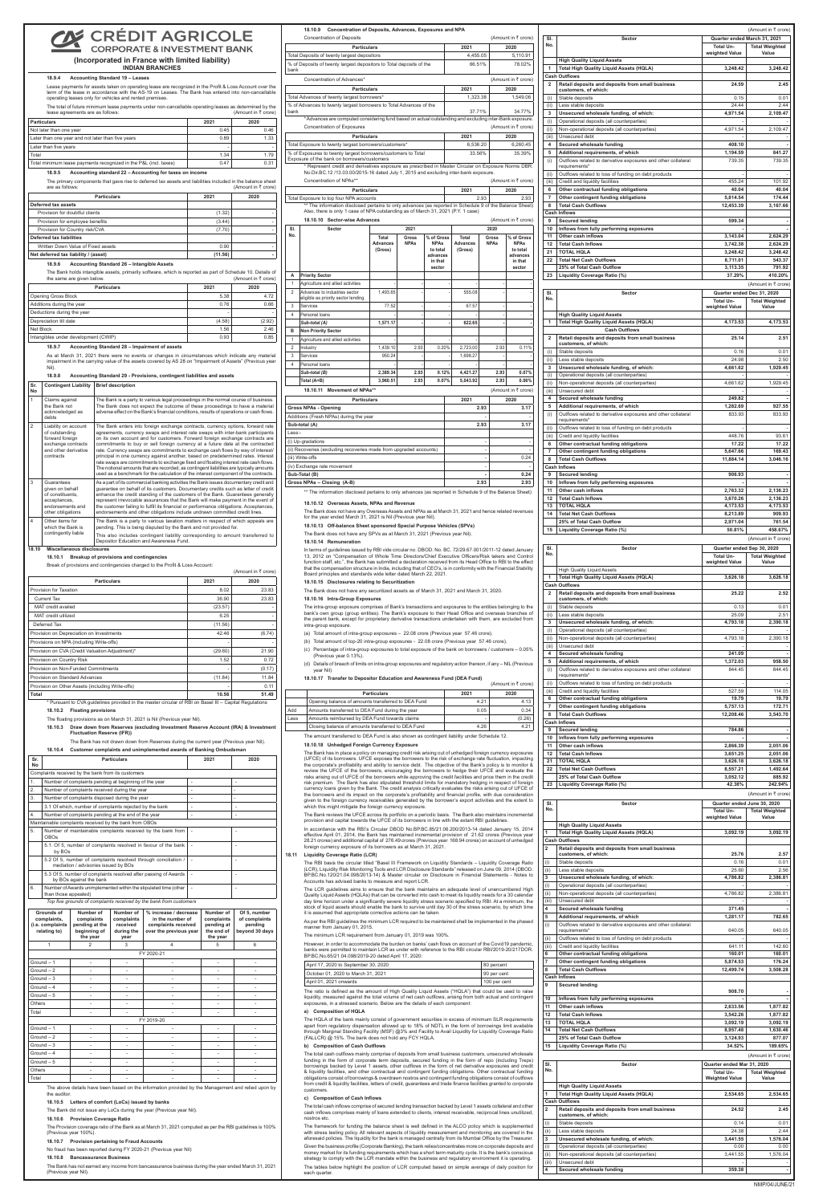# CRÉDIT AGRICOLE CORPORATE & INVESTMENT BANK

**(Incorporated in France with limited liability)**
**INDIAN BRANCHES**

### 18.9.4 Accounting Standard 19 – Leases

Lease payments for assets taken on operating lease are recognized in the Profit & Loss Account over the term of the lease in accordance with the AS-19 on Leases. The Bank has entered into non-cancellable operating leases only for vehicles and rented premises.

The total of future minimum lease payments under non-cancellable operating leases as determined by the lease agreements are as follows: (Amount in ₹ crore)

| Particulars | 2021 | 2020 |
|---|---|---|
| Not later than one year | 0.45 | 0.46 |
| Later than one year and not later than five years | 0.89 | 1.33 |
| Later than five years | - | - |
| Total | 1.34 | 1.79 |
| Total minimum lease payments recognized in the P&L (incl. taxes) | 0.47 | 0.31 |

### 18.9.5 Accounting standard 22 – Accounting for taxes on income

The primary components that gave rise to deferred tax assets and liabilities included in the balance sheet are as follows: (Amount in ₹ crore)

| Particulars | 2021 | 2020 |
|---|---|---|
| **Deferred tax assets** | | |
| Provision for doubtful clients | (1.32) | - |
| Provision for employee benefits | (3.44) | - |
| Provision for Country risk/CVA | (7.70) | - |
| **Deferred tax liabilities** | | |
| Written Down Value of Fixed assets | 0.90 | - |
| **Net deferred tax liability / (asset)** | **(11.56)** | - |

### 18.9.6 Accounting Standard 26 – Intangible Assets

The Bank holds intangible assets, primarily software, which is reported as part of Schedule 10. Details of the same are given below. (Amount in ₹ crore)

| Particulars | 2021 | 2020 |
|---|---|---|
| Opening Gross Block | 5.38 | 4.72 |
| Additions during the year | 0.76 | 0.66 |
| Deductions during the year | - | - |
| Depreciation till date | (4.58) | (2.92) |
| Net Block | 1.56 | 2.46 |
| Intangibles under development (CWIP) | 0.93 | 0.85 |

### 18.9.7 Accounting Standard 28 – Impairment of assets

As at March 31, 2021 there were no events or changes in circumstances which indicate any material impairment in the carrying value of the assets covered by AS 28 on "Impairment of Assets" (Previous year Nil).

### 18.9.8 Accounting Standard 29 - Provisions, contingent liabilities and assets

| Sr. No | Contingent Liability | Brief description |
|---|---|---|
| 1 | Claims against the Bank not acknowledged as debts | The Bank is a party to various legal proceedings in the normal course of business. The Bank does not expect the outcome of these proceedings to have a material adverse effect on the Bank's financial conditions, results of operations or cash flows. |
| 2 | Liability on account of outstanding forward foreign exchange contracts and other derivative contracts | The Bank enters into foreign exchange contracts, currency options, forward rate agreements, currency swaps and interest rate swaps with inter-bank participants on its own account and for customers. Forward foreign exchange contracts are commitments to buy or sell foreign currency at a future date at the contracted rate. Currency swaps are commitments to exchange cash flows by way of interest/principal in one currency against another, based on predetermined rates. Interest rate swaps are commitments to exchange fixed and floating interest rate cash flows. The notional amounts that are recorded, as contingent liabilities are typically amounts used as a benchmark for the calculation of the interest component of the contracts |
| 3 | Guarantees given on behalf of constituents, acceptances, endorsements and other obligations | As a part of its commercial banking activities the Bank issues documentary credit and guarantee on behalf of its customers. Documentary credits such as letter of credit enhance the credit standing of the customers of the Bank. Guarantees generally represent irrevocable assurances that the Bank will make payment in the event of the customer failing to fulfill its financial or performance obligations. Acceptances, endorsements and other obligations include undrawn committed credit lines. |
| 4 | Other items for which the Bank is contingently liable | The Bank is a party to various taxation matters in respect of which appeals are pending. This is being disputed by the Bank and not provided for. This also includes contingent liability corresponding to amount transferred to Depositor Education and Awareness Fund. |

## 18.10 Miscellaneous disclosures

### 18.10.1 Breakup of provisions and contingencies

Break of provisions and contingencies charged to the Profit & Loss Account: (Amount in ₹ crore)

| Particulars | 2021 | 2020 |
|---|---|---|
| Provision for Taxation | 8.02 | 23.83 |
| Current Tax | 36.90 | 23.83 |
| MAT credit availed | (23.57) | - |
| MAT credit utilized | 6.25 | - |
| Deferred Tax | (11.56) | - |
| Provision on Depreciation on Investments | 42.46 | (6.74) |
| Provisions on NPA (including Write-offs) | - | - |
| Provision on CVA (Credit Valuation Adjustment)* | (29.60) | 21.90 |
| Provision on Country Risk | 1.52 | 0.72 |
| Provision on Non-Funded Commitments | - | (0.17) |
| Provision on Standard Advances | (11.84) | 11.84 |
| Provision on Other Assets (including Write-offs) | - | 0.11 |
| **Total** | **10.56** | **51.49** |

\* Pursuant to CVA guidelines provided in the master circular of RBI on Basel III – Capital Regulations.

### 18.10.2 Floating provisions

The floating provisions as on March 31, 2021 is Nil (Previous year Nil).

### 18.10.3 Draw down from Reserves (excluding Investment Reserve Account (IRA) & Investment Fluctuation Reserve (IFR))

The Bank has not drawn down from Reserves during the current year (Previous year Nil).

### 18.10.4 Customer complaints and unimplemented awards of Banking Ombudsman

| Sr. No | Particulars | 2021 | 2020 |
|---|---|---|---|
| | Complaints received by the bank from its customers | | |
| 1. | Number of complaints pending at beginning of the year | - | - |
| 2. | Number of complaints received during the year | - | - |
| 3. | Number of complaints disposed during the year | - | - |
| | 3.1 Of which, number of complaints rejected by the bank | - | - |
| 4. | Number of complaints pending at the end of the year | - | - |
| | Maintainable complaints received by the bank from OBOs | | |
| 5. | Number of maintainable complaints received by the bank from OBOs | - | - |
| | 5.1. Of 5, number of complaints resolved in favour of the bank by BOs | - | - |
| | 5.2 Of 5, number of complaints resolved through conciliation / mediation / advisories issued by BOs | - | - |
| | 5.3 Of 5, number of complaints resolved after passing of Awards by BOs against the bank | - | - |
| 6. | Number of Awards unimplemented within the stipulated time (other than those appealed) | - | - |

*Top five grounds of complaints received by the bank from customers*

| Grounds of complaints, (i.e. complaints relating to) | Number of complaints pending at the beginning of the year | Number of complaints received during the year | % increase / decrease in the number of complaints received over the previous year | Number of complaints pending at the end of the year | Of 5, number of complaints pending beyond 30 days |
|---|---|---|---|---|---|
| 1 | 2 | 3 | 4 | 5 | 6 |
| | | | FY 2020-21 | | |
| Ground – 1 | - | - | - | - | - |
| Ground – 2 | - | - | - | - | - |
| Ground – 3 | - | - | - | - | - |
| Ground – 4 | - | - | - | - | - |
| Ground – 5 | - | - | - | - | - |
| Others | - | - | - | - | - |
| Total | - | - | - | - | - |
| | | | FY 2019-20 | | |
| Ground – 1 | - | - | - | - | - |
| Ground – 2 | - | - | - | - | - |
| Ground – 3 | - | - | - | - | - |
| Ground – 4 | - | - | - | - | - |
| Ground – 5 | - | - | - | - | - |
| Others | - | - | - | - | - |
| Total | - | - | - | - | - |

The above details have been based on the information provided by the Management and relied upon by the auditor.

### 18.10.5 Letters of comfort (LoCs) issued by banks

The Bank did not issue any LoCs during the year (Previous year Nil).

### 18.10.6 Provision Coverage Ratio

The Provision coverage ratio of the Bank as at March 31, 2021 computed as per the RBI guidelines is 100% (Previous year 100%).

### 18.10.7 Provision pertaining to Fraud Accounts

No fraud has been reported during FY 2020-21 (Previous year Nil)

### 18.10.8 Bancassurance Business

The Bank has not earned any income from bancassurance business during the year ended March 31, 2021 (Previous year Nil).

### 18.10.9 Concentration of Deposits, Advances, Exposures and NPA

Concentration of Deposits (Amount in ₹ crore)

| Particulars | 2021 | 2020 |
|---|---|---|
| Total Deposits of twenty largest depositors | 4,455.05 | 5,110.91 |
| % of Deposits of twenty largest depositors to Total deposits of the bank | 66.51% | 78.02% |

Concentration of Advances* (Amount in ₹ crore)

| Particulars | 2021 | 2020 |
|---|---|---|
| Total Advances of twenty largest borrowers* | 1,323.38 | 1,549.06 |
| % of Advances to twenty largest borrowers to Total Advances of the bank | 37.71% | 34.77% |

\* Advances are computed considering fund based on actual outstanding and excluding inter-bank exposure.

Concentration of Exposures (Amount in ₹ crore)

| Particulars | 2021 | 2020 |
|---|---|---|
| Total Exposure to twenty largest borrowers/customers* | 6,536.20 | 6,260.45 |
| % of Exposures to twenty largest borrowers/customers to Total Exposure of the bank on borrowers/customers | 33.56% | 35.39% |

\* Represent credit and derivatives exposure as prescribed in Master Circular on Exposure Norms DBR. No.Dir.BC.12 /13.03.00/2015-16 dated July 1, 2015 and excluding inter-bank exposure.

Concentration of NPAs** (Amount in ₹ crore)

| Particulars | 2021 | 2020 |
|---|---|---|
| Total Exposure to top four NPA accounts | 2.93 | 2.93 |

\*\* The information disclosed pertains to only advances (as reported in Schedule 9 of the Balance Sheet). Also, there is only 1 case of NPA outstanding as of March 31, 2021 (P.Y. 1 case)

### 18.10.10 Sector-wise Advances (Amount in ₹ crore)

| Sl. No. | Sector | 2021 Total Advances (Gross) | 2021 Gross NPAs | 2021 % of Gross NPAs to total advances in that sector | 2020 Total Advances (Gross) | 2020 Gross NPAs | 2020 % of Gross NPAs to total advances in that sector |
|---|---|---|---|---|---|---|---|
| A | Priority Sector | | | | | | |
| 1 | Agriculture and allied activities | - | - | - | - | - | - |
| 2 | Advances to industries sector eligible as priority sector lending | 1,493.65 | - | - | 555.08 | - | - |
| 3 | Services | 77.52 | - | - | 67.57 | - | - |
| 4 | Personal loans | - | - | - | - | - | - |
| | Sub-total (A) | 1,571.17 | - | - | 622.65 | - | - |
| B | Non Priority Sector | | | | | | |
| 1 | Agriculture and allied activities | - | - | - | - | - | - |
| 2 | Industry | 1,439.10 | 2.93 | 0.20% | 2,723.00 | 2.93 | 0.11% |
| 3 | Services | 950.24 | - | - | 1,698.27 | - | - |
| 4 | Personal loans | - | - | - | - | - | - |
| | Sub-total (B) | 2,389.34 | 2.93 | 0.12% | 4,421.27 | 2.93 | 0.07% |
| | Total (A+B) | 3,960.51 | 2.93 | 0.07% | 5,043.92 | 2.93 | 0.06% |

### 18.10.11 Movement of NPAs** (Amount in ₹ crore)

| Particulars | 2021 | 2020 |
|---|---|---|
| **Gross NPAs - Opening** | 2.93 | 3.17 |
| Additions (Fresh NPAs) during the year | - | - |
| **Sub-total (A)** | 2.93 | 3.17 |
| Less:- | | |
| (i) Up-gradations | - | - |
| (ii) Recoveries (excluding recoveries made from upgraded accounts) | - | - |
| (iii) Write-offs | - | 0.24 |
| (iv) Exchange rate movement | - | - |
| **Sub-total (B)** | - | 0.24 |
| **Gross NPAs – Closing (A-B)** | 2.93 | 2.93 |

\*\* The information disclosed pertains to only advances (as reported in Schedule 9 of the Balance Sheet)

### 18.10.12 Overseas Assets, NPAs and Revenue

The Bank does not have any Overseas Assets and NPAs as at March 31, 2021 and hence related revenues for the year ended March 31, 2021 is Nil (Previous year Nil).

### 18.10.13 Off-balance Sheet sponsored Special Purpose Vehicles (SPVs)

The Bank does not have any SPVs as at March 31, 2021 (Previous year Nil).

### 18.10.14 Remuneration

In terms of guidelines issued by RBI vide circular no. DBOD. No. BC. 72/29.67.001/2011-12 dated January 13, 2012 on "Compensation of Whole Time Directors/Chief Executive Officers/Risk takers and Control function staff, etc.", the Bank has submitted a declaration received from its Head Office to RBI to the effect that the compensation structure in India, including that of CEO's, is in conformity with the Financial Stability Board principles and standards wide letter dated March 22, 2021.

### 18.10.15 Disclosures relating to Securitization

The Bank does not have any securitized assets as of March 31, 2021 and March 31, 2020.

### 18.10.16 Intra-Group Exposures

The intra-group exposure comprises of Bank's transactions and exposures to the entities belonging to the bank's own group (group entities). The Bank's exposure to their Head Office and overseas branches of the parent bank, except for proprietary derivative transactions undertaken with them, are excluded from intra-group exposure.

(a) Total amount of intra-group exposures – 22.08 crore (Previous year 57.46 crore).

(b) Total amount of top-20 intra-group exposures - 22.08 crore (Previous year 57.46 crore).

(c) Percentage of intra-group exposures to total exposure of the bank on borrowers / customers – 0.05% (Previous year 0.13%).

(d) Details of breach of limits on intra-group exposures and regulatory action thereon, if any – NIL (Previous year Nil)

### 18.10.17 Transfer to Depositor Education and Awareness Fund (DEA Fund) (Amount in ₹ crore)

| | Particulars | 2021 | 2020 |
|---|---|---|---|
| | Opening balance of amounts transferred to DEA Fund | 4.21 | 4.13 |
| Add | Amounts transferred to DEA Fund during the year | 0.05 | 0.34 |
| Less | Amounts reimbursed by DEA Fund towards claims | - | (0.26) |
| | Closing balance of amounts transferred to DEA Fund | 4.26 | 4.21 |

The amount transferred to DEA Fund is also shown as contingent liability under Schedule 12.

### 18.10.18 Unhedged Foreign Currency Exposure

The Bank has in place a policy on managing credit risk arising out of unhedged foreign currency exposures (UFCE) of its borrowers. UFCE exposes the borrowers to the risk of exchange rate fluctuation, impacting the corporate's profitability and ability to service debt. The objective of the Bank's policy is to monitor & review the UFCE of the borrowers, encouraging the borrowers to hedge their UFCE and evaluate the risks arising out of UFCE of the borrowers while approving the credit facilities and price them in the credit risk premium. The Bank has also stipulated threshold limits for mandatory hedging in respect of foreign currency loans given by the Bank. The credit analysis critically evaluates the risks arising out of UFCE of the borrowers and its impact on the corporate's profitability and financial profile, with due consideration given to the foreign currency receivables generated by the borrower's export activities and the extent to which this might mitigate the foreign currency exposure.

The Bank reviews the UFCE across its portfolio on a periodic basis. The Bank also maintains incremental provision and capital towards the UFCE of its borrowers in line with the extant RBI guidelines.

In accordance with the RBI's Circular DBOD No.BP.BC.85/21.06.200/2013-14 dated January 15, 2014 effective April 01, 2014, the Bank has maintained incremental provision of 21.62 crores (Previous year 28.21 crores) and additional capital of 276.49 crores (Previous year 168.94 crores) on account of unhedged foreign currency exposure of its borrowers as at March 31, 2021.

## 18.11 Liquidity Coverage Ratio (LCR)

The RBI basis the circular titled "Basel III Framework on Liquidity Standards – Liquidity Coverage Ratio (LCR), Liquidity Risk Monitoring Tools and LCR Disclosure Standards" released on June 09, 2014 (DBOD. BP.BC.No.120/21.04.098/2013-14) & Master circular on Disclosure in Financial Statements - Notes to Accounts has advised banks to measure and report LCR.

The LCR guidelines aims to ensure that the bank maintains an adequate level of unencumbered High Quality Liquid Assets (HQLAs) that can be converted into cash to meet its liquidity needs for a 30 calendar day time horizon under a significantly severe liquidity stress scenario specified by RBI. At a minimum, the stock of liquid assets should enable the bank to survive until day 30 of the stress scenario, by which time it is assumed that appropriate corrective actions can be taken.

As per the RBI guidelines the minimum LCR required to be maintained shall be implemented in the phased manner from January 01, 2015.

The minimum LCR requirement from January 01, 2019 was 100%.

However, in order to accommodate the burden on banks' cash flows on account of the Covid 19 pandemic, banks were permitted to maintain LCR as under with reference to the RBI circular RBI/2019-20/217DOR. BP.BC.No.65/21.04.098/2019-20 dated April 17, 2020:

| | |
|---|---|
| April 17, 2020 to September 30, 2020 | 80 percent |
| October 01, 2020 to March 31, 2021 | 90 per cent |
| April 01, 2021 onwards | 100 per cent |

The ratio is defined as the amount of High Quality Liquid Assets ("HQLA") that could be used to raise liquidity, measured against the total volume of net cash outflows, arising from both actual and contingent exposures, in a stressed scenario. Below are the details of each component:

**a) Composition of HQLA**

The HQLA of the bank mainly consist of government securities in excess of minimum SLR requirements apart from regulatory dispensation allowed up to 18% of NDTL in the form of borrowings limit available through Marginal Standing Facility (MSF) @3% and Facility to Avail Liquidity for Liquidity Coverage Ratio (FALLCR) @ 15%. The bank does not hold any FCY HQLA.

**b) Composition of Cash Outflows**

The total cash outflows mainly comprise of deposits from small business customers, unsecured wholesale funding in the form of corporate term deposits, secured funding in the form of repo (including Treps) borrowings backed by Level 1 assets, other outflows in the form of net derivative exposures and credit & liquidity facilities, and other contractual and contingent funding obligations. Other contractual funding obligations consist of borrowings & overdrawn nostros and contingent funding obligations consist of outflows from credit & liquidity facilities, letters of credit, guarantees and trade finance facilities granted to corporate customers.

**c) Composition of Cash Inflows**

The total cash inflows comprise of secured lending transaction backed by Level 1 assets collateral and other cash inflows comprises mainly of loans extended to clients, interest receivable, reciprocal lines unutilized, nostros etc.

The framework for funding the balance sheet is well defined in the ALCO policy which is supplemented with stress testing policy. All relevant aspects of liquidity measurement and monitoring are covered in the aforesaid policies. The liquidity for the bank is managed centrally from its Mumbai Office by the Treasurer. Given the business profile (Corporate Banking), the bank relies/concentrates more on corporate deposits and money market for its funding requirements which has a short term maturity cycle. It is the bank's conscious strategy to comply with the LCR mandate within the business and regulatory environment it is operating.

The tables below highlight the position of LCR computed based on simple average of daily position for each quarter.

(Amount in ₹ crore)

| Sl. No. | Sector | Quarter ended March 31, 2021 Total Un-weighted Value | Total Weighted Value |
|---|---|---|---|
| | **High Quality Liquid Assets** | | |
| 1 | Total High Quality Liquid Assets (HQLA) | 3,248.42 | 3,248.42 |
| | **Cash Outflows** | | |
| 2 | Retail deposits and deposits from small business customers, of which: | 24.59 | 2.45 |
| (i) | Stable deposits | 0.15 | 0.01 |
| (ii) | Less stable deposits | 24.44 | 2.44 |
| 3 | Unsecured wholesale funding, of which: | 4,971.54 | 2,109.47 |
| (i) | Operational deposits (all counterparties) | - | - |
| (ii) | Non-operational deposits (all counterparties) | 4,971.54 | 2,109.47 |
| (iii) | Unsecured debt | - | - |
| 4 | Secured wholesale funding | 408.10 | - |
| 5 | Additional requirements, of which | 1,194.59 | 841.27 |
| (i) | Outflows related to derivative exposures and other collateral requirements* | 739.35 | 739.35 |
| (ii) | Outflows related to loss of funding on debt products | - | - |
| (iii) | Credit and liquidity facilities | 455.24 | 101.92 |
| 6 | Other contractual funding obligations | 40.04 | 40.04 |
| 7 | Other contingent funding obligations | 5,814.54 | 174.44 |
| 8 | Total Cash Outflows | 12,453.39 | 3,167.66 |
| | **Cash Inflows** | | |
| 9 | Secured lending | 599.34 | - |
| 10 | Inflows from fully performing exposures | - | - |
| 11 | Other cash inflows | 3,143.04 | 2,624.29 |
| 12 | Total Cash Inflows | 3,742.38 | 2,624.29 |
| 21 | TOTAL HQLA | 3,248.42 | 3,248.42 |
| 22 | Total Net Cash Outflows | 8,711.01 | 543.37 |
| | 25% of Total Cash Outflow | 3,113.35 | 791.92 |
| 23 | Liquidity Coverage Ratio (%) | 37.29% | 410.20% |

(Amount in ₹ crore)

| Sl. No. | Sector | Quarter ended Dec 31, 2020 Total Un-weighted Value | Total Weighted Value |
|---|---|---|---|
| | **High Quality Liquid Assets** | | |
| 1 | Total High Quality Liquid Assets (HQLA) | 4,173.53 | 4,173.53 |
| | **Cash Outflows** | | |
| 2 | Retail deposits and deposits from small business customers, of which: | 25.14 | 2.51 |
| (i) | Stable deposits | 0.16 | 0.01 |
| (ii) | Less stable deposits | 24.98 | 2.50 |
| 3 | Unsecured wholesale funding, of which: | 4,661.62 | 1,929.45 |
| (i) | Operational deposits (all counterparties) | - | - |
| (ii) | Non-operational deposits (all counterparties) | 4,661.62 | 1,929.45 |
| (iii) | Unsecured debt | - | - |
| 4 | Secured wholesale funding | 249.82 | - |
| 5 | Additional requirements, of which | 1,282.69 | 927.55 |
| (i) | Outflows related to derivative exposures and other collateral requirements* | 833.93 | 833.93 |
| (ii) | Outflows related to loss of funding on debt products | - | - |
| (iii) | Credit and liquidity facilities | 448.76 | 93.61 |
| 6 | Other contractual funding obligations | 17.22 | 17.22 |
| 7 | Other contingent funding obligations | 5,647.66 | 169.43 |
| 8 | Total Cash Outflows | 11,884.14 | 3,046.16 |
| | **Cash Inflows** | | |
| 9 | Secured lending | 906.93 | - |
| 10 | Inflows from fully performing exposures | - | - |
| 11 | Other cash inflows | 2,763.32 | 2,136.23 |
| 12 | Total Cash Inflows | 3,670.26 | 2,136.23 |
| 13 | TOTAL HQLA | 4,173.53 | 4,173.53 |
| 14 | Total Net Cash Outflows | 8,213.89 | 909.93 |
| | 25% of Total Cash Outflow | 2,971.04 | 761.54 |
| 15 | Liquidity Coverage Ratio (%) | 50.81% | 458.67% |

(Amount in ₹ crore)

| Sl. No. | Sector | Quarter ended Sep 30, 2020 Total Un-weighted Value | Total Weighted Value |
|---|---|---|---|
| | **High Quality Liquid Assets** | | |
| 1 | Total High Quality Liquid Assets (HQLA) | 3,626.18 | 3,626.18 |
| | **Cash Outflows** | | |
| 2 | Retail deposits and deposits from small business customers, of which: | 25.22 | 2.52 |
| (i) | Stable deposits | 0.13 | 0.01 |
| (ii) | Less stable deposits | 25.09 | 2.51 |
| 3 | Unsecured wholesale funding, of which: | 4,793.18 | 2,390.18 |
| (i) | Operational deposits (all counterparties) | - | - |
| (ii) | Non-operational deposits (all counterparties) | 4,793.18 | 2,390.18 |
| (iii) | Unsecured debt | - | - |
| 4 | Secured wholesale funding | 241.09 | - |
| 5 | Additional requirements, of which | 1,372.03 | 958.50 |
| (i) | Outflows related to derivative exposures and other collateral requirements* | 844.45 | 844.45 |
| (ii) | Outflows related to loss of funding on debt products | - | - |
| (iii) | Credit and liquidity facilities | 527.59 | 114.05 |
| 6 | Other contractual funding obligations | 19.79 | 19.79 |
| 7 | Other contingent funding obligations | 5,757.13 | 172.71 |
| 8 | Total Cash Outflows | 12,208.46 | 3,543.70 |
| | **Cash Inflows** | | |
| 9 | Secured lending | 784.86 | - |
| 10 | Inflows from fully performing exposures | - | - |
| 11 | Other cash inflows | 2,866.39 | 2,051.06 |
| 12 | Total Cash Inflows | 3,651.25 | 2,051.06 |
| 21 | TOTAL HQLA | 3,626.18 | 3,626.18 |
| 22 | Total Net Cash Outflows | 8,557.21 | 1,492.64 |
| | 25% of Total Cash Outflow | 3,052.12 | 885.92 |
| 23 | Liquidity Coverage Ratio (%) | 42.38% | 242.94% |

(Amount in ₹ crore)

| Sl. No. | Sector | Quarter ended June 30, 2020 Total Un-weighted Value | Total Weighted Value |
|---|---|---|---|
| | **High Quality Liquid Assets** | | |
| 1 | Total High Quality Liquid Assets (HQLA) | 3,092.19 | 3,092.19 |
| | **Cash Outflows** | | |
| 2 | Retail deposits and deposits from small business customers, of which: | 25.76 | 2.57 |
| (i) | Stable deposits | 0.16 | 0.01 |
| (ii) | Less stable deposits | 25.60 | 2.56 |
| 3 | Unsecured wholesale funding, of which: | 4,786.82 | 2,386.81 |
| (i) | Operational deposits (all counterparties) | - | - |
| (ii) | Non-operational deposits (all counterparties) | 4,786.82 | 2,386.81 |
| (iii) | Unsecured debt | - | - |
| 4 | Secured wholesale funding | 371.45 | - |
| 5 | Additional requirements, of which | 1,281.17 | 782.65 |
| (i) | Outflows related to derivative exposures and other collateral requirements* | 640.05 | 640.05 |
| (ii) | Outflows related to loss of funding on debt products | - | - |
| (iii) | Credit and liquidity facilities | 641.11 | 142.60 |
| 6 | Other contractual funding obligations | 160.01 | 160.01 |
| 7 | Other contingent funding obligations | 5,874.53 | 176.24 |
| 8 | Total Cash Outflows | 12,499.74 | 3,508.28 |
| | **Cash Inflows** | | |
| 9 | Secured lending | 908.70 | - |
| 10 | Inflows from fully performing exposures | - | - |
| 11 | Other cash inflows | 2,633.56 | 1,877.82 |
| 12 | Total Cash Inflows | 3,542.26 | 1,877.82 |
| 13 | TOTAL HQLA | 3,092.19 | 3,092.19 |
| 14 | Total Net Cash Outflows | 8,957.48 | 1,630.46 |
| | 25% of Total Cash Outflow | 3,124.93 | 877.07 |
| 15 | Liquidity Coverage Ratio (%) | 34.52% | 189.65% |

(Amount in ₹ crore)

| Sl. No. | Sector | Quarter ended Mar 31, 2020 Total Un-Weighted Value | Total Weighted Value |
|---|---|---|---|
| | **High Quality Liquid Assets** | | |
| 1 | Total High Quality Liquid Assets (HQLA) | 2,534.65 | 2,534.65 |
| | **Cash Outflows** | | |
| 2 | Retail deposits and deposits from small business customers, of which: | 24.52 | 2.45 |
| (i) | Stable deposits | 0.14 | 0.01 |
| (ii) | Less stable deposits | 24.38 | 2.44 |
| 3 | Unsecured wholesale funding, of which: | 3,441.55 | 1,576.04 |
| (i) | Operational deposits (all counterparties) | 0.00 | 0.00 |
| (ii) | Non-operational deposits (all counterparties) | 3,441.55 | 1,576.04 |
| (iii) | Unsecured debt | - | - |
| 4 | Secured wholesale funding | 359.38 | - |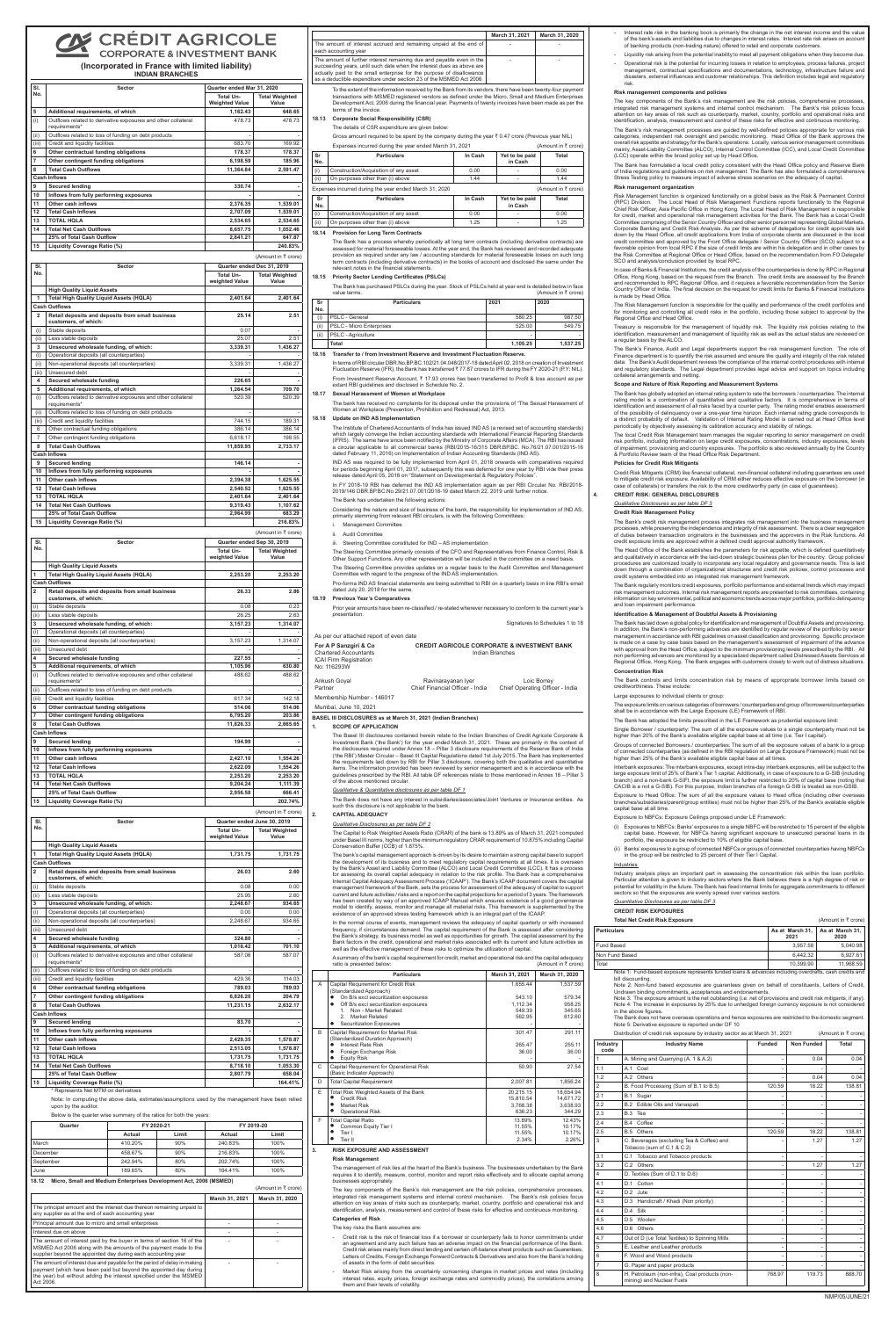# CRÉDIT AGRICOLE CORPORATE & INVESTMENT BANK

**(Incorporated in France with limited liability)**
**INDIAN BRANCHES**

| Sl. No. | Sector | Quarter ended Mar 31, 2021 | |
|---|---|---|---|
| | | Total Un-Weighted Value | Total Weighted Value |
| 5 | Additional requirements, of which | 1,162.43 | 648.65 |
| (i) | Outflows related to derivative exposures and other collateral requirements* | 478.73 | 478.73 |
| (ii) | Outflows related to loss of funding on debt products | - | - |
| (iii) | Credit and liquidity facilities | 683.70 | 169.92 |
| 6 | Other contractual funding obligations | 178.37 | 178.37 |
| 7 | Other contingent funding obligations | 6,198.59 | 185.96 |
| 8 | Total Cash Outflows | 11,364.84 | 2,591.47 |
| | Cash Inflows | | |
| 9 | Secured lending | 330.74 | - |
| 10 | Inflows from fully performing exposures | - | - |
| 11 | Other cash inflows | 2,376.35 | 1,539.01 |
| 12 | Total Cash Inflows | 2,707.09 | 1,539.01 |
| 13 | TOTAL HQLA | 2,534.65 | 2,534.65 |
| 14 | Total Net Cash Outflows | 8,657.75 | 1,052.46 |
| | 25% of Total Cash Outflow | 2,841.21 | 647.87 |
| 15 | Liquidity Coverage Ratio (%) | | 240.83% |

(Amount in ₹ crore)

| Sl. No. | Sector | Quarter ended Dec 31, 2019 | |
|---|---|---|---|
| | | Total Un-weighted Value | Total Weighted Value |
| | High Quality Liquid Assets | | |
| 1 | Total High Quality Liquid Assets (HQLA) | 2,401.64 | 2,401.64 |
| | Cash Outflows | | |
| 2 | Retail deposits and deposits from small business customers, of which: | 25.14 | 2.51 |
| (i) | Stable deposits | 0.07 | - |
| (ii) | Less stable deposits | 25.07 | 2.51 |
| 3 | Unsecured wholesale funding, of which: | 3,339.31 | 1,436.27 |
| (i) | Operational deposits (all counterparties) | - | - |
| (ii) | Non-operational deposits (all counterparties) | 3,339.31 | 1,436.27 |
| (iii) | Unsecured debt | - | - |
| 4 | Secured wholesale funding | 226.65 | - |
| 5 | Additional requirements, of which | 1,264.54 | 709.70 |
| (i) | Outflows related to derivative exposures and other collateral requirements* | 520.39 | 520.39 |
| (ii) | Outflows related to loss of funding on debt products | - | - |
| (iii) | Credit and liquidity facilities | 744.15 | 189.31 |
| 6 | Other contractual funding obligations | 386.14 | 386.14 |
| 7 | Other contingent funding obligations | 6,618.17 | 198.55 |
| 8 | Total Cash Outflows | 11,859.95 | 2,733.17 |
| | Cash Inflows | | |
| 9 | Secured lending | 146.14 | - |
| 10 | Inflows from fully performing exposures | - | - |
| 11 | Other cash inflows | 2,394.38 | 1,625.55 |
| 12 | Total Cash Inflows | 2,540.52 | 1,625.55 |
| 13 | TOTAL HQLA | 2,401.64 | 2,401.64 |
| 14 | Total Net Cash Outflows | 9,319.43 | 1,107.62 |
| | 25% of Total Cash Outflow | 2,964.99 | 683.29 |
| 15 | Liquidity Coverage Ratio (%) | | 216.83% |

(Amount in ₹ crore)

| Sl. No. | Sector | Quarter ended Sep 30, 2019 | |
|---|---|---|---|
| | | Total Un-weighted Value | Total Weighted Value |
| | High Quality Liquid Assets | | |
| 1 | Total High Quality Liquid Assets (HQLA) | 2,253.20 | 2,253.20 |
| | Cash Outflows | | |
| 2 | Retail deposits and deposits from small business customers, of which: | 26.33 | 2.86 |
| (i) | Stable deposits | 0.08 | 0.23 |
| (ii) | Less stable deposits | 26.25 | 2.63 |
| 3 | Unsecured wholesale funding, of which: | 3,157.23 | 1,314.07 |
| (i) | Operational deposits (all counterparties) | - | - |
| (ii) | Non-operational deposits (all counterparties) | 3,157.23 | 1,314.07 |
| (iii) | Unsecured debt | - | - |
| 4 | Secured wholesale funding | 227.55 | - |
| 5 | Additional requirements, of which | 1,105.96 | 630.80 |
| (i) | Outflows related to derivative exposures and other collateral requirements* | 488.62 | 488.62 |
| (ii) | Outflows related to loss of funding on debt products | - | - |
| (iii) | Credit and liquidity facilities | 617.34 | 142.18 |
| 6 | Other contractual funding obligations | 514.06 | 514.06 |
| 7 | Other contingent funding obligations | 6,795.20 | 203.86 |
| 8 | Total Cash Outflows | 11,826.33 | 2,665.65 |
| | Cash Inflows | | |
| 9 | Secured lending | 194.99 | - |
| 10 | Inflows from fully performing exposures | - | - |
| 11 | Other cash inflows | 2,427.10 | 1,554.26 |
| 12 | Total Cash Inflows | 2,622.09 | 1,554.26 |
| 13 | TOTAL HQLA | 2,253.20 | 2,253.20 |
| 14 | Total Net Cash Outflows | 9,204.24 | 1,111.39 |
| | 25% of Total Cash Outflow | 2,956.58 | 666.41 |
| 15 | Liquidity Coverage Ratio (%) | | 202.74% |

(Amount in ₹ crore)

| Sl. No. | Sector | Quarter ended June 30, 2019 | |
|---|---|---|---|
| | | Total Un-weighted Value | Total Weighted Value |
| | High Quality Liquid Assets | | |
| 1 | Total High Quality Liquid Assets (HQLA) | 1,731.75 | 1,731.75 |
| | Cash Outflows | | |
| 2 | Retail deposits and deposits from small business customers, of which: | 26.03 | 2.60 |
| (i) | Stable deposits | 0.08 | 0.00 |
| (ii) | Less stable deposits | 25.95 | 2.60 |
| 3 | Unsecured wholesale funding, of which: | 2,248.67 | 934.65 |
| (i) | Operational deposits (all counterparties) | 0.00 | 0.00 |
| (ii) | Non-operational deposits (all counterparties) | 2,248.67 | 934.65 |
| (iii) | Unsecured debt | - | - |
| 4 | Secured wholesale funding | 324.60 | - |
| 5 | Additional requirements, of which | 1,016.42 | 701.10 |
| (i) | Outflows related to derivative exposures and other collateral requirements* | 587.06 | 587.07 |
| (ii) | Outflows related to loss of funding on debt products | - | - |
| (iii) | Credit and liquidity facilities | 429.36 | 114.03 |
| 6 | Other contractual funding obligations | 789.03 | 789.03 |
| 7 | Other contingent funding obligations | 6,826.20 | 204.79 |
| 8 | Total Cash Outflows | 11,231.15 | 2,632.17 |
| | Cash Inflows | | |
| 9 | Secured lending | 83.70 | - |
| 10 | Inflows from fully performing exposures | - | - |
| 11 | Other cash inflows | 2,429.35 | 1,578.87 |
| 12 | Total Cash Inflows | 2,513.05 | 1,578.87 |
| 13 | TOTAL HQLA | 1,731.75 | 1,731.75 |
| 14 | Total Net Cash Outflows | 8,718.10 | 1,053.30 |
| | 25% of Total Cash Outflow | 2,807.79 | 658.04 |
| 15 | Liquidity Coverage Ratio (%) | | 164.41% |

\* Represents Net MTM on derivatives

Note: In computing the above data, estimates/assumptions used by the management have been relied upon by the auditor.

Below is the quarter wise summary of the ratios for both the years:

| Quarter | FY 2020-21 | | FY 2019-20 | |
|---|---|---|---|---|
| | Actual | Limit | Actual | Limit |
| March | 410.20% | 90% | 240.83% | 100% |
| December | 458.67% | 90% | 216.83% | 100% |
| September | 242.94% | 80% | 202.74% | 100% |
| June | 189.65% | 80% | 164.41% | 100% |

### 18.12 Micro, Small and Medium Enterprises Development Act, 2006 (MSMED)

(Amount in ₹ crore)

| | March 31, 2021 | March 31, 2020 |
|---|---|---|
| The principal amount and the interest due thereon remaining unpaid to any supplier as at the end of each accounting year | | |
| Principal amount due to micro and small enterprises | - | - |
| Interest due on above | - | - |
| The amount of interest paid by the buyer in terms of section 16 of the MSMED Act 2006 along with the amounts of the payment made to the supplier beyond the appointed day during each accounting year | - | - |
| The amount of interest due and payable for the period of delay in making payment (which have been paid but beyond the appointed day during the year) but without adding the interest specified under the MSMED Act 2006. | - | - |
| The amount of interest accrued and remaining unpaid at the end of each accounting year | - | - |
| The amount of further interest remaining due and payable even in the succeeding years, until such date when the interest dues as above are actually paid to the small enterprise for the purpose of disallowance as a deductible expenditure under section 23 of the MSMED Act 2006 | - | - |

To the extent of the information received by the Bank from its vendors, there have been twenty-four payment transactions with MSMED registered vendors as defined under the Micro, Small and Medium Enterprises Development Act, 2006 during the financial year. Payments of twenty invoices have been made as per the terms of the invoice.

### 18.13 Corporate Social Responsibility (CSR)

The details of CSR expenditure are given below:

Gross amount required to be spent by the company during the year ₹ 0.47 crore (Previous year NIL)

Expenses incurred during the year ended March 31, 2021 (Amount in ₹ crore)

| Sr No. | Particulars | In Cash | Yet to be paid in Cash | Total |
|---|---|---|---|---|
| (i) | Construction/Acquisition of any asset | 0.00 | - | 0.00 |
| (ii) | On purposes other than (i) above | 1.44 | - | 1.44 |

Expenses incurred during the year ended March 31, 2020 (Amount in ₹ crore)

| Sr No. | Particulars | In Cash | Yet to be paid in Cash | Total |
|---|---|---|---|---|
| (i) | Construction/Acquisition of any asset | 0.00 | - | 0.00 |
| (ii) | On purposes other than (i) above | 1.25 | - | 1.25 |

### 18.14 Provision for Long Term Contracts

The Bank has a process whereby periodically all long term contracts (including derivative contracts) are assessed for material foreseeable losses. At the year end, the Bank has reviewed and recorded adequate provision as required under any law / accounting standards for material foreseeable losses on such long term contracts (including derivative contracts) in the books of account and disclosed the same under the relevant notes in the financial statements.

### 18.15 Priority Sector Lending Certificates (PSLCs)

The Bank has purchased PSLCs during the year. Stock of PSLCs held at year end is detailed below in face value terms. (Amount in ₹ crore)

| Sr No. | Particulars | 2021 | 2020 |
|---|---|---|---|
| (i) | PSLC - General | 580.25 | 987.50 |
| (ii) | PSLC - Micro Enterprises | 525.00 | 549.75 |
| (iii) | PSLC - Agriculture | - | - |
| | Total | 1,105.25 | 1,537.25 |

### 18.16 Transfer to / from Investment Reserve and Investment Fluctuation Reserve.

In terms of RBI circular DBR.No.BP.BC.102/21.04.048/2017-18 dated April 02, 2018 on creation of Investment Fluctuation Reserve (IFR), the Bank has transferred ₹ 17.87 crores to IFR during the FY 2020-21 (FY: NIL).

From Investment Reserve Account, ₹ 17.93 crores has been transferred to Profit & loss account as per extant RBI guidelines and disclosed in Schedule No. 2.

### 18.17 Sexual Harassment of Women at Workplace

The bank has received no complaints for its disposal under the provisions of "The Sexual Harassment of Women at Workplace (Prevention, Prohibition and Redressal) Act, 2013.

### 18.18 Update on IND AS Implementation

The Institute of Chartered Accountants of India has issued IND AS (a revised set of accounting standards) which largely converge the Indian accounting standards with International Financial Reporting Standards (IFRS). The same have since been notified by the Ministry of Corporate Affairs (MCA). The RBI has issued a circular applicable to all commercial banks (RBI/2015-16/315 DBR.BP.BC. No.76/21.07.001/2015-16 dated February 11, 2016) on Implementation of Indian Accounting Standards (IND AS).

IND AS was required to be fully implemented from April 01, 2018 onwards with comparatives required for periods beginning April 01, 2017, subsequently this was deferred for one year by RBI vide their press release dated April 05, 2018 on "Statement on Developmental & Regulatory Policies".

In FY 2018-19 RBI has deferred the IND AS implementation again as per RBI Circular No. RBI/2018-2019/146 DBR.BP.BC.No.29/21.07.001/2018-19 dated March 22, 2019 until further notice.

The Bank has undertaken the following actions:

Considering the nature and size of business of the bank, the responsibility for implementation of IND AS, primarily stemming from relevant RBI circulars, is with the following Committees:

i. Management Committee

ii. Audit Committee

iii. Steering Committee constituted for IND – AS implementation

The Steering Committee primarily consists of the CFO and Representatives from Finance Control, Risk & Other Support Functions. Any other representation will be included in the committee on a need basis.

The Steering Committee provides updates on a regular basis to the Audit Committee and Management Committee with regard to the progress of the IND AS implementation.

Pro-forma IND AS financial statements are being submitted to RBI on a quarterly basis in line RBI's email dated July 20, 2018 for the same.

### 18.19 Previous Year's Comparatives

Prior year amounts have been re-classified / re-stated wherever necessary to conform to the current year's presentation.

Signatures to Schedules 1 to 18

As per our attached report of even date

**For A P Sanzgiri & Co**
Chartered Accountants
ICAI Firm Registration
No: 116293W

**CREDIT AGRICOLE CORPORATE & INVESTMENT BANK**
Indian Branches

Ankush Goyal
Partner
Membership Number - 146017

Ravinarayanan Iyer
Chief Financial Officer - India

Loic Borney
Chief Operating Officer - India

Mumbai, June 10, 2021

## BASEL III DISCLOSURES as at March 31, 2021 (Indian Branches)

### 1. SCOPE OF APPLICATION

The Basel III disclosures contained herein relate to the Indian Branches of Credit Agricole Corporate & Investment Bank ('the Bank') for the year ended March 31, 2021. These are primarily in the context of the disclosures required under Annex 18 – Pillar 3 disclosure requirements of the Reserve Bank of India ('the RBI') Master Circular – Basel III Capital Regulations dated 1st July 2015. The Bank has implemented the requirements laid down by RBI for Pillar 3 disclosure, covering both the qualitative and quantitative items. The information provided has been reviewed by senior management and is in accordance with the guidelines prescribed by the RBI. All table DF references relate to those mentioned in Annex 18 – Pillar 3 of the above mentioned circular.

*Qualitative & Quantitative disclosures as per table DF 1*

The Bank does not have any interest in subsidiaries/associates/Joint Ventures or Insurance entities. As such this disclosure is not applicable to the bank.

### 2. CAPITAL ADEQUACY

*Qualitative Disclosures as per table DF 2*

The Capital to Risk Weighted Assets Ratio (CRAR) of the bank is 13.89% as of March 31, 2021 computed under Basel III norms, higher than the minimum regulatory CRAR requirement of 10.875% including Capital Conservation Buffer (CCB) of 1.875%.

The bank's capital management approach is driven by its desire to maintain a strong capital base to support the development of its business and to meet regulatory capital requirements at all times. It is overseen by the Bank's Asset and Liability Committee (ALCO) and Local Credit Committee (LCC). It has a process for assessing its overall capital adequacy in relation to the risk profile. The Bank has a comprehensive Internal Capital Adequacy Assessment Process ("ICAAP"). The Bank's ICAAP document covers the capital management framework of the Bank, sets the process for assessment of the adequacy of capital to support current and future activities / risks and a report on the capital projections for a period of 3 years. The framework has been created by way of an approved ICAAP Manual which ensures existence of a good governance model to identify, assess, monitor and manage all material risks. This framework is supplemented by the existence of an approved stress testing framework which is an integral part of the ICAAP.

In the normal course of events, management reviews the adequacy of capital quarterly or with increased frequency, if circumstances demand. The capital requirement of the Bank is assessed after considering the Bank's strategy, its business model as well as opportunities for growth. The capital assessment by the Bank factors in the credit, operational and market risks associated with its current and future activities as well as the effective management of these risks to optimize the utilization of capital.

A summary of the bank's capital requirement for credit, market and operational risk and the capital adequacy ratio is presented below: (Amount in ₹ crore)

| | Particulars | March 31, 2021 | March 31, 2020 |
|---|---|---|---|
| A | Capital Requirement for Credit Risk (Standardized Approach) | 1,655.44 | 1,537.59 |
| | ● On B/s excl securitization exposures | 543.10 | 579.34 |
| | ● Off B/s excl securitization exposures | 1,112.34 | 958.25 |
| | 1. Non - Market Related | 549.39 | 345.65 |
| | 2. Market Related | 562.95 | 612.60 |
| | ● Securitization Exposures | - | - |
| B | Capital Requirement for Market Risk (Standardized Duration Approach) | 301.47 | 291.11 |
| | ● Interest Rate Risk | 265.47 | 255.11 |
| | ● Foreign Exchange Risk | 36.00 | 36.00 |
| | ● Equity Risk | - | - |
| C | Capital Requirement for Operational Risk (Basic Indicator Approach) | 50.90 | 27.54 |
| D | Total Capital Requirement | 2,007.81 | 1,856.24 |
| E | Total Risk Weighted Assets of the Bank | 20,215.15 | 18,654.94 |
| | ● Credit Risk | 15,810.54 | 14,671.72 |
| | ● Market Risk | 3,768.38 | 3,638.93 |
| | ● Operational Risk | 636.23 | 344.29 |
| F | Total Capital Ratio | 13.89% | 12.43% |
| | ● Common Equity Tier I | 11.55% | 10.17% |
| | ● Tier I | 11.55% | 10.17% |
| | ● Tier II | 2.34% | 2.26% |

### 3. RISK EXPOSURE AND ASSESSMENT

**Risk Management**

The management of risk lies at the heart of the Bank's business. The businesses undertaken by the Bank requires it to identify, measure, control, monitor and report risks effectively and to allocate capital among businesses appropriately.

The key components of the Bank's risk management are the risk policies, comprehensive processes, integrated risk management systems and internal control mechanism. The Bank's risk policies focus attention on key areas of risks such as counterparty, market, country, portfolio and operational risks and identification, analysis, measurement and control of these risks for effective and continuous monitoring.

**Categories of Risk**

The key risks the Bank assumes are:

- Credit risk is the risk of financial loss if a borrower or counterparty fails to honor commitments under an agreement and any such failure has an adverse impact on the financial performance of the Bank. Credit risk arises mainly from direct lending and certain off-balance sheet products such as Guarantees, Letters of Credits, Foreign Exchange Forward Contracts & Derivatives and also from the Bank's holding of assets in the form of debt securities.
- Market Risk arising from the uncertainty concerning changes in market prices and rates (including interest rates, equity prices, foreign exchange rates and commodity prices), the correlations among them and their levels of volatility.
- Interest rate risk in the banking book is primarily the change in the net interest income and the value of the bank's assets and liabilities due to changes in interest rates. Interest rate risk arises on account of banking products (non-trading nature) offered to retail and corporate customers.
- Liquidity risk arising from the potential inability to meet all payment obligations when they become due.
- Operational risk is the potential for incurring losses in relation to employees, process failures, project management, contractual specifications and documentations, technology, infrastructure failure and disasters, external influences and customer relationships. This definition includes legal and regulatory risk.

**Risk management components and policies**

The key components of the Bank's risk management are the risk policies, comprehensive processes, integrated risk management systems and internal control mechanism. The Bank's risk policies focus attention on key areas of risk such as counterparty, market, country, portfolio and operational risks and identification, analysis, measurement and control of these risks for effective and continuous monitoring.

The Bank's risk management processes are guided by well-defined policies appropriate for various risk categories, independent risk oversight and periodic monitoring. Head Office of the Bank approves the overall risk appetite and strategy for the Bank's operations. Locally, various senior management committees mainly Asset-Liability Committee (ALCO), Internal Control Committee (ICC), and Local Credit Committee (LCC) operate within the broad policy set up by Head Office.

The Bank has formulated a local credit policy consistent with the Head Office policy and Reserve Bank of India regulations and guidelines on risk management. The Bank has also formulated a comprehensive Stress Testing policy to measure impact of adverse stress scenarios on the adequacy of capital.

**Risk management organization**

Risk Management function is organized functionally on a global basis as the Risk & Permanent Control (RPC) Division. The Local Head of Risk Management Functions reports functionally to the Regional Chief Risk Officer, Asia Pacific Office in Hong Kong. The Local Head of Risk Management is responsible for credit, market and operational risk management activities for the Bank. The Bank has a Local Credit Committee comprising of the Senior Country Officer and other senior personnel representing Global Markets, Corporate Banking and Credit Risk Analysis. As per the scheme of delegations for credit approvals laid down by the Head Office, all credit applications from India of corporate clients are discussed in the local credit committee and approved by the Front Office delegate / Senior Country Officer (SCO) subject to a favorable opinion from local RPC if the size of credit limits are within his delegation and in other cases by the Risk Committee at Regional Office or Head Office, based on the recommendation from FO Delegate/ SCO and analysis/conclusion provided by local RPC.

In case of Banks & Financial Institutions, the credit analysis of the counterparties is done by RPC in Regional Office, Hong Kong, based on the request from the Branch. The credit limits are assessed by the Branch and recommended to RPC Regional Office, and it requires a favorable recommendation from the Senior Country Officer of India. The final decision on the request for credit limits for Banks & Financial Institutions is made by Head Office.

The Risk Management function is responsible for the quality and performance of the credit portfolios and for monitoring and controlling all credit risks in the portfolio, including those subject to approval by the Regional Office and Head Office.

Treasury is responsible for the management of liquidity risk. The liquidity risk policies relating to the identification, measurement and management of liquidity risk as well as the actual status are reviewed on a regular basis by the ALCO.

The Bank's Finance, Audit and Legal departments support the risk management function. The role of Finance department is to quantify the risk assumed and ensure the quality and integrity of the risk related data. The Bank's Audit department reviews the compliance of the internal control procedures with internal and regulatory standards. The Legal department provides legal advice and support on topics including collateral arrangements and netting.

**Scope and Nature of Risk Reporting and Measurement Systems**

The Bank has globally adopted an internal rating system to rate the borrowers / counterparties. The internal rating model is a combination of quantitative and qualitative factors. It is comprehensive in terms of identification and assessment of all risks faced by a counter party. The rating model enables assessment of the possibility of delinquency over a one-year time horizon. Each internal rating grade corresponds to a distinct probability of default. Validation of Internal Rating Model is carried out at Head Office level periodically by objectively assessing its calibration accuracy and stability of ratings.

The local Credit Risk Management team manages the regular reporting to senior management on credit risk portfolio, including information on large credit exposures, concentrations, industry exposures, levels of impairment, provisioning and country exposures. The portfolio is also reviewed annually by the Country & Portfolio Review team of the Head Office Risk Department.

**Policies for Credit Risk Mitigants**

Credit Risk Mitigants (CRM) like financial collateral, non-financial collateral including guarantees are used to mitigate credit risk exposure. Availability of CRM either reduces effective exposure on the borrower (in case of collaterals) or transfers the risk to the more creditworthy party (in case of guarantees).

### 4. CREDIT RISK: GENERAL DISCLOSURES

*Qualitative Disclosures as per table DF 3*

**Credit Risk Management Policy**

The Bank's credit risk management process integrates risk management into the business management processes, while preserving the independence and integrity of risk assessment. There is a clear segregation of duties between transaction originators in the businesses and the approvers in the Risk functions. All credit exposure limits are approved within a defined credit approval authority framework.

The Head Office of the Bank establishes the parameters for risk appetite, which is defined quantitatively and qualitatively in accordance with the laid-down strategic business plan for the country. Group policies/ procedures are customized locally to incorporate any local regulatory and governance needs. This is laid down through a combination of organizational structures and credit risk policies, control processes and credit systems embedded into an integrated risk management framework.

The Bank regularly monitors credit exposures, portfolio performance and external trends which may impact risk management outcomes. Internal risk management reports are presented to risk committees, containing information on key environmental, political and economic trends across major portfolios, portfolio delinquency and loan impairment performance.

**Identification & Management of Doubtful Assets & Provisioning**

The Bank has laid down a global policy for identification and management of Doubtful Assets and provisioning. In addition, the Bank's non-performing advances are identified by regular review of the portfolio by senior management in accordance with RBI guidelines on asset classification and provisioning. Specific provision is made on a case by case basis based on the management's assessment of impairment of the advance with approval from the Head Office, subject to the minimum provisioning levels prescribed by the RBI. All non performing advances are monitored by a specialized department called Distressed Assets Services at Regional Office, Hong Kong. The Bank engages with customers closely to work out of distress situations.

**Concentration Risk**

The Bank controls and limits concentration risk by means of appropriate borrower limits based on creditworthiness. These include:

Large exposures to individual clients or group:

The exposure limits on various categories of borrowers / counterparties and group of borrowers/counterparties shall be in accordance with the Large Exposure (LE) Framework of RBI.

The Bank has adopted the limits prescribed in the LE Framework as prudential exposure limit:

Single Borrower / counterparty: The sum of all the exposure values to a single counterparty must not be higher than 20% of the Bank's available eligible capital base at all times (i.e. Tier I capital).

Groups of connected Borrowers / counterparties: The sum of all the exposure values of a bank to a group of connected counterparties (as defined in the RBI regulation on Large Exposure Framework) must not be higher than 25% of the Bank's available eligible capital base at all times.

Interbank exposures: The interbank exposures, except intra-day interbank exposures, will be subject to the large exposure limit of 25% of Bank's Tier 1 capital. Additionally, in case of exposure to a G-SIB (including branch) and a non-bank G-SIFI, the exposure limit is further restricted to 20% of capital base (noting that CACIB is a not a G-SIB). For this purpose, Indian branches of a foreign G-SIB is treated as non-GSIB.

Exposure to Head Office: The sum of all the exposure values to Head office (including other overseas branches/subsidiaries/parent/group entities) must not be higher than 25% of the Bank's available eligible capital base at all time.

Exposure to NBFCs: Exposure Ceilings proposed under LE Framework:

(i) Exposures to NBFCs: Banks' exposures to a single NBFC will be restricted to 15 percent of the eligible capital base. However, for NBFCs having significant exposure to unsecured personal loans in its portfolio, the exposure be restricted to 10% of eligible capital base.

(ii) Banks' exposures to a group of connected NBFCs or groups of connected counterparties having NBFCs in the group will be restricted to 25 percent of their Tier I Capital.

Industries

Industry analysis plays an important part in assessing the concentration risk within the loan portfolio. Particular attention is given to industry sectors where the Bank believes there is a high degree of risk or potential for volatility in the future. The Bank has fixed internal limits for aggregate commitments to different sectors so that the exposures are evenly spread over various sectors.

*Quantitative Disclosures as per table DF 3*

**CREDIT RISK EXPOSURES**

**Total Net Credit Risk Exposure** (Amount in ₹ crore)

| Particulars | As at March 31, 2021 | As at March 31, 2020 |
|---|---|---|
| Fund Based | 3,957.58 | 5,040.98 |
| Non Fund Based | 6,442.32 | 6,927.61 |
| Total | 10,399.90 | 11,968.59 |

Note 1: Fund-based exposure represents funded loans & advances including overdrafts, cash credits and bill discounting.

Note 2: Non-fund based exposures are guarantees given on behalf of constituents, Letters of Credit, Undrawn binding commitments, acceptances and endorsements.

Note 3: The exposure amount is the net outstanding (i.e. net of provisions and credit risk mitigants, if any).

Note 4: The increase in exposures by 25% due to unhedged foreign currency exposure is not considered in the above figures.

The Bank does not have overseas operations and hence exposures are restricted to the domestic segment.

Note 5: Derivative exposure is reported under DF 10

Distribution of credit risk exposure by industry sector as at March 31, 2021 (Amount in ₹ crore)

| Industry code | Industry Name | Funded | Non Funded | Total |
|---|---|---|---|---|
| 1 | A. Mining and Quarrying (A. 1 & A.2) | - | 0.04 | 0.04 |
| 1.1 | A.1 Coal | - | - | - |
| 1.2 | A.2 Others | - | 0.04 | 0.04 |
| 2 | B. Food Processing (Sum of B.1 to B.5) | 120.59 | 18.22 | 138.81 |
| 2.1 | B.1 Sugar | - | - | - |
| 2.2 | B.2 Edible Oils and Vanaspati | - | - | - |
| 2.3 | B.3 Tea | - | - | - |
| 2.4 | B.4 Coffee | - | - | - |
| 2.5 | B.5 Others | 120.59 | 18.22 | 138.81 |
| 3 | C. Beverages (excluding Tea & Coffee) and Tobacco (sum of C.1 & C.2) | - | 1.27 | 1.27 |
| 3.1 | C.1 Tobacco and Tobacco products | - | - | - |
| 3.2 | C.2 Others | - | 1.27 | 1.27 |
| 4 | D. Textiles (Sum of D.1 to D.6) | - | - | - |
| 4.1 | D.1 Cotton | - | - | - |
| 4.2 | D.2 Jute | - | - | - |
| 4.3 | D.3 Handicraft / Khadi (Non priority) | - | - | - |
| 4.4 | D.4 Silk | - | - | - |
| 4.5 | D.5 Woolen | - | - | - |
| 4.6 | D.6 Others | - | - | - |
| 4.7 | Out of D (i.e Total Textiles) to Spinning Mills | - | - | - |
| 5 | E. Leather and Leather products | - | - | - |
| 6 | F. Wood and Wood products | - | - | - |
| 7 | G. Paper and paper products | - | - | - |
| 8 | H. Petroleum (non-infra), Coal products (non-mining) and Nuclear Fuels | 768.97 | 119.73 | 888.70 |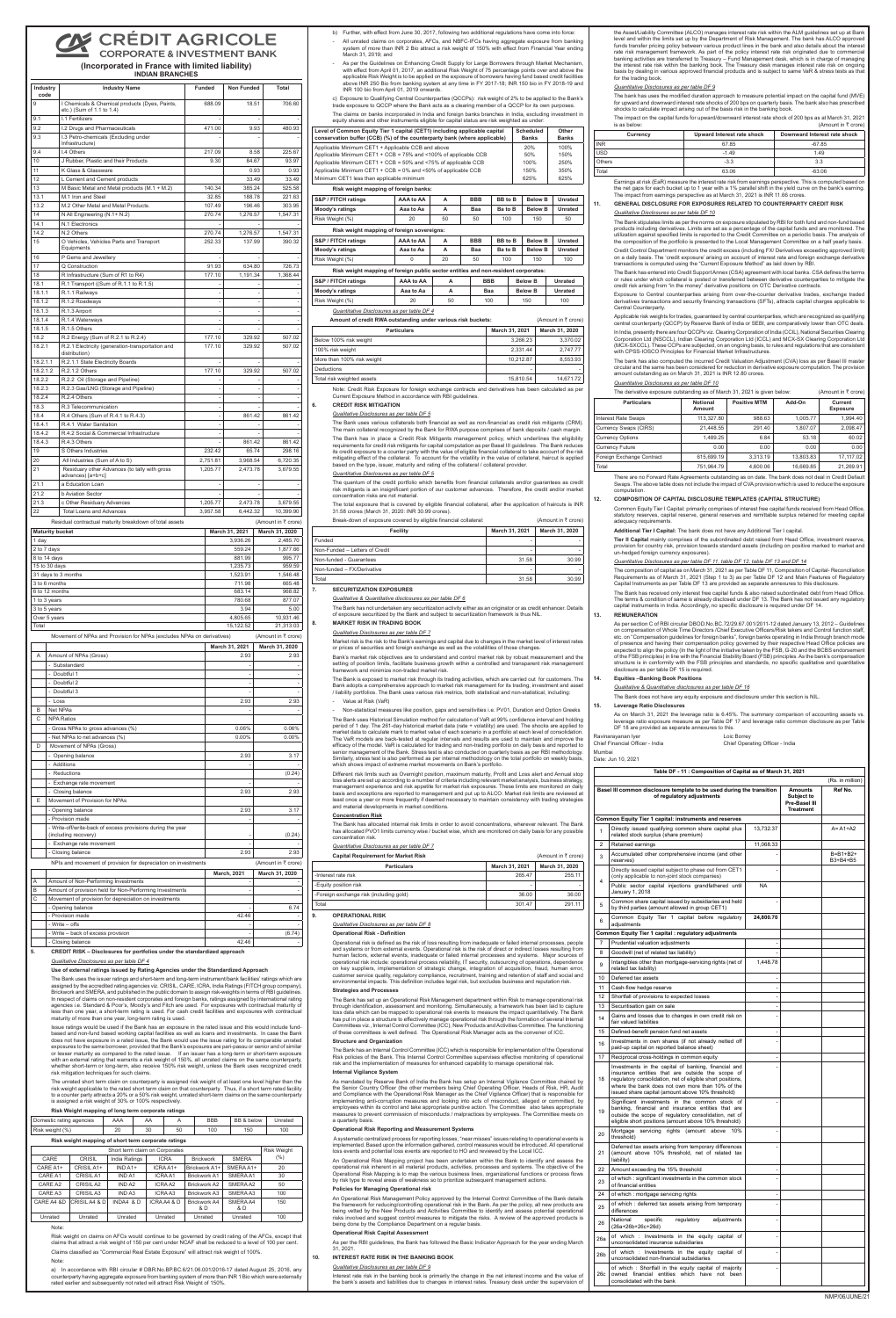# CRÉDIT AGRICOLE CORPORATE & INVESTMENT BANK

**(Incorporated in France with limited liability)**
**INDIAN BRANCHES**

| Industry code | Industry Name | Funded | Non Funded | Total |
|---|---|---|---|---|
| 9 | I Chemicals & Chemical products (Dyes, Paints, etc.) (Sum of I.1 to I.4) | 688.09 | 18.51 | 706.60 |
| 9.1 | I.1 Fertilizers | - | - | - |
| 9.2 | I.2 Drugs and Pharmaceuticals | 471.00 | 9.93 | 480.93 |
| 9.3 | I.3 Petro-chemicals (Excluding under Infrastructure) | - | - | - |
| 9.4 | I.4 Others | 217.09 | 8.58 | 225.67 |
| 10 | J Rubber, Plastic and their Products | 9.30 | 84.67 | 93.97 |
| 11 | K Glass & Glassware | - | 0.93 | 0.93 |
| 12 | L Cement and Cement products | - | 33.49 | 33.49 |
| 13 | M Basic Metal and Metal products (M.1 + M.2) | 140.34 | 385.24 | 525.58 |
| 13.1 | M.1 Iron and Steel | 32.85 | 188.78 | 221.63 |
| 13.2 | M.2 Other Metal and Metal Products. | 107.49 | 196.46 | 303.95 |
| 14 | N All Engineering (N.1+ N.2) | 270.74 | 1,276.57 | 1,547.31 |
| 14.1 | N.1 Electronics | - | - | - |
| 14.2 | N.2 Others | 270.74 | 1,276.57 | 1,547.31 |
| 15 | O Vehicles, Vehicles Parts and Transport Equipments | 252.33 | 137.99 | 390.32 |
| 16 | P Gems and Jewellery | - | - | - |
| 17 | Q Construction | 91.93 | 634.80 | 726.73 |
| 18 | R Infrastructure (Sum of R1 to R4) | 177.10 | 1,191.34 | 1,368.44 |
| 18.1 | R.1 Transport (Sum of R.1.1 to R.1.5) | - | - | - |
| 18.1.1 | R.1.1 Railways | - | - | - |
| 18.1.2 | R.1.2 Roadways | - | - | - |
| 18.1.3 | R.1.3 Airport | - | - | - |
| 18.1.4 | R.1.4 Waterways | - | - | - |
| 18.1.5 | R.1.5 Others | - | - | - |
| 18.2 | R.2 Energy (Sum of R.2.1 to R.2.4) | 177.10 | 329.92 | 507.02 |
| 18.2.1 | R.2.1 Electricity (generation-transportation and distribution) | 177.10 | 329.92 | 507.02 |
| 18.2.1.1 | R.2.1.1 State Electricity Boards | - | - | - |
| 18.2.1.2 | R.2.1.2 Others | 177.10 | 329.92 | 507.02 |
| 18.2.2 | R.2.2 Oil (Storage and Pipeline) | - | - | - |
| 18.2.3 | R.2.3 Gas/LNG (Storage and Pipeline) | - | - | - |
| 18.2.4 | R.2.4 Others | - | - | - |
| 18.3 | R.3 Telecommunication | - | - | - |
| 18.4 | R.4 Others (Sum of R.4.1 to R.4.3) | - | 861.42 | 861.42 |
| 18.4.1 | R.4.1 Water Sanitation | - | - | - |
| 18.4.2 | R.4.2 Social & Commercial Infrastructure | - | - | - |
| 18.4.3 | R.4.3 Others | - | 861.42 | 861.42 |
| 19 | S Others Industries | 232.42 | 65.74 | 298.16 |
| 20 | All Industries (Sum of A to S) | 2,751.81 | 3,968.54 | 6,720.35 |
| 21 | Residuary other Advances (to tally with gross advances) [a+b+c] | 1,205.77 | 2,473.78 | 3,679.55 |
| 21.1 | a Education Loan | - | - | - |
| 21.2 | b Aviation Sector | - | - | - |
| 21.3 | c Other Residuary Advances | 1,205.77 | 2,473.78 | 3,679.55 |
| 22 | Total Loans and Advances | 3,957.58 | 6,442.32 | 10,399.90 |

Residual contractual maturity breakdown of total assets (Amount in ₹ crore)

| Maturity bucket | March 31, 2021 | March 31, 2020 |
|---|---|---|
| 1 day | 3,936.26 | 2,485.70 |
| 2 to 7 days | 559.24 | 1,877.66 |
| 8 to 14 days | 881.99 | 995.77 |
| 15 to 30 days | 1,235.73 | 959.59 |
| 31 days to 3 months | 1,523.91 | 1,546.48 |
| 3 to 6 months | 711.98 | 665.48 |
| 6 to 12 months | 683.14 | 988.82 |
| 1 to 3 years | 780.68 | 877.07 |
| 3 to 5 years | 3.94 | 5.00 |
| Over 5 years | 4,805.65 | 10,931.46 |
| Total | 15,122.52 | 21,313.03 |

Movement of NPAs and Provision for NPAs (excludes NPAs on derivatives) (Amount in ₹ crore)

| | | March 31, 2021 | March 31, 2020 |
|---|---|---|---|
| A | Amount of NPAs (Gross) | 2.93 | 2.93 |
| | - Substandard | - | - |
| | - Doubtful 1 | - | - |
| | - Doubtful 2 | - | - |
| | - Doubtful 3 | - | - |
| | - Loss | 2.93 | 2.93 |
| B | Net NPAs | - | - |
| C | NPA Ratios | | |
| | - Gross NPAs to gross advances (%) | 0.06% | 0.06% |
| | - Net NPAs to net advances (%) | 0.00% | 0.00% |
| D | Movement of NPAs (Gross) | | |
| | - Opening balance | 2.93 | 3.17 |
| | - Additions | - | - |
| | - Reductions | - | (0.24) |
| | - Exchange rate movement | - | - |
| | - Closing balance | 2.93 | 2.93 |
| E | Movement of Provision for NPAs | | |
| | - Opening balance | 2.93 | 3.17 |
| | - Provision made | - | - |
| | - Write-off/write-back of excess provisions during the year (including recovery) | - | (0.24) |
| | - Exchange rate movement | - | - |
| | - Closing balance | 2.93 | 2.93 |

NPIs and movement of provision for depreciation on investments (Amount in ₹ crore)

| | | March, 2021 | March 31, 2020 |
|---|---|---|---|
| A | Amount of Non-Performing Investments | - | - |
| B | Amount of provision held for Non-Performing Investments | - | - |
| C | Movement of provision for depreciation on investments | | |
| | - Opening balance | - | 6.74 |
| | - Provision made | 42.46 | - |
| | - Write – offs | - | - |
| | - Write – back of excess provision | - | (6.74) |
| | - Closing balance | 42.46 | - |

## 5. CREDIT RISK – Disclosures for portfolios under the standardized approach

*Qualitative Disclosures as per table DF 4*

**Use of external ratings issued by Rating Agencies under the Standardized Approach**

The Bank uses the issuer ratings and short-term and long-term instrument/bank facilities' ratings which are assigned by the accredited rating agencies viz. CRISIL, CARE, ICRA, India Ratings (FITCH group company), Brickwork and SMERA, and published in the public domain to assign risk-weights in terms of RBI guidelines. In respect of claims on non-resident corporates and foreign banks, ratings assigned by international rating agencies i.e. Standard & Poor's, Moody's and Fitch are used. For exposures with contractual maturity of less than one year, a short-term rating is used. For cash credit facilities and exposures with contractual maturity of more than one year, long-term rating is used.

Issue ratings would be used if the Bank has an exposure in the rated issue and this would include fund-based and non-fund based working capital facilities as well as loans and investments. In case the Bank does not have exposure in a rated issue, the Bank would use the issue rating for its comparable unrated exposures to the same borrower, provided that the Bank's exposures are pari-passu or senior and of similar or lesser maturity as compared to the rated issue. If an issuer has a long-term or short-term exposure with an external rating that warrants a risk weight of 150%, all unrated claims on the same counterparty, whether short-term or long-term, also receive 150% risk weight, unless the Bank uses recognized credit risk mitigation techniques for such claims.

The unrated short term claim on counterparty is assigned risk weight of at least one level higher than the risk weight applicable to the rated short term claim on that counterparty. Thus, if a short term rated facility to a counter party attracts a 20% or a 50% risk weight, unrated short-term claims on the same counterparty is assigned a risk weight of 30% or 100% respectively.

**Risk Weight mapping of long term corporate ratings**

| Domestic rating agencies | AAA | AA | A | BBB | BB & below | Unrated |
|---|---|---|---|---|---|---|
| Risk weight (%) | 20 | 30 | 50 | 100 | 150 | 100 |

**Risk weight mapping of short term corporate ratings**

| Short term claim on Corporates | | | | | | Risk Weight (%) |
|---|---|---|---|---|---|---|
| CARE | CRISIL | India Ratings | ICRA | Brickwork | SMERA | |
| CARE A1+ | CRISIL A1+ | IND A1+ | ICRA A1+ | Brickwork A1+ | SMERA A1+ | 20 |
| CARE A1 | CRISIL A1 | IND A1 | ICRA A1 | Brickwork A1 | SMERA A1 | 30 |
| CARE A2 | CRISIL A2 | IND A2 | ICRA A2 | Brickwork A2 | SMERA A2 | 50 |
| CARE A3 | CRISIL A3 | IND A3 | ICRA A3 | Brickwork A3 | SMERA A3 | 100 |
| CARE A4 & D | CRISIL A4 & D | INDA4 & D | ICRA A4 & D | Brickwork A4 & D | SMERA A4 & D | 150 |
| Unrated | Unrated | Unrated | Unrated | Unrated | Unrated | 100 |

Note:

Risk weight on claims on AFCs would continue to be governed by credit rating of the AFCs, except that claims that attract a risk weight of 150 per cent under NCAF shall be reduced to a level of 100 per cent.

Claims classified as "Commercial Real Estate Exposure" will attract risk weight of 100%.

Note:

a) In accordance with RBI circular # DBR.No.BP.BC.6/21.06.001/2016-17 dated August 25, 2016, any counterparty having aggregate exposure from banking system of more than INR 1 Bio which were externally rated earlier and subsequently not rated will attract Risk Weight of 150%.

b) Further, with effect from June 30, 2017, following two additional regulations have come into force:

- All unrated claims on corporates, AFCs, and NBFC-IFCs having aggregate exposure from banking system of more than INR 2 Bio attract a risk weight of 150% with effect from Financial Year ending March 31, 2019; and
- As per the Guidelines on Enhancing Credit Supply for Large Borrowers through Market Mechanism, with effect from April 01, 2017, an additional Risk Weight of 75 percentage points over and above the applicable Risk Weight is to be applied on the exposure of borrowers having fund based credit facilities above INR 250 Bio from banking system at any time in FY 2017-18; INR 150 bio in FY 2018-19 and INR 100 bio from April 01, 2019 onwards.

c) Exposure to Qualifying Central Counterparties (QCCPs): risk weight of 2% to be applied to the Bank's trade exposure to QCCP where the Bank acts as a clearing member of a QCCP for its own purposes.

The claims on banks incorporated in India and foreign bank branches in India, excluding investment in equity shares and other instruments eligible for capital status are risk weighted as under:

| Level of Common Equity Tier 1 capital (CET1) including applicable capital conservation buffer (CCB) (%) of the counterparty bank (where applicable) | Scheduled Banks | Other Banks |
|---|---|---|
| Applicable Minimum CET1 + Applicable CCB and above | 20% | 100% |
| Applicable Minimum CET1 + CCB = 75% and <100% of applicable CCB | 50% | 150% |
| Applicable Minimum CET1 + CCB = 50% and <75% of applicable CCB | 100% | 250% |
| Applicable Minimum CET1 + CCB = 0% and <50% of applicable CCB | 150% | 350% |
| Minimum CET1 less than applicable minimum | 625% | 625% |

**Risk weight mapping of foreign banks:**

| S&P / FITCH ratings | AAA to AA | A | BBB | BB to B | Below B | Unrated |
|---|---|---|---|---|---|---|
| Moody's ratings | Aaa to Aa | A | Baa | Ba to B | Below B | Unrated |
| Risk Weight (%) | 20 | 50 | 50 | 100 | 150 | 50 |

**Risk weight mapping of foreign sovereigns:**

| S&P / FITCH ratings | AAA to AA | A | BBB | BB to B | Below B | Unrated |
|---|---|---|---|---|---|---|
| Moody's ratings | Aaa to Aa | A | Baa | Ba to B | Below B | Unrated |
| Risk Weight (%) | 0 | 20 | 50 | 100 | 150 | 100 |

**Risk weight mapping of foreign public sector entities and non-resident corporates:**

| S&P / FITCH ratings | AAA to AA | A | BBB | BB to B | Below B | Unrated |
|---|---|---|---|---|---|---|
| Moody's ratings | Aaa to Aa | A | Baa | Ba to B | Below B | Unrated |
| Risk Weight (%) | 20 | 50 | 100 | 150 | | 100 |

*Quantitative Disclosures as per table DF 4*

Amount of credit RWA outstanding under various risk buckets: (Amount in ₹ crore)

| Particulars | March 31, 2021 | March 31, 2020 |
|---|---|---|
| Below 100% risk weight | 3,266.23 | 3,370.02 |
| 100% risk weight | 2,331.44 | 2,747.77 |
| More than 100% risk weight | 10,212.87 | 8,553.93 |
| Deductions | - | - |
| Total risk weighted assets | 15,810.54 | 14,671.72 |

Note: Credit Risk Exposure for foreign exchange contracts and derivatives has been calculated as per Current Exposure Method in accordance with RBI guidelines.

## 6. CREDIT RISK MITIGATION

*Qualitative Disclosures as per table DF 5*

The Bank uses various collaterals both financial as well as non-financial as credit risk mitigants (CRM). The main collateral recognized by the Bank for RWA purpose comprises of bank deposits / cash margin.

The Bank has in place a Credit Risk Mitigants management policy, which underlines the eligibility requirements for credit risk mitigants for capital computation as per Basel III guidelines. The Bank reduces its credit exposure to a counter party with the value of eligible financial collateral to take account of the risk mitigating effect of the collateral. To account for the volatility in the value of collateral, haircut is applied based on the type, issuer, maturity and rating of the collateral / collateral provider.

*Quantitative Disclosures as per table DF 5*

The quantum of the credit portfolio which benefits from financial collaterals and/or guarantees as credit risk mitigants is an insignificant portion of our customer advances. Therefore, the credit and/or market concentration risks are not material.

The total exposure that is covered by eligible financial collateral, after the application of haircuts is INR 31.58 crores (March 31, 2020: INR 30.99 crores).

Break-down of exposure covered by eligible financial collateral: (Amount in ₹ crore)

| Facility | March 31, 2021 | March 31, 2020 |
|---|---|---|
| Funded | - | - |
| Non-Funded – Letters of Credit | - | - |
| Non-funded - Guarantees | 31.58 | 30.99 |
| Non-funded – FX/Derivative | - | - |
| Total | 31.58 | 30.99 |

## 7. SECURITIZATION EXPOSURES

*Qualitative & Quantitative disclosures as per table DF 6*

The Bank has not undertaken any securitization activity either as an originator or as credit enhancer. Details of exposure to securitization vehicles and subject to securitization framework is thus NIL.

## 8. MARKET RISK IN TRADING BOOK

*Qualitative Disclosures as per table DF 7*

Market risk is the risk to the Bank's earnings and capital due to changes in the market level of interest rates or prices of securities and foreign exchange as well as the volatilities of those changes.

Bank's market risk objectives are to understand and control market risk by robust measurement and the setting of position limits, facilitate business growth within a controlled and transparent risk management framework and minimize non-traded market risk.

The Bank is exposed to market risk through its trading activities, which are carried out for customers. The Bank adopts a comprehensive approach to market risk management for its trading, investment and asset / liability portfolios. The Bank uses various risk metrics, both statistical and non-statistical, including:

- Value at Risk (VaR)
- Non-statistical measures like position, gaps and sensitivities i.e. PV01, Duration and Option Greeks

The Bank uses Historical Simulation method for calculation of VaR at 99% confidence interval and holding period of 1 day. The 261-day historical market data (rate + volatility) are used. The shocks are applied to market data to calculate mark to market value of each scenario in a portfolio at each level of consolidation. The VaR models are back-tested at regular intervals and results are used to maintain and improve the efficacy of the model. VaR is calculated for trading and non-trading portfolio on daily basis and reported to senior management of the Bank. Stress test is also conducted on quarterly basis as per RBI methodology. Similarly, stress test is also performed as per internal methodology on the total portfolio on weekly basis, which shows impact of extreme market movements on Bank's portfolio.

Different risk limits such as Overnight position, maximum maturity, Profit and Loss alert and Annual stop loss alerts are set up according to a number of criteria including relevant market analysis, business strategy, management experience and risk appetite for market risk exposures. These limits are monitored on daily basis and exceptions are reported to management and put up to ALCO. Market risk limits are reviewed at least once a year or more frequently if deemed necessary to maintain consistency with trading strategies and material developments in market conditions.

**Concentration Risk**

The Bank has allocated internal risk limits in order to avoid concentrations, wherever relevant. The Bank has allocated PVO1 limits currency wise / bucket wise, which are monitored on daily basis for any possible concentration risk.

*Quantitative Disclosures as per table DF 7*

**Capital Requirement for Market Risk** (Amount in ₹ crore)

| Particulars | March 31, 2021 | March 31, 2020 |
|---|---|---|
| -Interest rate risk | 265.47 | 255.11 |
| -Equity position risk | - | - |
| -Foreign exchange risk (including gold) | 36.00 | 36.00 |
| Total | 301.47 | 291.11 |

## 9. OPERATIONAL RISK

*Qualitative Disclosures as per table DF 8*

**Operational Risk - Definition**

Operational risk is defined as the risk of loss resulting from inadequate or failed internal processes, people and systems or from external events. Operational risk is the risk of direct or indirect losses resulting from human factors, external events, inadequate or failed internal processes and systems. Major sources of operational risk include: operational process reliability, IT security, outsourcing of operations, dependence on key suppliers, implementation of strategic change, integration of acquisition, fraud, human error, customer service quality, regulatory compliance, recruitment, training and retention of staff and social and environmental impacts. This definition includes legal risk, but excludes business and reputation risk.

**Strategies and Processes**

The Bank has set up an Operational Risk Management department within Risk to manage operational risk through identification, assessment and monitoring. Simultaneously, a framework has been laid to capture loss data which can be mapped to operational risk events to measure the impact quantitatively. The Bank has put in place a structure to effectively manage operational risk through the formation of several Internal Committees viz., Internal Control Committee (ICC), New Products and Activities Committee. The functioning of these committees is well defined. The Operational Risk Manager acts as the convener of ICC.

**Structure and Organization**

The Bank has an Internal Control Committee (ICC) which is responsible for implementation of the Operational Risk policies of the Bank. This Internal Control Committee supervises effective monitoring of operational risk and the implementation of measures for enhanced capability to manage operational risk.

**Internal Vigilance System**

As mandated by Reserve Bank of India the Bank has setup an Internal Vigilance Committee chaired by the Senior Country Officer (the other members being Chief Operating Officer, Heads of Risk, HR, Audit and Compliance with the Operational Risk Manager as the Chief Vigilance Officer) that is responsible for implementing anti-corruption measures and looking into acts of misconduct, alleged or committed, by employees within its control and take appropriate punitive action. The Committee also takes appropriate measures to prevent commission of misconducts / malpractices by employees. The Committee meets on a quarterly basis.

**Operational Risk Reporting and Measurement Systems**

A systematic centralized process for reporting losses, "near misses" issues relating to operational events is implemented. Based upon the information gathered, control measures would be introduced. All operational loss events and potential loss events are reported to HO and reviewed by the Local ICC.

An Operational Risk Mapping project has been undertaken within the Bank to identify and assess the operational risk inherent in all material products, activities, processes and systems. The objective of the Operational Risk Mapping is to map the various business lines, organizational functions or process flows by risk type to reveal areas of weakness so to prioritize subsequent management actions.

**Policies for Managing Operational risk**

An Operational Risk Management Policy approved by the Internal Control Committee of the Bank details the framework for reducing/controlling the operational risk in the Bank. As per the policy, all new products are being vetted by the New Products and Activities Committee to identify and assess potential operational risks involved and suggest control measures to mitigate the risks. A review of the approved products is being done by the Compliance Department on a regular basis.

**Operational Risk Capital Assessment**

As per the RBI guidelines, the Bank has followed the Basic Indicator Approach for the year ending March 31, 2021.

## 10. INTEREST RATE RISK IN THE BANKING BOOK

*Qualitative Disclosures as per table DF 9*

Interest rate risk in the banking book is primarily the change in the net interest income and the value of the bank's assets and liabilities due to changes in interest rates. Treasury desk under the supervision of the Asset/Liability Committee (ALCO) manages interest rate risk within the ALM guidelines set up at Bank level and within the limits set up by the Department of Risk Management. The Bank has ALCO approved funds transfer pricing policy between various product lines in the bank and also details about the interest rate risk management framework. As part of the policy interest rate risk originated due to commercial banking activities are transferred to Treasury – Fund Management desk, which is in charge of managing the interest rate risk within the banking book. The Treasury desk manages interest rate risk on ongoing basis by dealing in various approved financial products and is subject to same VaR & stress tests as that for the trading book.

*Quantitative Disclosures as per table DF 9*

The bank has used the modified duration approach to measure potential impact on the capital fund (MVE) for upward and downward interest rate shocks of 200 bps on quarterly basis. The bank also has prescribed shocks to calculate impact arising out of the basis risk in the banking book.

The impact on the capital funds for upward/downward interest rate shock of 200 bps as at March 31, 2021 is as below: (Amount in ₹ crore)

| Currency | Upward Interest rate shock | Downward Interest rate shock |
|---|---|---|
| INR | 67.85 | -67.85 |
| USD | -1.49 | 1.49 |
| Others | -3.3 | 3.3 |
| Total | 63.06 | -63.06 |

Earnings at risk (EaR) measure the interest rate risk from earnings perspective. This is computed based on the net gaps for each bucket up to 1 year with a 1% parallel shift in the yield curve on the bank's earning. The impact from earnings perspective as at March 31, 2021 is INR 11.66 crores.

## 11. GENERAL DISCLOSURE FOR EXPOSURES RELATED TO COUNTERPARTY CREDIT RISK

*Qualitative Disclosures as per table DF 10*

The Bank stipulates limits as per the norms on exposure stipulated by RBI for both fund and non-fund based products including derivatives. Limits are set as a percentage of the capital funds and are monitored. The utilization against specified limits is reported to the Credit Committee on a periodic basis. The analysis of the composition of the portfolio is presented to the Local Management Committee on a half yearly basis.

Credit Control Department monitors the credit excess (including FX/ Derivatives exceeding approved limit) on a daily basis. The 'credit exposure' arising on account of interest rate and foreign exchange derivative transactions is computed using the "Current Exposure Method" as laid down by RBI.

The Bank has entered into Credit Support Annex (CSA) agreement with local banks. CSA defines the terms or rules under which collateral is posted or transferred between derivative counterparties to mitigate the credit risk arising from "in the money" derivative positions on OTC Derivative contracts.

Exposure to Central counterparties arising from over-the-counter derivative trades, exchange traded derivatives transactions and security financing transactions (SFTs), attracts capital charges applicable to Central Counterparty.

Applicable risk weights for trades, guaranteed by central counterparties, which are recognized as qualifying central counterparty (QCCP) by Reserve Bank of India or SEBI, are comparatively lower than OTC deals.

In India, presently there are four QCCPs viz. Clearing Corporation of India (CCIL), National Securities Clearing Corporation Ltd (NSCCL), Indian Clearing Corporation Ltd (ICCL) and MCX-SX Clearing Corporation Ltd (MCX-SXCCL). These CCPs are subjected, on an ongoing basis, to rules and regulations that are consistent with CPSS-IOSCO Principles for Financial Market Infrastructures.

The Bank has also computed the incurred Credit Valuation Adjustment (CVA) loss as per Basel III master circular and the same has been considered for reduction in derivative exposure computation. The provision amount outstanding as on March 31, 2021 is INR 12.80 crores.

*Quantitative Disclosures as per table DF 10*

The derivative exposure outstanding as of March 31, 2021 is given below: (Amount in ₹ crore)

| Particulars | Notional Amount | Positive MTM | Add-On | Current Exposure |
|---|---|---|---|---|
| Interest Rate Swaps | 113,327.80 | 988.63 | 1,005.77 | 1,994.40 |
| Currency Swaps (CIRS) | 21,448.55 | 291.40 | 1,807.07 | 2,098.47 |
| Currency Options | 1,489.25 | 6.84 | 53.18 | 60.02 |
| Currency Future | 0.00 | 0.00 | 0.00 | 0.00 |
| Foreign Exchange Contract | 615,699.19 | 3,313.19 | 13,803.83 | 17,117.02 |
| Total | 751,964.79 | 4,600.06 | 16,669.85 | 21,269.91 |

There are no Forward Rate Agreements outstanding as on date. The bank does not deal in Credit Default Swaps. The above table does not include the impact of CVA provision which is used to reduce the exposure computation.

## 12. COMPOSITION OF CAPITAL DISCLOSURE TEMPLATES (CAPITAL STRUCTURE)

Common Equity Tier I Capital: primarily comprises of interest free capital funds received from Head Office, statutory reserves, capital reserve, general reserves and remittable surplus retained for meeting capital adequacy requirements.

**Additional Tier I Capital:** The bank does not have any Additional Tier I capital.

**Tier II Capital** mainly comprises of the subordinated debt raised from Head Office, investment reserve, provision for country risk, provision towards standard assets (including on positive marked to market and un-hedged foreign currency exposures).

*Quantitative Disclosures as per table DF 11, table DF 12, table DF 13 and DF 14*

The composition of capital as on March 31, 2021 as per Table DF 11, Composition of Capital- Reconciliation Requirements as of March 31, 2021 (Step 1 to 3) as per Table DF 12 and Main Features of Regulatory Capital Instruments as per Table DF 13 are provided as separate annexures to this disclosure.

The Bank has received only interest free capital funds & also raised subordinated debt from Head Office. The terms & condition of same is already disclosed under DF 13. The Bank has not issued any regulatory capital instruments in India. Accordingly, no specific disclosure is required under DF 14.

## 13. REMUNERATION

As per section C of RBI circular DBOD.No.BC.72/29.67.001/2011-12 dated January 13, 2012 – Guidelines on compensation of Whole Time Directors /Chief Executive Officers/Risk takers and Control function staff, etc. on "Compensation guidelines for foreign banks", foreign banks operating in India through branch mode of presence and having their compensation policy governed by their respective Head Office policies are expected to align the policy (in the light of the initiative taken by the FSB, G-20 and the BCBS endorsement of the FSB principles) in line with the Financial Stability Board (FSB) principles. As the bank's compensation structure is in conformity with the FSB principles and standards, no specific qualitative and quantitative disclosure as per table DF 15 is required.

## 14. Equities –Banking Book Positions

*Qualitative & Quantitative disclosures as per table DF 16*

The Bank does not have any equity exposure and disclosure under this section is NIL.

## 15. Leverage Ratio Disclosures

As on March 31, 2021 the leverage ratio is 6.45%. The summary comparison of accounting assets vs. leverage ratio exposure measure as per Table DF 17 and leverage ratio common disclosure as per Table DF 18 are provided as separate annexures to this.

Ravinarayanan Iyer — Chief Financial Officer - India

Loic Bomey — Chief Operating Officer - India

Mumbai
Date: Jun 10, 2021

**Table DF - 11 : Composition of Capital as of March 31, 2021**

(Rs. in million)

| | Basel III common disclosure template to be used during the transition of regulatory adjustments | | Amounts Subject to Pre-Basel III Treatment | Ref No. |
|---|---|---|---|---|
| | **Common Equity Tier 1 capital: instruments and reserves** | | | |
| 1 | Directly issued qualifying common share capital plus related stock surplus (share premium) | 13,732.37 | | A= A1+A2 |
| 2 | Retained earnings | 11,068.33 | | |
| 3 | Accumulated other comprehensive income (and other reserves) | - | | B=B1+B2+ B3+B4+B5 |
| 4 | Directly issued capital subject to phase out from CET1 (only applicable to non-joint stock companies) | - | | |
| | Public sector capital injections grandfathered until January 1, 2018 | NA | | |
| 5 | Common share capital issued by subsidiaries and held by third parties (amount allowed in group CET1) | - | | |
| 6 | Common Equity Tier 1 capital before regulatory adjustments | 24,800.70 | | |
| | **Common Equity Tier 1 capital : regulatory adjustments** | | | |
| 7 | Prudential valuation adjustments | - | | |
| 8 | Goodwill (net of related tax liability) | - | | |
| 9 | Intangibles other than mortgage-servicing rights (net of related tax liability) | 1,448.78 | | |
| 10 | Deferred tax assets | - | | |
| 11 | Cash-flow hedge reserve | - | | |
| 12 | Shortfall of provisions to expected losses | - | | |
| 13 | Securitisation gain on sale | - | | |
| 14 | Gains and losses due to changes in own credit risk on fair valued liabilities | - | | |
| 15 | Defined-benefit pension fund net assets | - | | |
| 16 | Investments in own shares (if not already netted off paid-up capital on reported balance sheet) | - | | |
| 17 | Reciprocal cross-holdings in common equity | - | | |
| 18 | Investments in the capital of banking, financial and insurance entities that are outside the scope of regulatory consolidation, net of eligible short positions, where the bank does not own more than 10% of the issued share capital (amount above 10% threshold) | - | | |
| 19 | Significant investments in the common stock of banking, financial and insurance entities that are outside the scope of regulatory consolidation, net of eligible short positions (amount above 10% threshold) | - | | |
| 20 | Mortgage servicing rights (amount above 10% threshold) | - | | |
| 21 | Deferred tax assets arising from temporary differences (amount above 10% threshold, net of related tax liability) | - | | |
| 22 | Amount exceeding the 15% threshold | - | | |
| 23 | of which : significant investments in the common stock of financial entities | - | | |
| 24 | of which : mortgage servicing rights | - | | |
| 25 | of which : deferred tax assets arising from temporary differences | - | | |
| 26 | National specific regulatory adjustments (26a+26b+26c+26d) | - | | |
| 26a | of which : Investments in the equity capital of unconsolidated insurance subsidiaries | - | | |
| 26b | of which : Investments in the equity capital of unconsolidated non-financial subsidiaries | - | | |
| 26c | of which : Shortfall in the equity capital of majority owned financial entities which have not been consolidated with the bank | - | | |

NMP/06/JUNE/21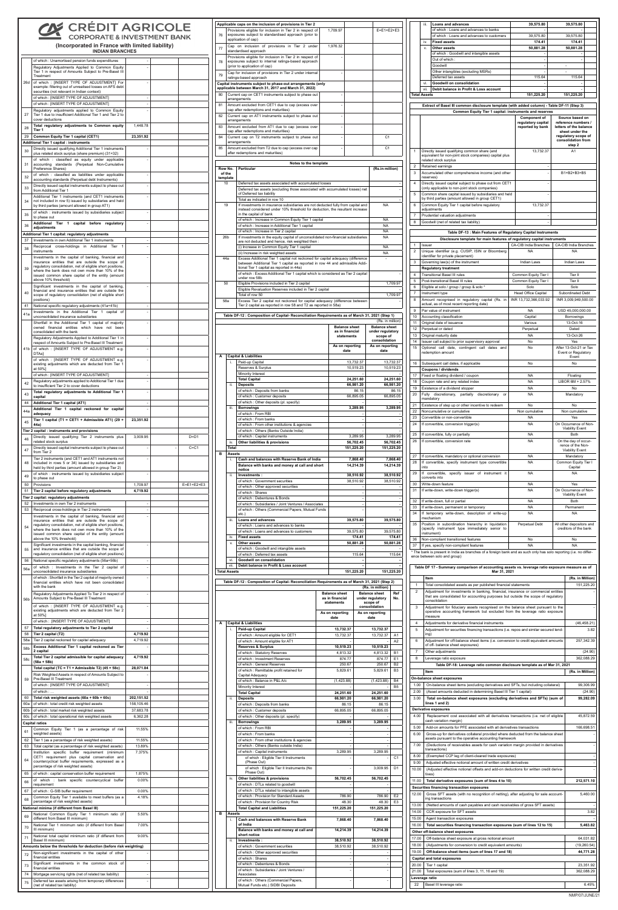# CRÉDIT AGRICOLE CORPORATE & INVESTMENT BANK

**(Incorporated in France with limited liability)**
**INDIAN BRANCHES**

| | | | |
|---|---|---|---|
| | of which : Unamortised pension funds expenditures | - | |
| | Regulatory Adjustments Applied to Common Equity Tier 1 in respect of Amounts Subject to Pre-Basel III Treatment | - | |
| 26d | of which : [INSERT TYPE OF ADJUSTMENT] For example: filtering out of unrealised losses on AFS debt securities (not relevant in Indian context) | - | |
| | of which : [INSERT TYPE OF ADJUSTMENT] | - | |
| | of which : [INSERT TYPE OF ADJUSTMENT] | - | |
| 27 | Regulatory adjustments applied to Common Equity Tier 1 due to insufficient Additional Tier 1 and Tier 2 to cover deductions | - | |
| 28 | **Total regulatory adjustments to Common equity Tier 1** | 1,448.78 | |
| 29 | **Common Equity Tier 1 capital (CET1)** | 23,351.92 | |
| | **Additional Tier 1 capital : instruments** | | |
| 30 | Directly issued qualifying Additional Tier 1 instruments plus related stock surplus (share premium) (31+32) | - | |
| 31 | of which : classified as equity under applicable accounting standards (Perpetual Non-Cumulative Preference Shares) | - | |
| 32 | of which : classified as liabilities under applicable accounting standards (Perpetual debt Instruments) | - | |
| 33 | Directly issued capital instruments subject to phase out from Additional Tier 1 | - | |
| 34 | Additional Tier 1 instruments (and CET1 instruments not included in row 5) issued by subsidiaries and held by third parties (amount allowed in group AT1) | - | |
| 35 | of which : instruments issued by subsidiaries subject to phase out | - | |
| 36 | **Additional Tier 1 capital before regulatory adjustments** | - | |
| | **Additional Tier 1 capital: regulatory adjustments** | | |
| 37 | Investments in own Additional Tier 1 instruments | - | |
| 38 | Reciprocal cross-holdings in Additional Tier 1 instruments | - | |
| 39 | Investments in the capital of banking, financial and insurance entities that are outside the scope of regulatory consolidation, net of eligible short positions, where the bank does not own more than 10% of the issued common share capital of the entity (amount above 10% threshold) | - | |
| 40 | Significant investments in the capital of banking, financial and insurance entities that are outside the scope of regulatory consolidation (net of eligible short positions) | - | |
| 41 | National specific regulatory adjustments (41a+41b) | - | |
| 41a | Investments in the Additional Tier 1 capital of unconsolidated insurance subsidiaries | - | |
| | Shortfall in the Additional Tier 1 capital of majority owned financial entities which have not been consolidated with the bank | - | |
| | Regulatory Adjustments Applied to Additional Tier 1 in respect of Amounts Subject to Pre-Basel III Treatment | - | |
| 41b | of which : [INSERT TYPE OF ADJUSTMENT e.g. DTAs] | - | |
| | of which : [INSERT TYPE OF ADJUSTMENT e.g. existing adjustments which are deducted from Tier 1 at 50%] | - | |
| | of which : [INSERT TYPE OF ADJUSTMENT] | - | |
| 42 | Regulatory adjustments applied to Additional Tier 1 due to insufficient Tier 2 to cover deductions | - | |
| 43 | **Total regulatory adjustments to Additional Tier 1 capital** | - | |
| 44 | **Additional Tier 1 capital (AT1)** | - | |
| 44a | **Additional Tier 1 capital reckoned for capital adequacy** | - | |
| 45 | **Tier 1 capital (T1 = CET1 + Admissible AT1) (29 + 44a)** | 23,351.92 | |
| | **Tier 2 capital : instruments and provisions** | | |
| 46 | Directly issued qualifying Tier 2 instruments plus related stock surplus | 3,009.95 | D+D1 |
| 47 | Directly issued capital instruments subject to phase out from Tier 2 | - | C+C1 |
| 48 | Tier 2 instruments (and CET1 and AT1 instruments not included in rows 5 or 34) issued by subsidiaries and held by third parties (amount allowed in group Tier 2) | - | |
| 49 | of which : instruments issued by subsidiaries subject to phase out | - | |
| 50 | Provisions | 1,709.97 | E+E1+E2+E3 |
| 51 | **Tier 2 capital before regulatory adjustments** | 4,719.92 | |
| | **Tier 2 capital: regulatory adjustments** | | |
| 52 | Investments in own Tier 2 instruments | - | |
| 53 | Reciprocal cross-holdings in Tier 2 instruments | - | |
| 54 | Investments in the capital of banking, financial and insurance entities that are outside the scope of regulatory consolidation, net of eligible short positions, where the bank does not own more than 10% of the issued common share capital of the entity (amount above the 10% threshold) | - | |
| 55 | Significant investments in the capital banking, financial and insurance entities that are outside the scope of regulatory consolidation (net of eligible short positions) | - | |
| 56 | National specific regulatory adjustments (56a+56b) | - | |
| 56a | of which : Investments in the Tier 2 capital of unconsolidated insurance subsidiaries | - | |
| | of which : Shortfall in the Tier 2 capital of majority owned financial entities which have not been consolidated with the bank | - | |
| 56b | Regulatory Adjustments Applied To Tier 2 in respect of Amounts Subject to Pre-Basel III Treatment | - | |
| | of which : [INSERT TYPE OF ADJUSTMENT e.g. existing adjustments which are deducted from Tier 2 at 50%] | - | |
| | of which : [INSERT TYPE OF ADJUSTMENT] | - | |
| 57 | **Total regulatory adjustments to Tier 2 capital** | - | |
| 58 | **Tier 2 capital (T2)** | 4,719.92 | |
| 58a | Tier 2 capital reckoned for capital adequacy | 4,719.92 | |
| 58b | **Excess Additional Tier 1 capital reckoned as Tier 2 capital** | - | |
| 58c | **Total Tier 2 capital admissible for capital adequacy (58a + 58b)** | 4,719.92 | |
| | Total capital (TC = T1 + Admissible T2) (45 + 58c) | 28,071.84 | |
| 59 | Risk Weighted Assets in respect of Amounts Subject to Pre-Basel III Treatment | - | |
| | of which : [INSERT TYPE OF ADJUSTMENT] | - | |
| | of which : .... | - | |
| 60 | **Total risk weighted assets (60a + 60b + 60c)** | 202,151.52 | |
| 60a | of which : total credit risk weighted assets | 158,105.46 | |
| 60b | of which : total market risk weighted assets | 37,683.78 | |
| 60c | of which : total operational risk weighted assets | 6,362.28 | |
| | **Capital ratios** | | |
| 61 | Common Equity Tier 1 (as a percentage of risk weighted assets) | 11.55% | |
| 62 | Tier 1 (as a percentage of risk weighted assets) | 11.55% | |
| 63 | Total capital (as a percentage of risk weighted assets) | 13.89% | |
| 64 | Institution specific buffer requirement (minimum CET1 requirement plus capital conservation and countercyclical buffer requirements, expressed as a percentage of risk weighted assets) | 7.375% | |
| 65 | of which : capital conservation buffer requirement | 1.875% | |
| 66 | of which : bank specific countercyclical buffer requirement | 0.00% | |
| 67 | of which : G-SIB buffer requirement | 0.00% | |
| 68 | Common Equity Tier 1 available to meet buffers (as a percentage of risk weighted assets) | 4.18% | |
| | **National minima (if different from Basel III)** | | |
| 69 | National Common Equity Tier 1 minimum ratio (if different from Basel III minimum) | 5.50% | |
| 70 | National Tier 1 minimum ratio (if different from Basel III minimum) | 7.00% | |
| 71 | National total capital minimum ratio (if different from Basel III minimum) | 9.00% | |
| | **Amounts below the thresholds for deduction (before risk weighting)** | | |
| 72 | Non-significant investments in the capital of other financial entities | - | |
| 73 | Significant investments in the common stock of financial entities | - | |
| 74 | Mortgage servicing rights (net of related tax liability) | - | |
| 75 | Deferred tax assets arising from temporary differences (net of related tax liability) | - | |
| | **Applicable caps on the inclusion of provisions in Tier 2** | | |
| 76 | Provisions eligible for inclusion in Tier 2 in respect of exposures subject to standardised approach (prior to application of cap) | 1,709.97 | E+E1+E2+E3 |
| 77 | Cap on inclusion of provisions in Tier 2 under standardised approach | 1,976.32 | |
| 78 | Provisions eligible for inclusion in Tier 2 in respect of exposures subject to internal ratings-based approach (prior to application of cap) | - | |
| 79 | Cap for inclusion of provisions in Tier 2 under internal ratings-based approach | - | |
| | **Capital instruments subject to phase-out arrangements (only applicable between March 31, 2017 and March 31, 2022)** | | |
| 80 | Current cap on CET1 instruments subject to phase out arrangements | - | |
| 81 | Amount excluded from CET1 due to cap (excess over cap after redemptions and maturities) | - | |
| 82 | Current cap on AT1 instruments subject to phase out arrangements | - | |
| 83 | Amount excluded from AT1 due to cap (excess over cap after redemptions and maturities) | - | |
| 84 | Current cap on T2 instruments subject to phase out arrangements | - | C1 |
| 85 | Amount excluded from T2 due to cap (excess over cap after redemptions and maturities) | - | C1 |

**Notes to the template**

| Row No. of the template | Particular | (Rs. in million) |
|---|---|---|
| 10 | Deferred tax assets associated with accumulated losses | - |
| | Deferred tax assets (excluding those associated with accumulated losses) net of Deferred tax liability | - |
| | Total as indicated in row 10 | - |
| 19 | If investments in insurance subsidiaries are not deducted fully from capital and instead considered under 10% threshold for deduction, the resultant increase in the capital of bank | NA |
| | of which : Increase in Common Equity Tier 1 capital | NA |
| | of which : Increase in Additional Tier 1 capital | NA |
| | of which : Increase in Tier 2 capital | NA |
| 26b | If investments in the equity capital of unconsolidated non-financial subsidiaries are not deducted and hence, risk weighted then : | NA |
| | (i) Increase in Common Equity Tier 1 capital | NA |
| | (ii) Increase in risk weighted assets | NA |
| 44a | Excess Additional Tier 1 capital not reckoned for capital adequacy (difference between Additional Tier 1 capital as reported in row 44 and admissible Additional Tier 1 capital as reported in 44a) | - |
| | of which : Excess Additional Tier 1 capital which is considered as Tier 2 capital under row 58b | |
| 50 | Eligible Provisions included in Tier 2 capital | 1,709.97 |
| | Eligible Revaluation Reserves included in Tier 2 capital | - |
| | Total of row 50 | 1,709.97 |
| 58a | Excess Tier 2 capital not reckoned for capital adequacy (difference between Tier 2 capital as reported in row 58 and T2 as reported in 58a) | - |

**Table DF-12 : Composition of Capital- Reconciliation Requirements as of March 31, 2021 (Step 1)**

(Rs. in million)

| | | | Balance sheet as in financial statements | Balance sheet under regulatory scope of consolidation |
|---|---|---|---|---|
| | | | As on reporting date | As on reporting date |
| **A** | | **Capital & Liabilities** | | |
| | i. | Paid-up Capital | 13,732.37 | 13,732.37 |
| | | Reserves & Surplus | 10,519.23 | 10,519.23 |
| | | Minority Interest | - | - |
| | | **Total Capital** | **24,251.60** | **24,251.60** |
| | ii. | **Deposits** | **66,981.20** | **66,981.20** |
| | | of which : Deposits from banks | 86.15 | 86.15 |
| | | of which : Customer deposits | 66,895.05 | 66,895.05 |
| | | of which : Other deposits (pl. specify) | - | - |
| | iii. | **Borrowings** | **3,289.95** | **3,289.95** |
| | | of which : From RBI | - | - |
| | | of which : From banks | - | - |
| | | of which : From other institutions & agencies | - | - |
| | | of which : Others (Banks Outside India) | - | - |
| | | of which : Capital instruments | 3,289.95 | 3,289.95 |
| | iv. | **Other liabilities & provisions** | **56,702.45** | **56,702.45** |
| | | **Total** | **151,225.20** | **151,225.20** |
| **B** | | **Assets** | | |
| | i. | **Cash and balances with Reserve Bank of India** | **7,868.40** | **7,868.40** |
| | | **Balance with banks and money at call and short notice** | **14,214.39** | **14,214.39** |
| | ii. | **Investments :** | **38,510.92** | **38,510.92** |
| | | of which : Government securities | 38,510.92 | 38,510.92 |
| | | of which : Other approved securities | - | - |
| | | of which : Shares | - | - |
| | | of which : Debentures & Bonds | - | - |
| | | of which : Subsidiaries / Joint Ventures / Associates | - | - |
| | | of which : Others (Commercial Papers, Mutual Funds etc.) | - | - |
| | iii. | **Loans and advances** | **39,575.80** | **39,575.80** |
| | | of which : Loans and advances to banks | - | - |
| | | of which : Loans and advances to customers | 39,575.80 | 39,575.80 |
| | iv. | **Fixed assets** | **174.41** | **174.41** |
| | v. | **Other assets** | **50,881.28** | **50,881.28** |
| | | of which : Goodwill and intangible assets | - | - |
| | | of which : Deferred tax assets | 115.64 | 115.64 |
| | vi. | **Goodwill on consolidation** | - | - |
| | vii. | **Debit balance in Profit & Loss account** | - | - |
| | | **Total Assets** | **151,225.20** | **151,225.20** |

**Table DF-12 : Composition of Capital- Reconciliation Requirements as of March 31, 2021 (Step 2)**

(Rs. in million)

| | | | Balance sheet as in financial statements | Balance sheet under regulatory scope of consolidation | Ref No. |
|---|---|---|---|---|---|
| | | | As on reporting date | As on reporting date | |
| **A** | | **Capital & Liabilities** | | | |
| | i. | **Paid-up Capital** | **13,732.37** | **13,732.37** | |
| | | of which : Amount eligible for CET1 | 13,732.37 | 13,732.37 | A1 |
| | | of which : Amount eligible for AT1 | - | - | A2 |
| | | **Reserves & Surplus** | **10,519.23** | **10,519.23** | |
| | | of which : Statutory Reserves | 4,813.32 | 4,813.32 | B1 |
| | | of which : Investment Reserves | 874.77 | 874.77 | E1 |
| | | of which : General Reserves | 250.67 | 250.67 | B2 |
| | | of which : Remittable profit retained for Capital Adequacy | 5,829.61 | 5,829.61 | B3 |
| | | of which : Balance in P&L A/c | (1,423.88) | (1,423.88) | B4 |
| | | Minority Interest | - | - | B5 |
| | | **Total Capital** | **24,251.60** | **24,251.60** | |
| | ii. | **Deposits** | **66,981.20** | **66,981.20** | |
| | | of which : Deposits from banks | 86.15 | 86.15 | |
| | | of which : Customer deposits | 66,895.05 | 66,895.05 | |
| | | of which : Other deposits (pl. specify) | - | - | |
| | iii. | **Borrowings** | **3,289.95** | **3,289.95** | |
| | | of which : From RBI | - | - | |
| | | of which : From banks | - | - | |
| | | of which : From other institutions & agencies | - | - | |
| | | of which : Others (Banks Outside India) | - | - | |
| | | of which : Capital instruments | 3,289.95 | 3,289.95 | |
| | | of which : Eligible Tier II Instruments (Phase Out) | - | - | C1 |
| | | of which : Eligible Tier II Instruments (No Phase Out) | - | 3,009.95 | D1 |
| | iv. | **Other liabilities & provisions** | **56,702.45** | **56,702.45** | |
| | | of which : DTLs related to goodwill | - | - | |
| | | of which : DTLs related to intangible assets | - | - | |
| | | of which : Provision for Standard Assets | 786.90 | 786.90 | E2 |
| | | of which : Provision for Country Risk | 48.30 | 48.30 | E3 |
| | | **Total Capital and Liabilities** | **151,225.20** | **151,225.20** | |
| **B** | | **Assets** | | | |
| | i. | **Cash and balances with Reserve Bank of India** | **7,868.40** | **7,868.40** | |
| | | **Balance with banks and money at call and short notice** | **14,214.39** | **14,214.39** | |
| | ii. | **Investments :** | **38,510.92** | **38,510.92** | |
| | | of which : Government securities | 38,510.92 | 38,510.92 | |
| | | of which : Other approved securities | - | - | |
| | | of which : Shares | - | - | |
| | | of which : Debentures & Bonds | - | - | |
| | | of which : Subsidiaries / Joint Ventures / Associates | - | - | |
| | | of which : Others (Commercial Papers, Mutual Funds etc.) SIDBI Deposits | - | - | |
| | iii. | **Loans and advances** | **39,575.80** | **39,575.80** | |
| | | of which : Loans and advances to banks | - | - | |
| | | of which : Loans and advances to customers | 39,575.80 | 39,575.80 | |
| | iv. | **Fixed assets** | **174.41** | **174.41** | |
| | v. | **Other assets** | **50,881.28** | **50,881.28** | |
| | | of which : Goodwill and intangible assets | - | - | |
| | | Out of which : | - | - | |
| | | Goodwill | - | - | |
| | | Other intangibles (excluding MSRs) | - | - | |
| | | Deferred tax assets | 115.64 | 115.64 | |
| | vi. | **Goodwill on consolidation** | - | - | |
| | vii. | **Debit balance in Profit & Loss account** | - | - | |
| | | **Total Assets** | **151,225.20** | **151,225.20** | |

**Extract of Basel III common disclosure template (with added column) - Table DF-11 (Step 3)**

| | Common Equity Tier 1 capital: instruments and reserves | Component of regulatory capital reported by bank | Source based on reference numbers / letters of the balance sheet under the regulatory scope of consolidation from step 2 |
|---|---|---|---|
| 1 | Directly issued qualifying common share (and equivalent for non-joint stock companies) capital plus related stock surplus | 13,732.37 | A1 |
| 2 | Retained earnings | - | |
| 3 | Accumulated other comprehensive income (and other reserves) | - | B1+B2+B3+B5 |
| 4 | Directly issued capital subject to phase out from CET1 (only applicable to non-joint stock companies) | - | |
| 5 | Common share capital issued by subsidiaries and held by third parties (amount allowed in group CET1) | - | |
| 6 | Common Equity Tier 1 capital before regulatory adjustments | 13,732.37 | |
| 7 | Prudential valuation adjustments | - | |
| 8 | Goodwill (net of related tax liability) | - | |

**Table DF-13 : Main Features of Regulatory Capital Instruments**

| | Disclosure template for main features of regulatory capital instruments | | |
|---|---|---|---|
| 1 | Issuer | CA-CIB India Branches | CA-CIB India Branches |
| 2 | Unique identifier (e.g. CUSIP, ISIN or Bloomberg identifier for private placement) | NA | NA |
| 3 | Governing law(s) of the instrument | Indian Laws | Indian Laws |
| | **Regulatory treatment** | | |
| 4 | Transitional Basel III rules | Common Equity Tier I | Tier II |
| 5 | Post-transitional Basel III rules | Common Equity Tier I | Tier II |
| 6 | Eligible at solo / group / group & solo * | Solo | Solo |
| 7 | Instrument type | Head Office Capital | Subordinated Debt |
| 8 | Amount recognised in regulatory capital (Rs. in actual, as of most recent reporting date) | INR 13,732,366,033.92 | INR 3,009,949,500.00 |
| 9 | Par value of instrument | NA | USD 45,000,000.00 |
| 10 | Accounting classification | Capital | Borrowings |
| 11 | Original date of issuance | Various | 13-Oct-16 |
| 12 | Perpetual or dated | Perpetual | Dated |
| 13 | Original maturity date | NA | 13-Oct-26 |
| 14 | Issuer call subject to prior supervisory approval | No | Yes |
| 15 | Optional call date, contingent call dates and redemption amount | No | After 13-Oct-21 or Tax Event or Regulatory Event |
| 16 | Subsequent call dates, if applicable | No | No |
| | **Coupons / dividends** | | |
| 17 | Fixed or floating dividend / coupon | NA | Floating |
| 18 | Coupon rate and any related index | NA | LIBOR 6M + 2.57% |
| 19 | Existence of a dividend stopper | NA | No |
| 20 | Fully discretionary, partially discretionary or mandatory | NA | Mandatory |
| 21 | Existence of step up or other incentive to redeem | No | No |
| 22 | Noncumulative or cumulative | Non cumulative | Non cumulative |
| 23 | Convertible or non-convertible | NA | Yes |
| 24 | If convertible, conversion trigger(s) | NA | On Occurrence of Non-Viability Event |
| 25 | If convertible, fully or partially | NA | Both |
| 26 | If convertible, conversion rate | NA | On the day of occurrence of the Non-Viability Event |
| 27 | If convertible, mandatory or optional conversion | NA | Mandatory |
| 28 | If convertible, specify instrument type convertible into | NA | Common Equity Tier I Capital |
| 29 | If convertible, specify issuer of instrument it converts into | NA | NA |
| 30 | Write-down feature | NA | Yes |
| 31 | If write-down, write-down trigger(s) | NA | On Occurrence of Non-Viability Event |
| 32 | If write-down, full or partial | NA | Both |
| 33 | If write-down, permanent or temporary | NA | Permanent |
| 34 | If temporary write-down, description of write-up mechanism | NA | NA |
| 35 | Position in subordination hierarchy in liquidation (specify instrument type immediately senior to instrument) | Perpetual Debt | All other depositors and creditors of the bank |
| 36 | Non-compliant transitioned features | No | No |
| 37 | If yes, specify non-compliant features | NA | NA |

* The bank is present in India as branches of a foreign bank and as such only has solo reporting (i.e. no difference between solo and group)

**Table DF 17 - Summary comparison of accounting assets vs. leverage ratio exposure measure as of Mar 31, 2021**

| | Item | (Rs. in Million) |
|---|---|---|
| 1 | Total consolidated assets as per published financial statements | 151,225.20 |
| 2 | Adjustment for investments in banking, financial, insurance or commercial entities that are consolidated for accounting purposes but outside the scope of regulatory consolidation | - |
| 3 | Adjustment for fiduciary assets recognised on the balance sheet pursuant to the operative accounting framework but excluded from the leverage ratio exposure measure | - |
| 4 | Adjustments for derivative financial instruments | (46,458.21) |
| 5 | Adjustment for securities financing transactions (i.e. repos and similar secured lending) | 3.82 |
| 6 | Adjustment for off-balance sheet items (i.e. conversion to credit equivalent amounts of off- balance sheet exposures) | 257,342.39 |
| 7 | Other adjustments | (24.90) |
| 8 | Leverage ratio exposure | 362,088.29 |

**Table DF-18: Leverage ratio common disclosure template as of Mar 31, 2021**

| | Item | (Rs. in Million) |
|---|---|---|
| | **On-balance sheet exposures** | |
| 1.00 | On-balance sheet items (excluding derivatives and SFTs, but including collateral) | 99,306.99 |
| 2.00 | (Asset amounts deducted in determining Basel III Tier 1 capital) | (24.90) |
| 3.00 | **Total on-balance sheet exposures (excluding derivatives and SFTs) (sum of lines 1 and 2)** | **99,282.09** |
| | **Derivative exposures** | |
| 4.00 | Replacement cost associated with all derivatives transactions (i.e. net of eligible cash variation margin) | 45,872.59 |
| 5.00 | Add-on amounts for PFE associated with all derivatives transactions | 166,698.51 |
| 6.00 | Gross-up for derivatives collateral provided where deducted from the balance sheet assets pursuant to the operative accounting framework | - |
| 7.00 | (Deductions of receivables assets for cash variation margin provided in derivatives transactions) | - |
| 8.00 | (Exempted CCP leg of client-cleared trade exposures) | - |
| 9.00 | Adjusted effective notional amount of written credit derivatives | - |
| 10.00 | (Adjusted effective notional offsets and add-on deductions for written credit derivatives) | - |
| 11.00 | **Total derivative exposures (sum of lines 4 to 10)** | **212,571.10** |
| | **Securities financing transaction exposures** | |
| 12.00 | Gross SFT assets (with no recognition of netting), after adjusting for sale accounting transactions | 5,460.00 |
| 13.00 | (Netted amounts of cash payables and cash receivables of gross SFT assets) | - |
| 14.00 | CCR exposure for SFT assets | 3.82 |
| 15.00 | Agent transaction exposures | - |
| 16.00 | **Total securities financing transaction exposures (sum of lines 12 to 15)** | **5,463.82** |
| | **Other off-balance sheet exposures** | |
| 17.00 | Off-balance sheet exposure at gross notional amount | 64,031.82 |
| 18.00 | (Adjustments for conversion to credit equivalent amounts) | (19,260.54) |
| 19.00 | **Off-balance sheet items (sum of lines 17 and 18)** | **44,771.28** |
| | **Capital and total exposures** | |
| 20.00 | Tier 1 capital | 23,351.92 |
| 21.00 | Total exposures (sum of lines 3, 11, 16 and 19) | 362,088.29 |
| | **Leverage ratio** | |
| 22 | Basel III leverage ratio | 6.45% |

NMP/07/JUNE/21